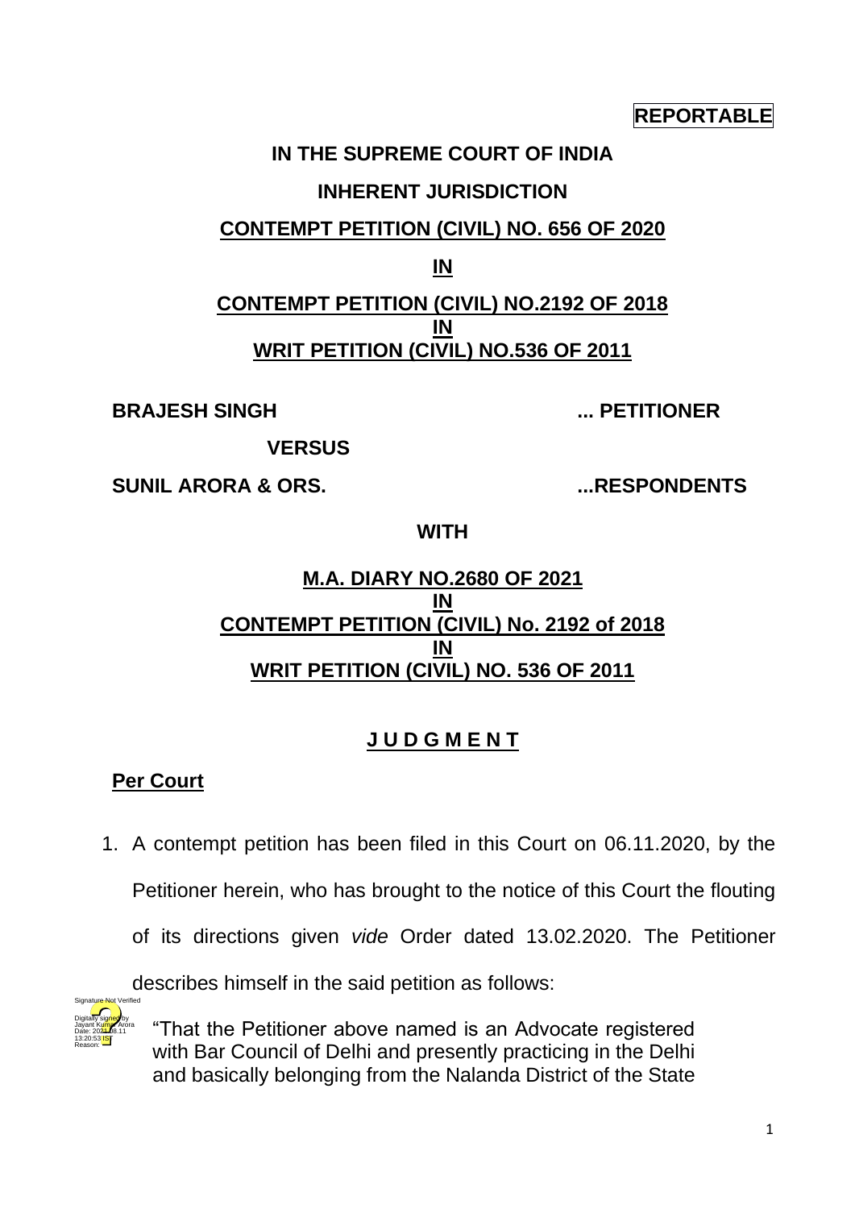**REPORTABLE**

**IN THE SUPREME COURT OF INDIA**

**INHERENT JURISDICTION**

**CONTEMPT PETITION (CIVIL) NO. 656 OF 2020**

**IN**

**CONTEMPT PETITION (CIVIL) NO.2192 OF 2018**
**IN**
**WRIT PETITION (CIVIL) NO.536 OF 2011**

**BRAJESH SINGH ... PETITIONER**

**VERSUS**

**SUNIL ARORA & ORS. ...RESPONDENTS**

**WITH**

**M.A. DIARY NO.2680 OF 2021**
**IN**
**CONTEMPT PETITION (CIVIL) No. 2192 of 2018**
**IN**
**WRIT PETITION (CIVIL) NO. 536 OF 2011**

**J U D G M E N T**

**Per Court**

1. A contempt petition has been filed in this Court on 06.11.2020, by the Petitioner herein, who has brought to the notice of this Court the flouting of its directions given *vide* Order dated 13.02.2020. The Petitioner describes himself in the said petition as follows:

> "That the Petitioner above named is an Advocate registered with Bar Council of Delhi and presently practicing in the Delhi and basically belonging from the Nalanda District of the State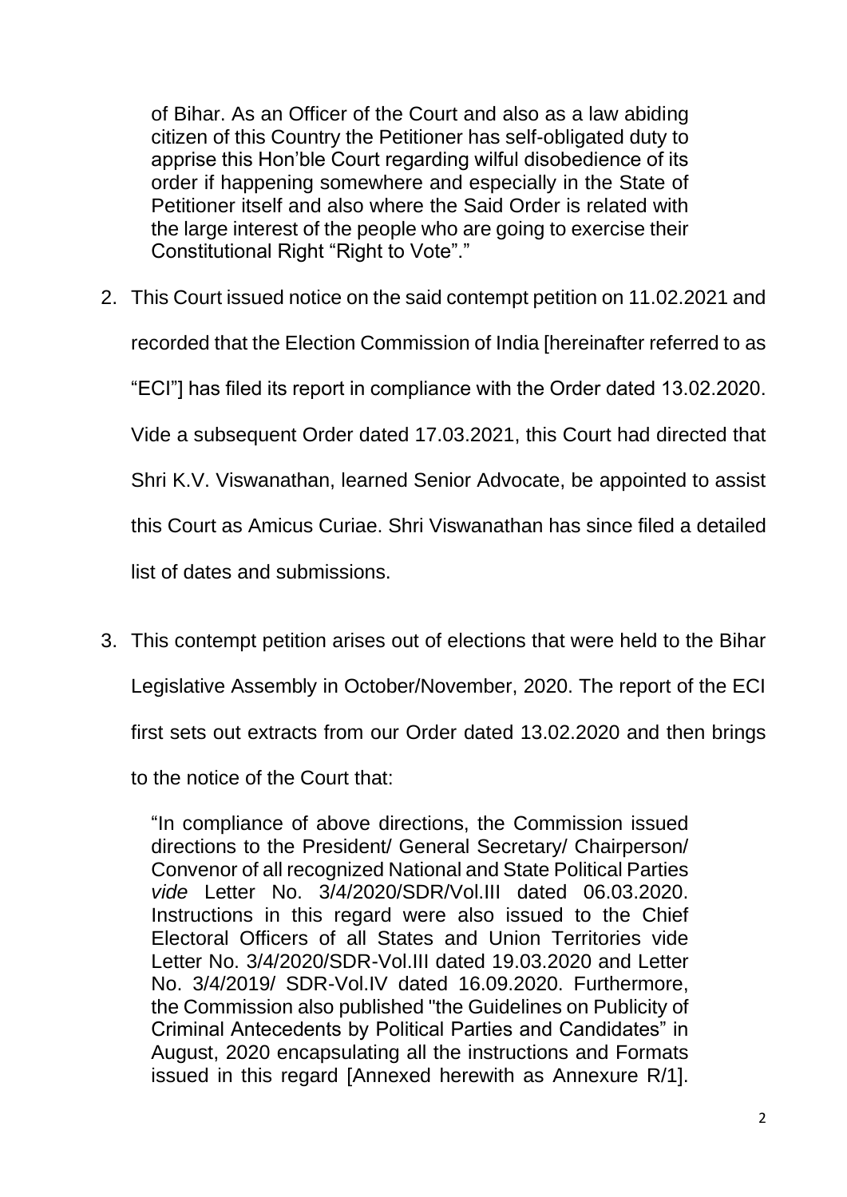> of Bihar. As an Officer of the Court and also as a law abiding citizen of this Country the Petitioner has self-obligated duty to apprise this Hon'ble Court regarding wilful disobedience of its order if happening somewhere and especially in the State of Petitioner itself and also where the Said Order is related with the large interest of the people who are going to exercise their Constitutional Right "Right to Vote"."

2. This Court issued notice on the said contempt petition on 11.02.2021 and recorded that the Election Commission of India [hereinafter referred to as "ECI"] has filed its report in compliance with the Order dated 13.02.2020. Vide a subsequent Order dated 17.03.2021, this Court had directed that Shri K.V. Viswanathan, learned Senior Advocate, be appointed to assist this Court as Amicus Curiae. Shri Viswanathan has since filed a detailed list of dates and submissions.

3. This contempt petition arises out of elections that were held to the Bihar Legislative Assembly in October/November, 2020. The report of the ECI first sets out extracts from our Order dated 13.02.2020 and then brings to the notice of the Court that:

> "In compliance of above directions, the Commission issued directions to the President/ General Secretary/ Chairperson/ Convenor of all recognized National and State Political Parties *vide* Letter No. 3/4/2020/SDR/Vol.III dated 06.03.2020. Instructions in this regard were also issued to the Chief Electoral Officers of all States and Union Territories vide Letter No. 3/4/2020/SDR-Vol.III dated 19.03.2020 and Letter No. 3/4/2019/ SDR-Vol.IV dated 16.09.2020. Furthermore, the Commission also published "the Guidelines on Publicity of Criminal Antecedents by Political Parties and Candidates" in August, 2020 encapsulating all the instructions and Formats issued in this regard [Annexed herewith as Annexure R/1].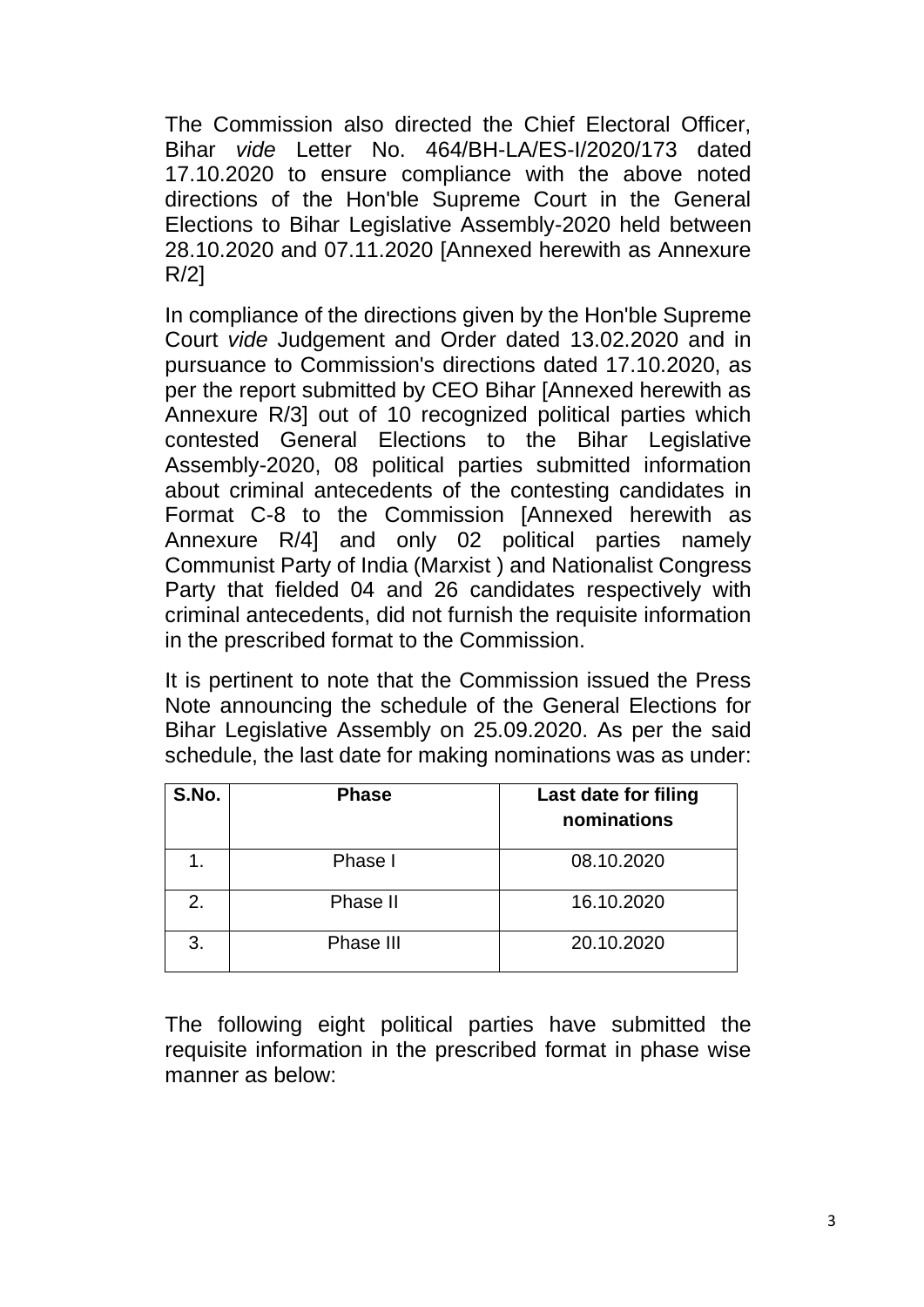The Commission also directed the Chief Electoral Officer, Bihar *vide* Letter No. 464/BH-LA/ES-I/2020/173 dated 17.10.2020 to ensure compliance with the above noted directions of the Hon'ble Supreme Court in the General Elections to Bihar Legislative Assembly-2020 held between 28.10.2020 and 07.11.2020 [Annexed herewith as Annexure R/2]

In compliance of the directions given by the Hon'ble Supreme Court *vide* Judgement and Order dated 13.02.2020 and in pursuance to Commission's directions dated 17.10.2020, as per the report submitted by CEO Bihar [Annexed herewith as Annexure R/3] out of 10 recognized political parties which contested General Elections to the Bihar Legislative Assembly-2020, 08 political parties submitted information about criminal antecedents of the contesting candidates in Format C-8 to the Commission [Annexed herewith as Annexure R/4] and only 02 political parties namely Communist Party of India (Marxist ) and Nationalist Congress Party that fielded 04 and 26 candidates respectively with criminal antecedents, did not furnish the requisite information in the prescribed format to the Commission.

It is pertinent to note that the Commission issued the Press Note announcing the schedule of the General Elections for Bihar Legislative Assembly on 25.09.2020. As per the said schedule, the last date for making nominations was as under:

| **S.No.** | **Phase** | **Last date for filing nominations** |
|---|---|---|
| 1. | Phase I | 08.10.2020 |
| 2. | Phase II | 16.10.2020 |
| 3. | Phase III | 20.10.2020 |

The following eight political parties have submitted the requisite information in the prescribed format in phase wise manner as below: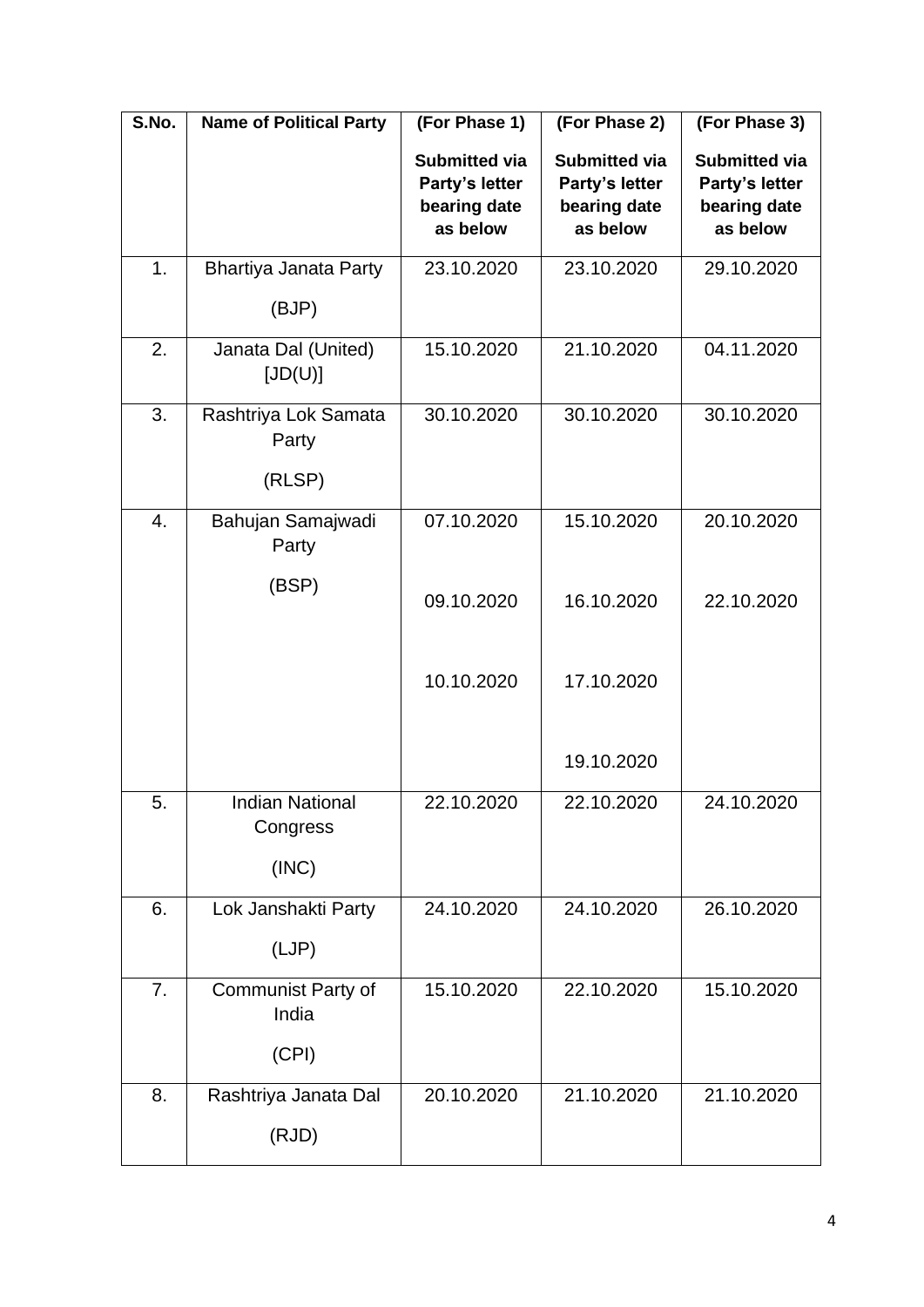| S.No. | Name of Political Party | (For Phase 1) Submitted via Party's letter bearing date as below | (For Phase 2) Submitted via Party's letter bearing date as below | (For Phase 3) Submitted via Party's letter bearing date as below |
|---|---|---|---|---|
| 1. | Bhartiya Janata Party (BJP) | 23.10.2020 | 23.10.2020 | 29.10.2020 |
| 2. | Janata Dal (United) [JD(U)] | 15.10.2020 | 21.10.2020 | 04.11.2020 |
| 3. | Rashtriya Lok Samata Party (RLSP) | 30.10.2020 | 30.10.2020 | 30.10.2020 |
| 4. | Bahujan Samajwadi Party (BSP) | 07.10.2020<br>09.10.2020<br>10.10.2020 | 15.10.2020<br>16.10.2020<br>17.10.2020<br>19.10.2020 | 20.10.2020<br>22.10.2020 |
| 5. | Indian National Congress (INC) | 22.10.2020 | 22.10.2020 | 24.10.2020 |
| 6. | Lok Janshakti Party (LJP) | 24.10.2020 | 24.10.2020 | 26.10.2020 |
| 7. | Communist Party of India (CPI) | 15.10.2020 | 22.10.2020 | 15.10.2020 |
| 8. | Rashtriya Janata Dal (RJD) | 20.10.2020 | 21.10.2020 | 21.10.2020 |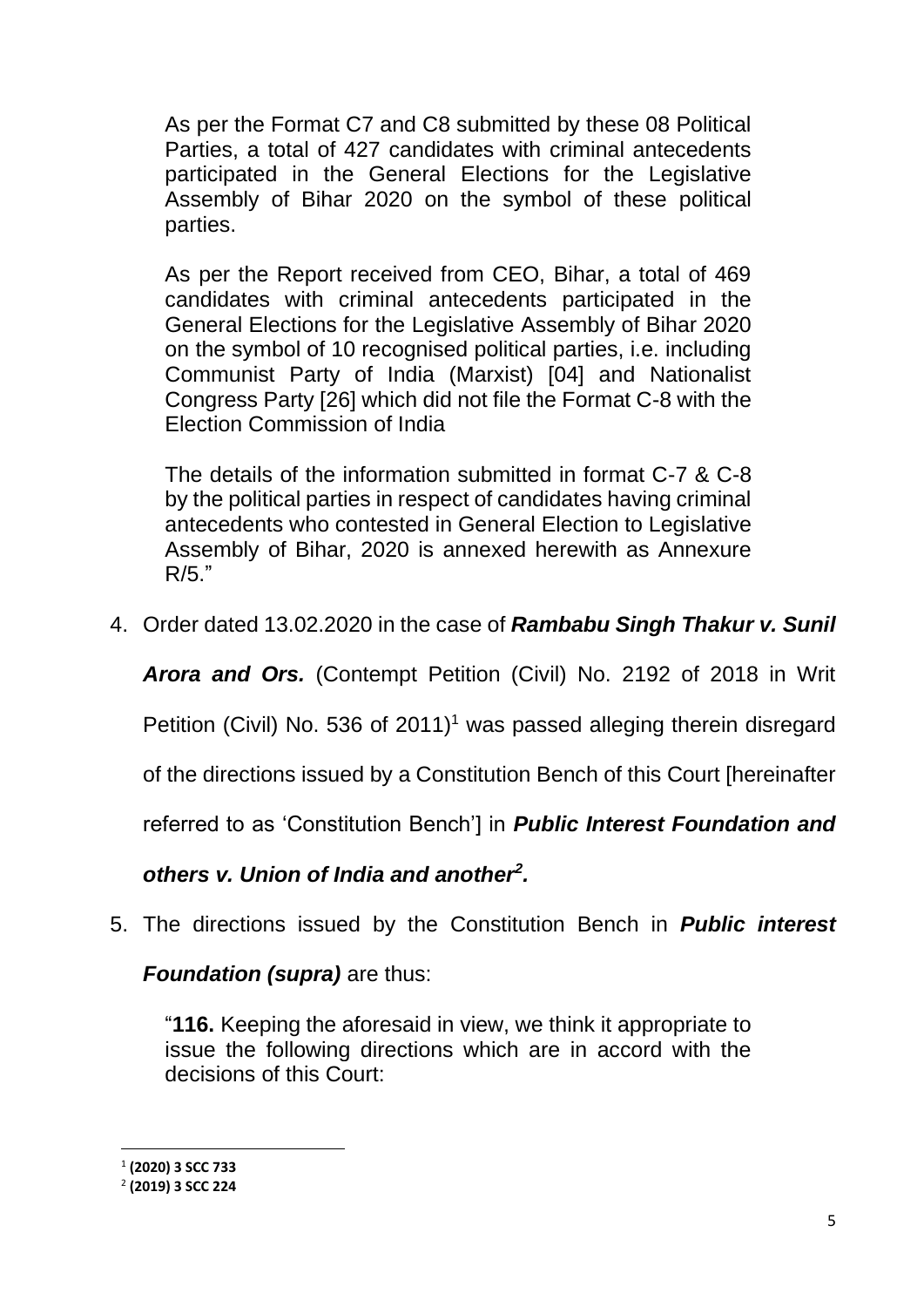As per the Format C7 and C8 submitted by these 08 Political Parties, a total of 427 candidates with criminal antecedents participated in the General Elections for the Legislative Assembly of Bihar 2020 on the symbol of these political parties.

As per the Report received from CEO, Bihar, a total of 469 candidates with criminal antecedents participated in the General Elections for the Legislative Assembly of Bihar 2020 on the symbol of 10 recognised political parties, i.e. including Communist Party of India (Marxist) [04] and Nationalist Congress Party [26] which did not file the Format C-8 with the Election Commission of India

The details of the information submitted in format C-7 & C-8 by the political parties in respect of candidates having criminal antecedents who contested in General Election to Legislative Assembly of Bihar, 2020 is annexed herewith as Annexure R/5."

4. Order dated 13.02.2020 in the case of ***Rambabu Singh Thakur v. Sunil Arora and Ors.*** (Contempt Petition (Civil) No. 2192 of 2018 in Writ Petition (Civil) No. 536 of 2011)[1] was passed alleging therein disregard of the directions issued by a Constitution Bench of this Court [hereinafter referred to as 'Constitution Bench'] in ***Public Interest Foundation and others v. Union of India and another***[2].

5. The directions issued by the Constitution Bench in ***Public interest Foundation (supra)*** are thus:

"**116.** Keeping the aforesaid in view, we think it appropriate to issue the following directions which are in accord with the decisions of this Court:

[1] **(2020) 3 SCC 733**
[2] **(2019) 3 SCC 224**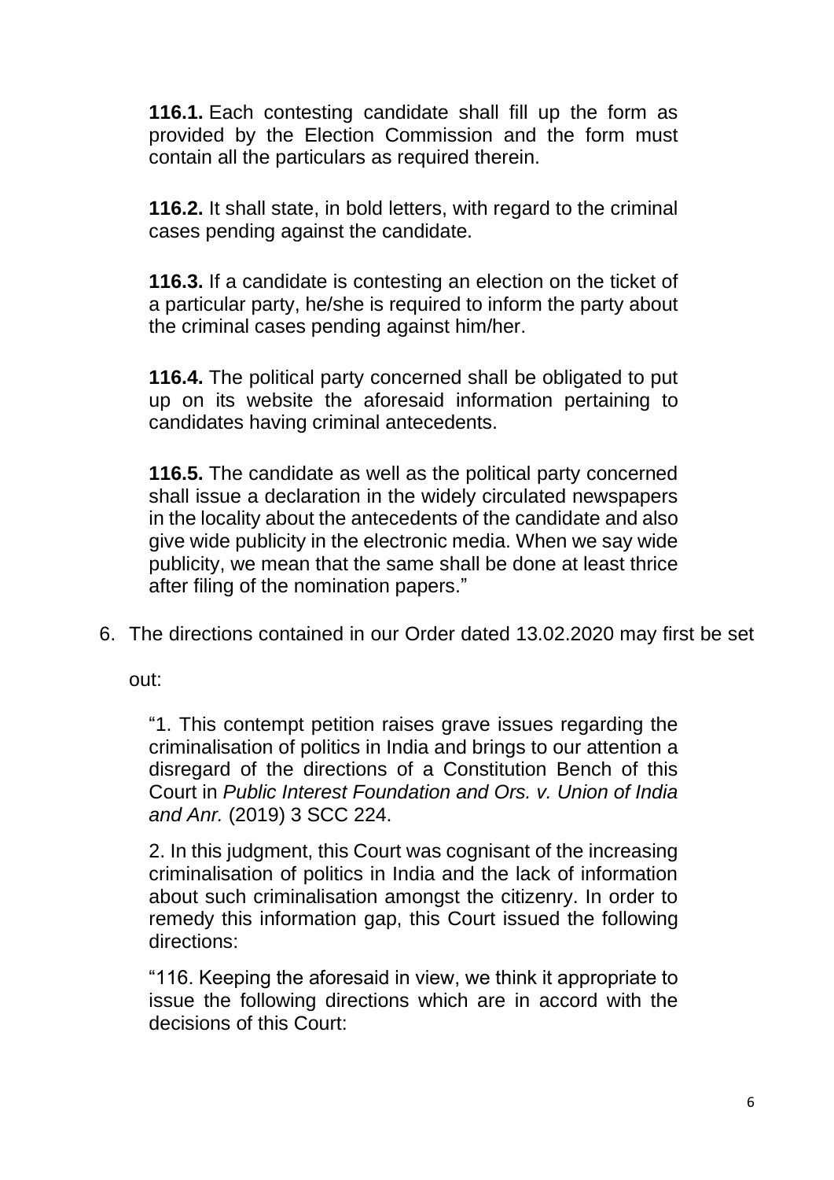> **116.1.** Each contesting candidate shall fill up the form as provided by the Election Commission and the form must contain all the particulars as required therein.
>
> **116.2.** It shall state, in bold letters, with regard to the criminal cases pending against the candidate.
>
> **116.3.** If a candidate is contesting an election on the ticket of a particular party, he/she is required to inform the party about the criminal cases pending against him/her.
>
> **116.4.** The political party concerned shall be obligated to put up on its website the aforesaid information pertaining to candidates having criminal antecedents.
>
> **116.5.** The candidate as well as the political party concerned shall issue a declaration in the widely circulated newspapers in the locality about the antecedents of the candidate and also give wide publicity in the electronic media. When we say wide publicity, we mean that the same shall be done at least thrice after filing of the nomination papers."

6. The directions contained in our Order dated 13.02.2020 may first be set out:

> "1. This contempt petition raises grave issues regarding the criminalisation of politics in India and brings to our attention a disregard of the directions of a Constitution Bench of this Court in *Public Interest Foundation and Ors. v. Union of India and Anr.* (2019) 3 SCC 224.
>
> 2. In this judgment, this Court was cognisant of the increasing criminalisation of politics in India and the lack of information about such criminalisation amongst the citizenry. In order to remedy this information gap, this Court issued the following directions:
>
> "116. Keeping the aforesaid in view, we think it appropriate to issue the following directions which are in accord with the decisions of this Court: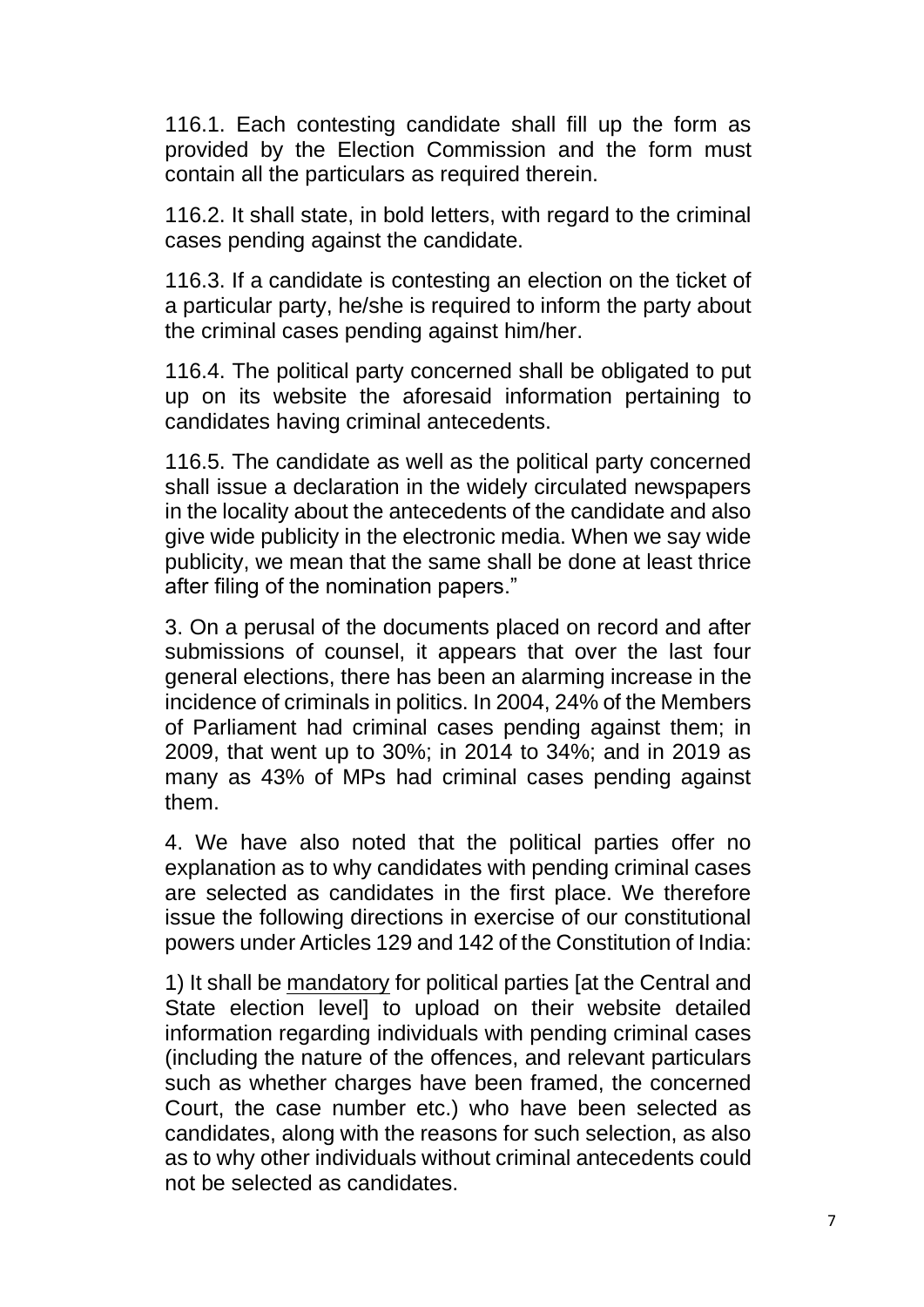116.1. Each contesting candidate shall fill up the form as provided by the Election Commission and the form must contain all the particulars as required therein.

116.2. It shall state, in bold letters, with regard to the criminal cases pending against the candidate.

116.3. If a candidate is contesting an election on the ticket of a particular party, he/she is required to inform the party about the criminal cases pending against him/her.

116.4. The political party concerned shall be obligated to put up on its website the aforesaid information pertaining to candidates having criminal antecedents.

116.5. The candidate as well as the political party concerned shall issue a declaration in the widely circulated newspapers in the locality about the antecedents of the candidate and also give wide publicity in the electronic media. When we say wide publicity, we mean that the same shall be done at least thrice after filing of the nomination papers."

3. On a perusal of the documents placed on record and after submissions of counsel, it appears that over the last four general elections, there has been an alarming increase in the incidence of criminals in politics. In 2004, 24% of the Members of Parliament had criminal cases pending against them; in 2009, that went up to 30%; in 2014 to 34%; and in 2019 as many as 43% of MPs had criminal cases pending against them.

4. We have also noted that the political parties offer no explanation as to why candidates with pending criminal cases are selected as candidates in the first place. We therefore issue the following directions in exercise of our constitutional powers under Articles 129 and 142 of the Constitution of India:

1) It shall be <u>mandatory</u> for political parties [at the Central and State election level] to upload on their website detailed information regarding individuals with pending criminal cases (including the nature of the offences, and relevant particulars such as whether charges have been framed, the concerned Court, the case number etc.) who have been selected as candidates, along with the reasons for such selection, as also as to why other individuals without criminal antecedents could not be selected as candidates.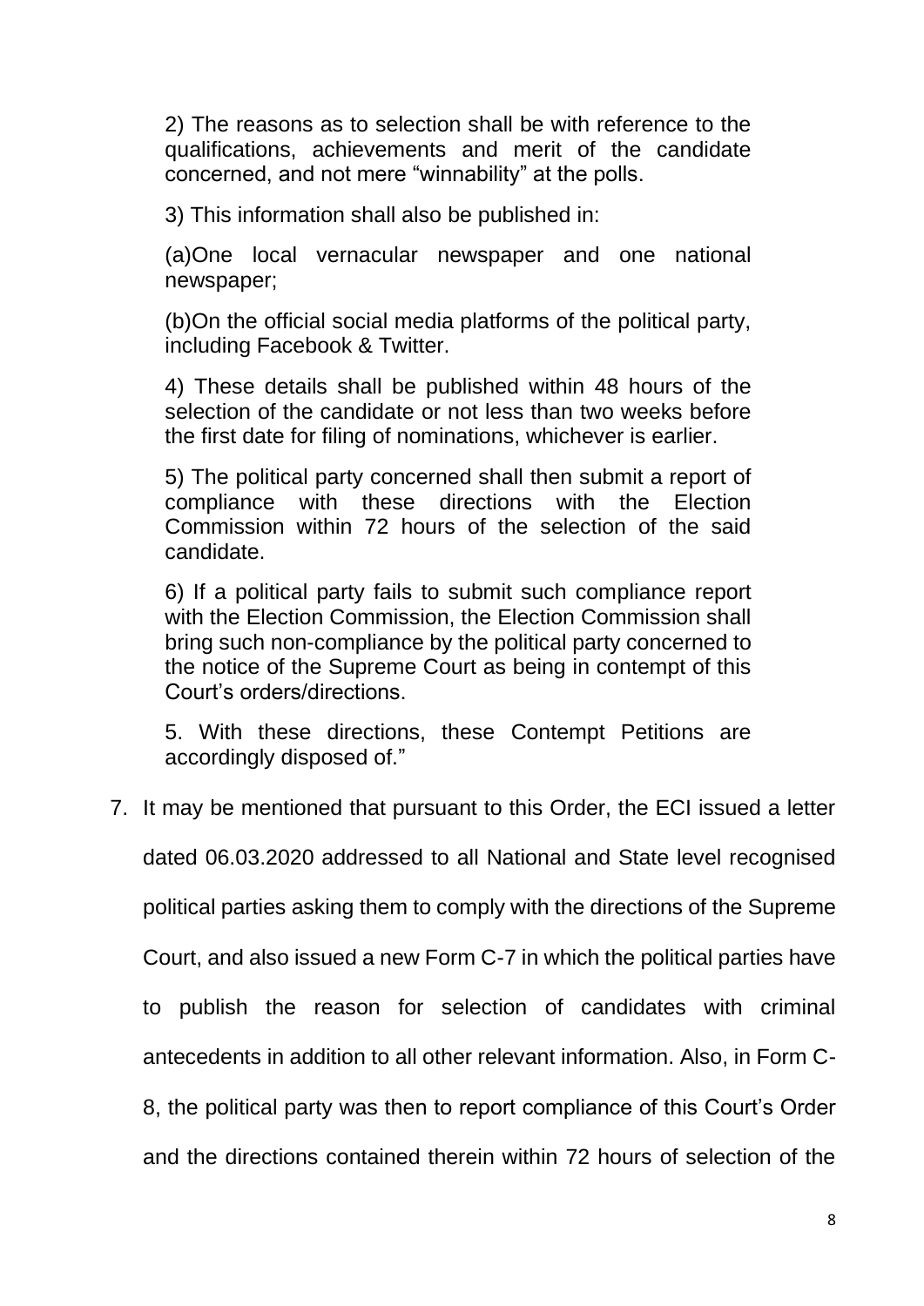> 2) The reasons as to selection shall be with reference to the qualifications, achievements and merit of the candidate concerned, and not mere "winnability" at the polls.
>
> 3) This information shall also be published in:
>
> (a)One local vernacular newspaper and one national newspaper;
>
> (b)On the official social media platforms of the political party, including Facebook & Twitter.
>
> 4) These details shall be published within 48 hours of the selection of the candidate or not less than two weeks before the first date for filing of nominations, whichever is earlier.
>
> 5) The political party concerned shall then submit a report of compliance with these directions with the Election Commission within 72 hours of the selection of the said candidate.
>
> 6) If a political party fails to submit such compliance report with the Election Commission, the Election Commission shall bring such non-compliance by the political party concerned to the notice of the Supreme Court as being in contempt of this Court's orders/directions.
>
> 5. With these directions, these Contempt Petitions are accordingly disposed of."

7. It may be mentioned that pursuant to this Order, the ECI issued a letter dated 06.03.2020 addressed to all National and State level recognised political parties asking them to comply with the directions of the Supreme Court, and also issued a new Form C-7 in which the political parties have to publish the reason for selection of candidates with criminal antecedents in addition to all other relevant information. Also, in Form C-8, the political party was then to report compliance of this Court's Order and the directions contained therein within 72 hours of selection of the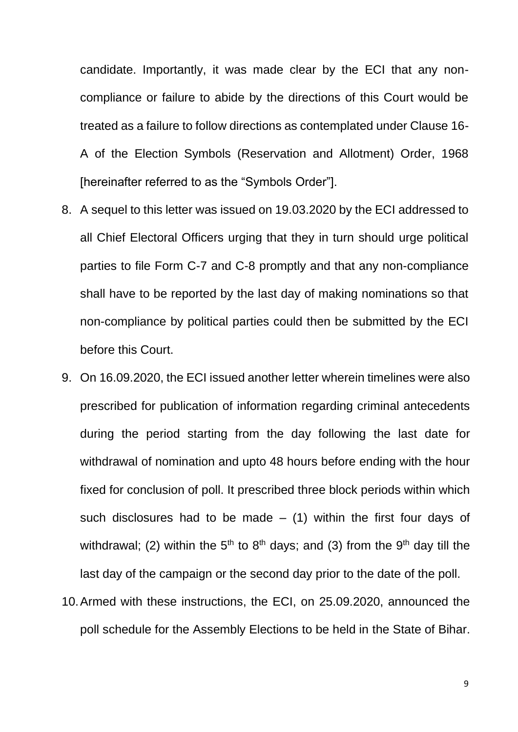candidate. Importantly, it was made clear by the ECI that any non-compliance or failure to abide by the directions of this Court would be treated as a failure to follow directions as contemplated under Clause 16-A of the Election Symbols (Reservation and Allotment) Order, 1968 [hereinafter referred to as the "Symbols Order"].

8. A sequel to this letter was issued on 19.03.2020 by the ECI addressed to all Chief Electoral Officers urging that they in turn should urge political parties to file Form C-7 and C-8 promptly and that any non-compliance shall have to be reported by the last day of making nominations so that non-compliance by political parties could then be submitted by the ECI before this Court.

9. On 16.09.2020, the ECI issued another letter wherein timelines were also prescribed for publication of information regarding criminal antecedents during the period starting from the day following the last date for withdrawal of nomination and upto 48 hours before ending with the hour fixed for conclusion of poll. It prescribed three block periods within which such disclosures had to be made – (1) within the first four days of withdrawal; (2) within the 5th to 8th days; and (3) from the 9th day till the last day of the campaign or the second day prior to the date of the poll.

10. Armed with these instructions, the ECI, on 25.09.2020, announced the poll schedule for the Assembly Elections to be held in the State of Bihar.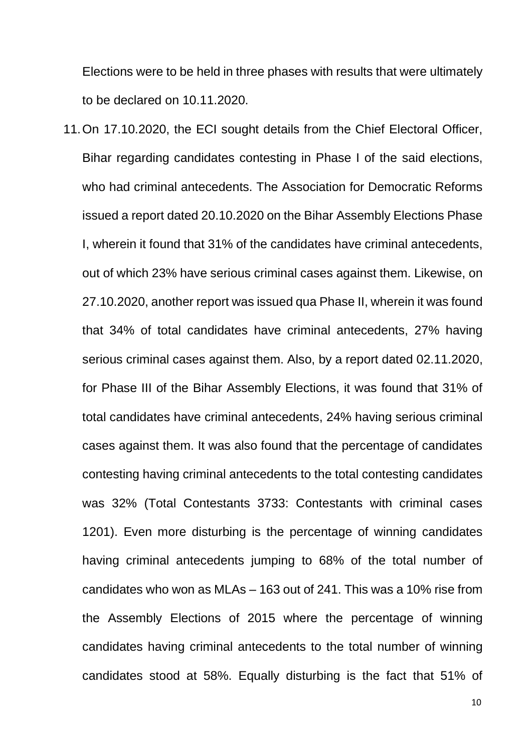Elections were to be held in three phases with results that were ultimately to be declared on 10.11.2020.

11. On 17.10.2020, the ECI sought details from the Chief Electoral Officer, Bihar regarding candidates contesting in Phase I of the said elections, who had criminal antecedents. The Association for Democratic Reforms issued a report dated 20.10.2020 on the Bihar Assembly Elections Phase I, wherein it found that 31% of the candidates have criminal antecedents, out of which 23% have serious criminal cases against them. Likewise, on 27.10.2020, another report was issued qua Phase II, wherein it was found that 34% of total candidates have criminal antecedents, 27% having serious criminal cases against them. Also, by a report dated 02.11.2020, for Phase III of the Bihar Assembly Elections, it was found that 31% of total candidates have criminal antecedents, 24% having serious criminal cases against them. It was also found that the percentage of candidates contesting having criminal antecedents to the total contesting candidates was 32% (Total Contestants 3733: Contestants with criminal cases 1201). Even more disturbing is the percentage of winning candidates having criminal antecedents jumping to 68% of the total number of candidates who won as MLAs – 163 out of 241. This was a 10% rise from the Assembly Elections of 2015 where the percentage of winning candidates having criminal antecedents to the total number of winning candidates stood at 58%. Equally disturbing is the fact that 51% of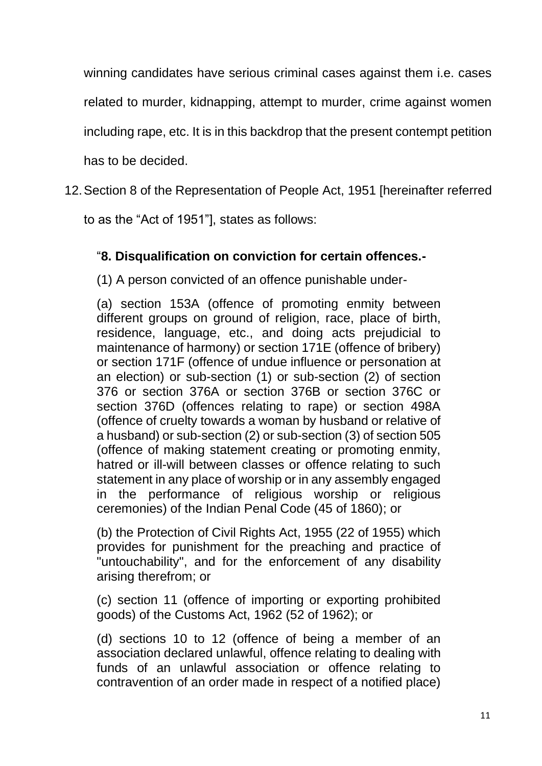winning candidates have serious criminal cases against them i.e. cases related to murder, kidnapping, attempt to murder, crime against women including rape, etc. It is in this backdrop that the present contempt petition has to be decided.

12. Section 8 of the Representation of People Act, 1951 [hereinafter referred to as the "Act of 1951"], states as follows:

> "**8. Disqualification on conviction for certain offences.-**
>
> (1) A person convicted of an offence punishable under-
>
> (a) section 153A (offence of promoting enmity between different groups on ground of religion, race, place of birth, residence, language, etc., and doing acts prejudicial to maintenance of harmony) or section 171E (offence of bribery) or section 171F (offence of undue influence or personation at an election) or sub-section (1) or sub-section (2) of section 376 or section 376A or section 376B or section 376C or section 376D (offences relating to rape) or section 498A (offence of cruelty towards a woman by husband or relative of a husband) or sub-section (2) or sub-section (3) of section 505 (offence of making statement creating or promoting enmity, hatred or ill-will between classes or offence relating to such statement in any place of worship or in any assembly engaged in the performance of religious worship or religious ceremonies) of the Indian Penal Code (45 of 1860); or
>
> (b) the Protection of Civil Rights Act, 1955 (22 of 1955) which provides for punishment for the preaching and practice of "untouchability", and for the enforcement of any disability arising therefrom; or
>
> (c) section 11 (offence of importing or exporting prohibited goods) of the Customs Act, 1962 (52 of 1962); or
>
> (d) sections 10 to 12 (offence of being a member of an association declared unlawful, offence relating to dealing with funds of an unlawful association or offence relating to contravention of an order made in respect of a notified place)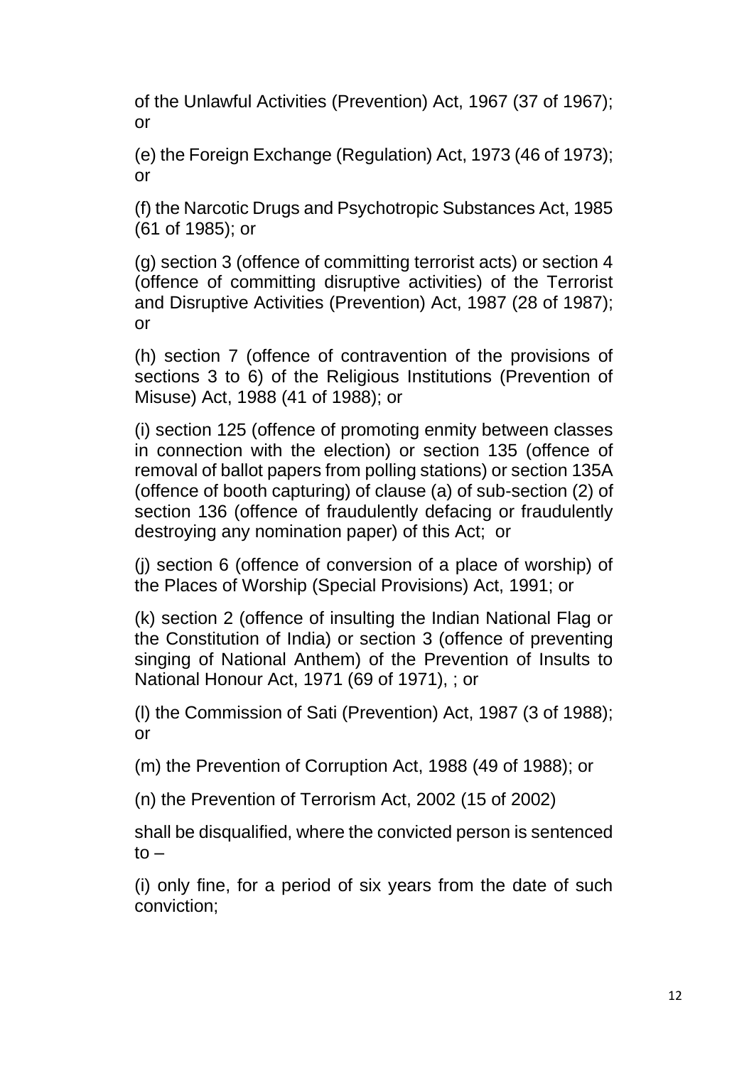of the Unlawful Activities (Prevention) Act, 1967 (37 of 1967); or

(e) the Foreign Exchange (Regulation) Act, 1973 (46 of 1973); or

(f) the Narcotic Drugs and Psychotropic Substances Act, 1985 (61 of 1985); or

(g) section 3 (offence of committing terrorist acts) or section 4 (offence of committing disruptive activities) of the Terrorist and Disruptive Activities (Prevention) Act, 1987 (28 of 1987); or

(h) section 7 (offence of contravention of the provisions of sections 3 to 6) of the Religious Institutions (Prevention of Misuse) Act, 1988 (41 of 1988); or

(i) section 125 (offence of promoting enmity between classes in connection with the election) or section 135 (offence of removal of ballot papers from polling stations) or section 135A (offence of booth capturing) of clause (a) of sub-section (2) of section 136 (offence of fraudulently defacing or fraudulently destroying any nomination paper) of this Act; or

(j) section 6 (offence of conversion of a place of worship) of the Places of Worship (Special Provisions) Act, 1991; or

(k) section 2 (offence of insulting the Indian National Flag or the Constitution of India) or section 3 (offence of preventing singing of National Anthem) of the Prevention of Insults to National Honour Act, 1971 (69 of 1971), ; or

(l) the Commission of Sati (Prevention) Act, 1987 (3 of 1988); or

(m) the Prevention of Corruption Act, 1988 (49 of 1988); or

(n) the Prevention of Terrorism Act, 2002 (15 of 2002)

shall be disqualified, where the convicted person is sentenced to –

(i) only fine, for a period of six years from the date of such conviction;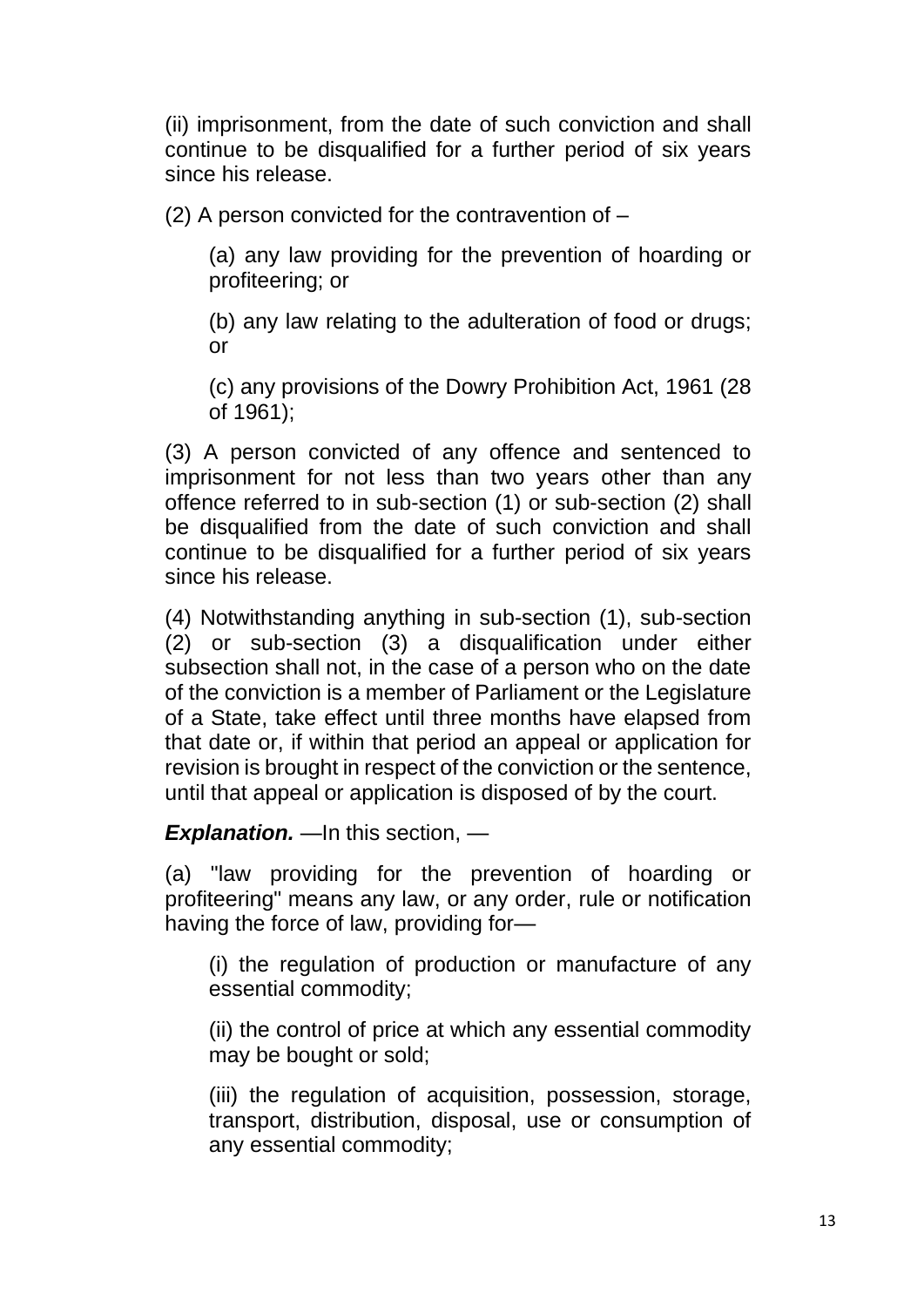(ii) imprisonment, from the date of such conviction and shall continue to be disqualified for a further period of six years since his release.

(2) A person convicted for the contravention of –

(a) any law providing for the prevention of hoarding or profiteering; or

(b) any law relating to the adulteration of food or drugs; or

(c) any provisions of the Dowry Prohibition Act, 1961 (28 of 1961);

(3) A person convicted of any offence and sentenced to imprisonment for not less than two years other than any offence referred to in sub-section (1) or sub-section (2) shall be disqualified from the date of such conviction and shall continue to be disqualified for a further period of six years since his release.

(4) Notwithstanding anything in sub-section (1), sub-section (2) or sub-section (3) a disqualification under either subsection shall not, in the case of a person who on the date of the conviction is a member of Parliament or the Legislature of a State, take effect until three months have elapsed from that date or, if within that period an appeal or application for revision is brought in respect of the conviction or the sentence, until that appeal or application is disposed of by the court.

***Explanation.*** —In this section, —

(a) "law providing for the prevention of hoarding or profiteering" means any law, or any order, rule or notification having the force of law, providing for—

(i) the regulation of production or manufacture of any essential commodity;

(ii) the control of price at which any essential commodity may be bought or sold;

(iii) the regulation of acquisition, possession, storage, transport, distribution, disposal, use or consumption of any essential commodity;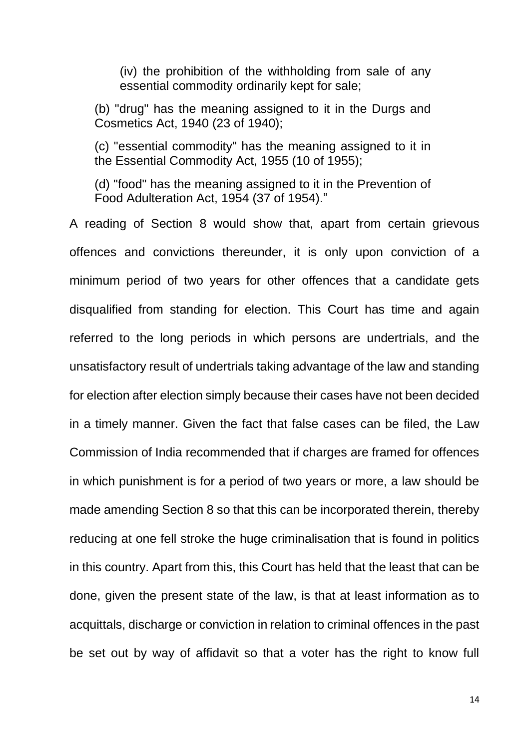> (iv) the prohibition of the withholding from sale of any essential commodity ordinarily kept for sale;
>
> (b) "drug" has the meaning assigned to it in the Durgs and Cosmetics Act, 1940 (23 of 1940);
>
> (c) "essential commodity" has the meaning assigned to it in the Essential Commodity Act, 1955 (10 of 1955);
>
> (d) "food" has the meaning assigned to it in the Prevention of Food Adulteration Act, 1954 (37 of 1954)."

A reading of Section 8 would show that, apart from certain grievous offences and convictions thereunder, it is only upon conviction of a minimum period of two years for other offences that a candidate gets disqualified from standing for election. This Court has time and again referred to the long periods in which persons are undertrials, and the unsatisfactory result of undertrials taking advantage of the law and standing for election after election simply because their cases have not been decided in a timely manner. Given the fact that false cases can be filed, the Law Commission of India recommended that if charges are framed for offences in which punishment is for a period of two years or more, a law should be made amending Section 8 so that this can be incorporated therein, thereby reducing at one fell stroke the huge criminalisation that is found in politics in this country. Apart from this, this Court has held that the least that can be done, given the present state of the law, is that at least information as to acquittals, discharge or conviction in relation to criminal offences in the past be set out by way of affidavit so that a voter has the right to know full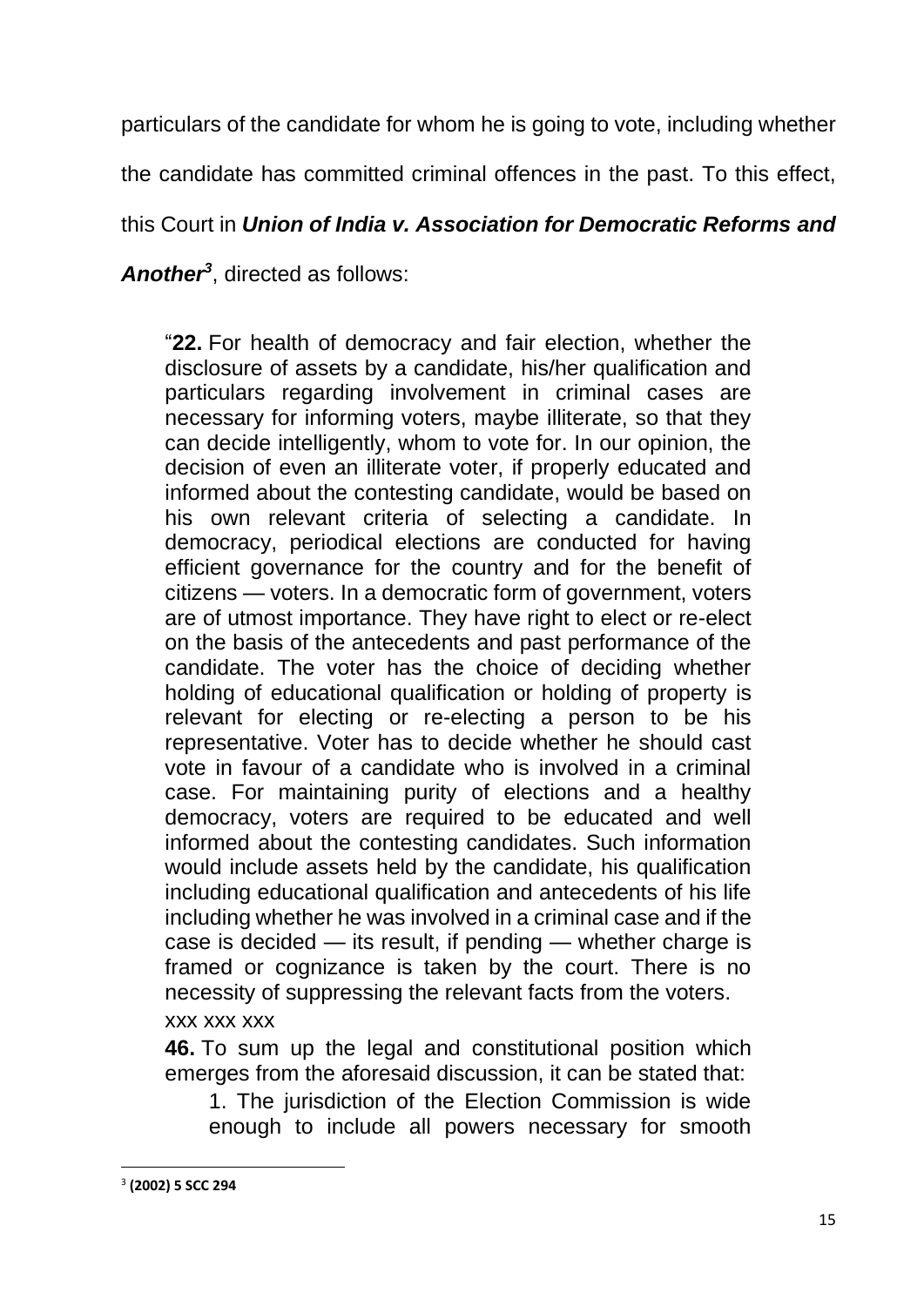particulars of the candidate for whom he is going to vote, including whether the candidate has committed criminal offences in the past. To this effect, this Court in ***Union of India v. Association for Democratic Reforms and Another***[3], directed as follows:

> "**22.** For health of democracy and fair election, whether the disclosure of assets by a candidate, his/her qualification and particulars regarding involvement in criminal cases are necessary for informing voters, maybe illiterate, so that they can decide intelligently, whom to vote for. In our opinion, the decision of even an illiterate voter, if properly educated and informed about the contesting candidate, would be based on his own relevant criteria of selecting a candidate. In democracy, periodical elections are conducted for having efficient governance for the country and for the benefit of citizens — voters. In a democratic form of government, voters are of utmost importance. They have right to elect or re-elect on the basis of the antecedents and past performance of the candidate. The voter has the choice of deciding whether holding of educational qualification or holding of property is relevant for electing or re-electing a person to be his representative. Voter has to decide whether he should cast vote in favour of a candidate who is involved in a criminal case. For maintaining purity of elections and a healthy democracy, voters are required to be educated and well informed about the contesting candidates. Such information would include assets held by the candidate, his qualification including educational qualification and antecedents of his life including whether he was involved in a criminal case and if the case is decided — its result, if pending — whether charge is framed or cognizance is taken by the court. There is no necessity of suppressing the relevant facts from the voters.
>
> xxx xxx xxx
>
> **46.** To sum up the legal and constitutional position which emerges from the aforesaid discussion, it can be stated that:
>
> 1. The jurisdiction of the Election Commission is wide enough to include all powers necessary for smooth

---

[3] **(2002) 5 SCC 294**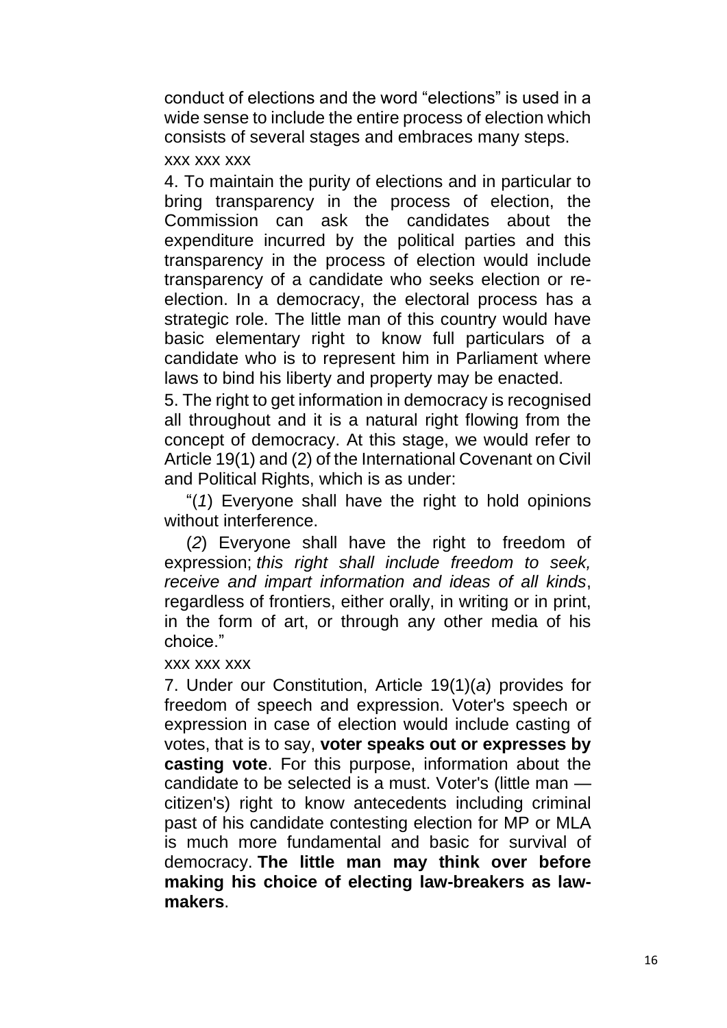conduct of elections and the word "elections" is used in a wide sense to include the entire process of election which consists of several stages and embraces many steps.

xxx xxx xxx

4. To maintain the purity of elections and in particular to bring transparency in the process of election, the Commission can ask the candidates about the expenditure incurred by the political parties and this transparency in the process of election would include transparency of a candidate who seeks election or re-election. In a democracy, the electoral process has a strategic role. The little man of this country would have basic elementary right to know full particulars of a candidate who is to represent him in Parliament where laws to bind his liberty and property may be enacted.

5. The right to get information in democracy is recognised all throughout and it is a natural right flowing from the concept of democracy. At this stage, we would refer to Article 19(1) and (2) of the International Covenant on Civil and Political Rights, which is as under:

"(*1*) Everyone shall have the right to hold opinions without interference.

(*2*) Everyone shall have the right to freedom of expression; *this right shall include freedom to seek, receive and impart information and ideas of all kinds*, regardless of frontiers, either orally, in writing or in print, in the form of art, or through any other media of his choice."

xxx xxx xxx

7. Under our Constitution, Article 19(1)(*a*) provides for freedom of speech and expression. Voter's speech or expression in case of election would include casting of votes, that is to say, **voter speaks out or expresses by casting vote**. For this purpose, information about the candidate to be selected is a must. Voter's (little man — citizen's) right to know antecedents including criminal past of his candidate contesting election for MP or MLA is much more fundamental and basic for survival of democracy. **The little man may think over before making his choice of electing law-breakers as law-makers**.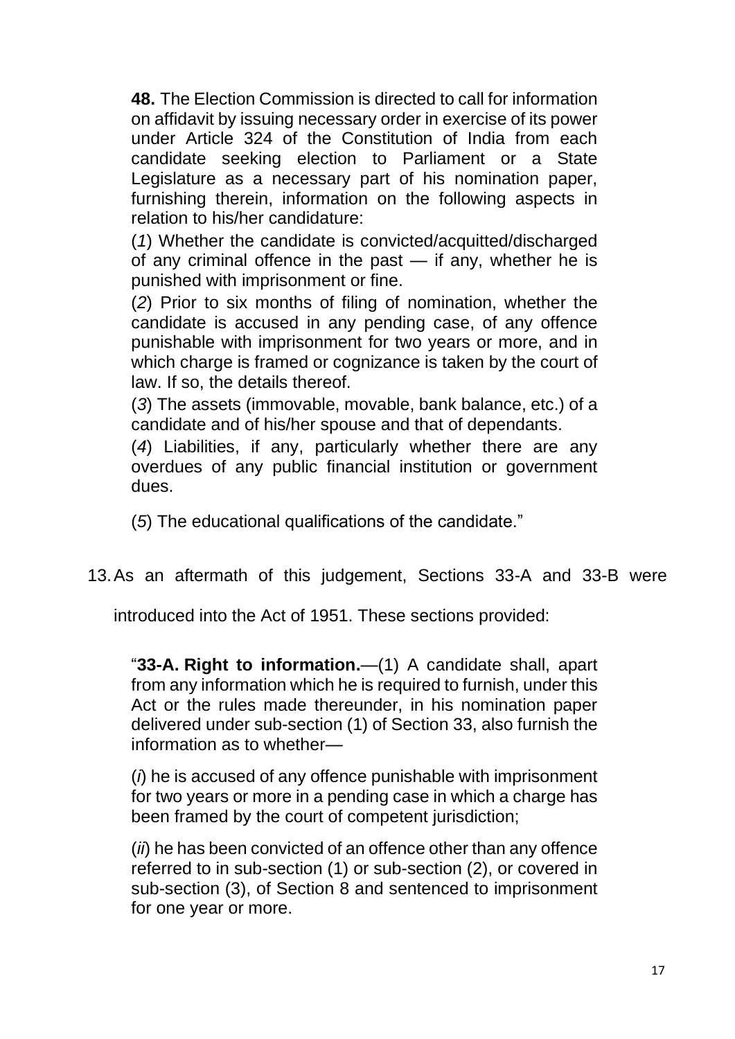> **48.** The Election Commission is directed to call for information on affidavit by issuing necessary order in exercise of its power under Article 324 of the Constitution of India from each candidate seeking election to Parliament or a State Legislature as a necessary part of his nomination paper, furnishing therein, information on the following aspects in relation to his/her candidature:
>
> (*1*) Whether the candidate is convicted/acquitted/discharged of any criminal offence in the past — if any, whether he is punished with imprisonment or fine.
>
> (*2*) Prior to six months of filing of nomination, whether the candidate is accused in any pending case, of any offence punishable with imprisonment for two years or more, and in which charge is framed or cognizance is taken by the court of law. If so, the details thereof.
>
> (*3*) The assets (immovable, movable, bank balance, etc.) of a candidate and of his/her spouse and that of dependants.
>
> (*4*) Liabilities, if any, particularly whether there are any overdues of any public financial institution or government dues.
>
> (*5*) The educational qualifications of the candidate."

13. As an aftermath of this judgement, Sections 33-A and 33-B were introduced into the Act of 1951. These sections provided:

> "**33-A. Right to information.**—(1) A candidate shall, apart from any information which he is required to furnish, under this Act or the rules made thereunder, in his nomination paper delivered under sub-section (1) of Section 33, also furnish the information as to whether—
>
> (*i*) he is accused of any offence punishable with imprisonment for two years or more in a pending case in which a charge has been framed by the court of competent jurisdiction;
>
> (*ii*) he has been convicted of an offence other than any offence referred to in sub-section (1) or sub-section (2), or covered in sub-section (3), of Section 8 and sentenced to imprisonment for one year or more.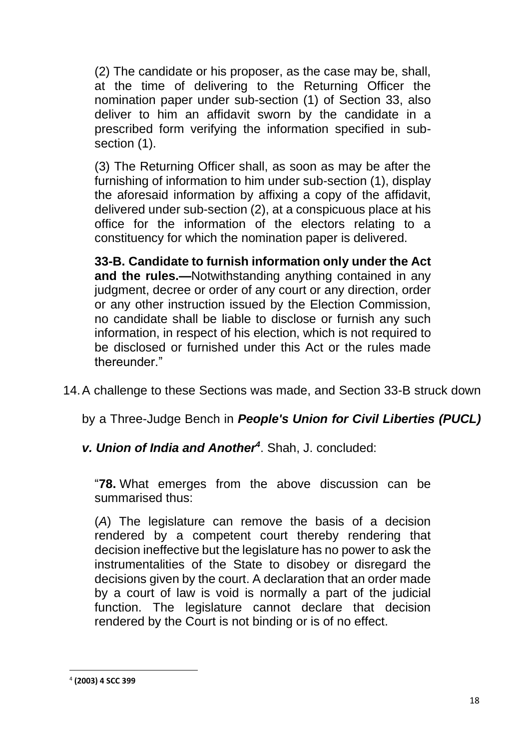(2) The candidate or his proposer, as the case may be, shall, at the time of delivering to the Returning Officer the nomination paper under sub-section (1) of Section 33, also deliver to him an affidavit sworn by the candidate in a prescribed form verifying the information specified in sub-section (1).

(3) The Returning Officer shall, as soon as may be after the furnishing of information to him under sub-section (1), display the aforesaid information by affixing a copy of the affidavit, delivered under sub-section (2), at a conspicuous place at his office for the information of the electors relating to a constituency for which the nomination paper is delivered.

**33-B. Candidate to furnish information only under the Act and the rules.—**Notwithstanding anything contained in any judgment, decree or order of any court or any direction, order or any other instruction issued by the Election Commission, no candidate shall be liable to disclose or furnish any such information, in respect of his election, which is not required to be disclosed or furnished under this Act or the rules made thereunder."

14. A challenge to these Sections was made, and Section 33-B struck down by a Three-Judge Bench in ***People's Union for Civil Liberties (PUCL) v. Union of India and Another***[4]. Shah, J. concluded:

"**78.** What emerges from the above discussion can be summarised thus:

(*A*) The legislature can remove the basis of a decision rendered by a competent court thereby rendering that decision ineffective but the legislature has no power to ask the instrumentalities of the State to disobey or disregard the decisions given by the court. A declaration that an order made by a court of law is void is normally a part of the judicial function. The legislature cannot declare that decision rendered by the Court is not binding or is of no effect.

---

[4] **(2003) 4 SCC 399**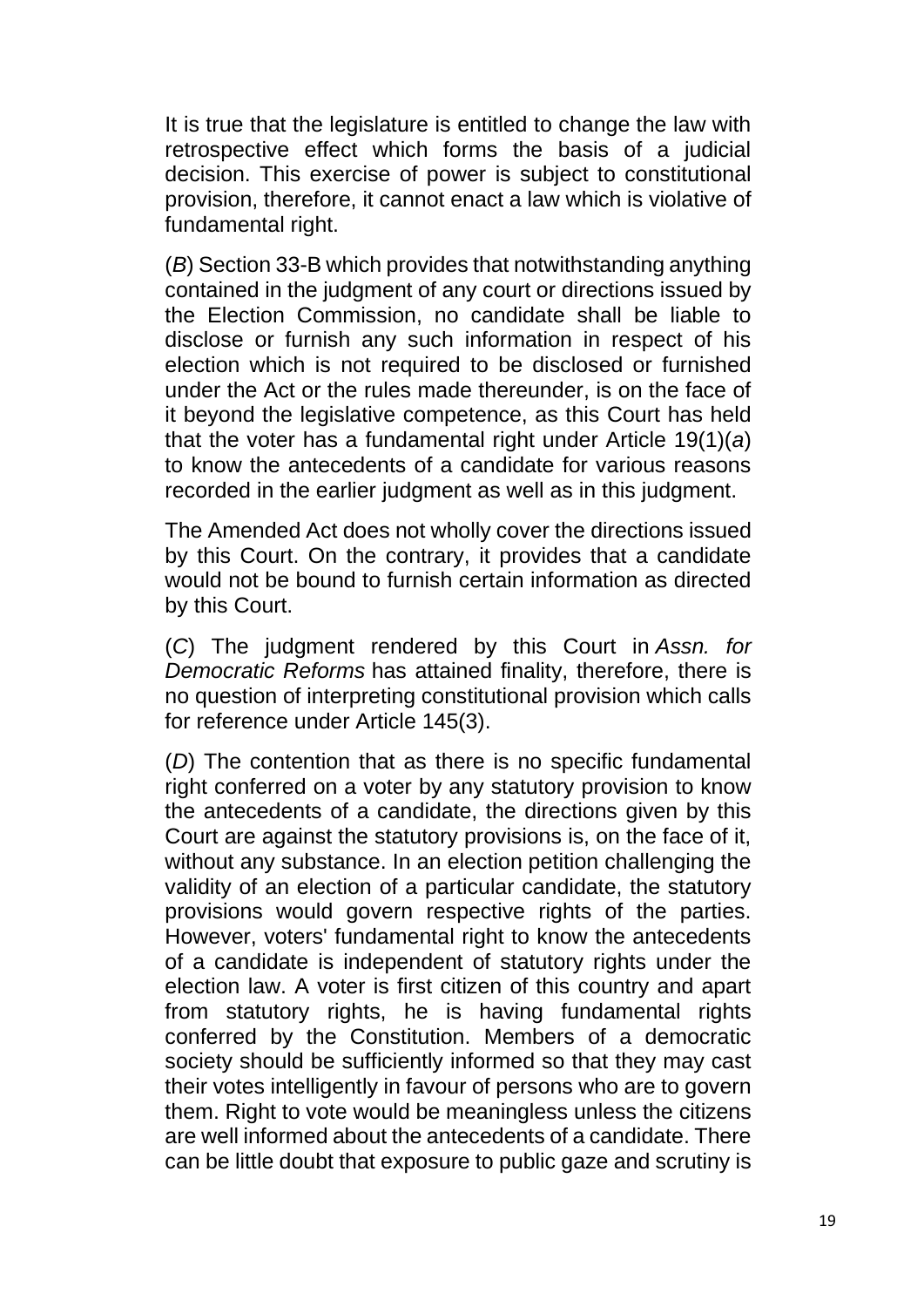It is true that the legislature is entitled to change the law with retrospective effect which forms the basis of a judicial decision. This exercise of power is subject to constitutional provision, therefore, it cannot enact a law which is violative of fundamental right.

(*B*) Section 33-B which provides that notwithstanding anything contained in the judgment of any court or directions issued by the Election Commission, no candidate shall be liable to disclose or furnish any such information in respect of his election which is not required to be disclosed or furnished under the Act or the rules made thereunder, is on the face of it beyond the legislative competence, as this Court has held that the voter has a fundamental right under Article 19(1)(*a*) to know the antecedents of a candidate for various reasons recorded in the earlier judgment as well as in this judgment.

The Amended Act does not wholly cover the directions issued by this Court. On the contrary, it provides that a candidate would not be bound to furnish certain information as directed by this Court.

(*C*) The judgment rendered by this Court in *Assn. for Democratic Reforms* has attained finality, therefore, there is no question of interpreting constitutional provision which calls for reference under Article 145(3).

(*D*) The contention that as there is no specific fundamental right conferred on a voter by any statutory provision to know the antecedents of a candidate, the directions given by this Court are against the statutory provisions is, on the face of it, without any substance. In an election petition challenging the validity of an election of a particular candidate, the statutory provisions would govern respective rights of the parties. However, voters' fundamental right to know the antecedents of a candidate is independent of statutory rights under the election law. A voter is first citizen of this country and apart from statutory rights, he is having fundamental rights conferred by the Constitution. Members of a democratic society should be sufficiently informed so that they may cast their votes intelligently in favour of persons who are to govern them. Right to vote would be meaningless unless the citizens are well informed about the antecedents of a candidate. There can be little doubt that exposure to public gaze and scrutiny is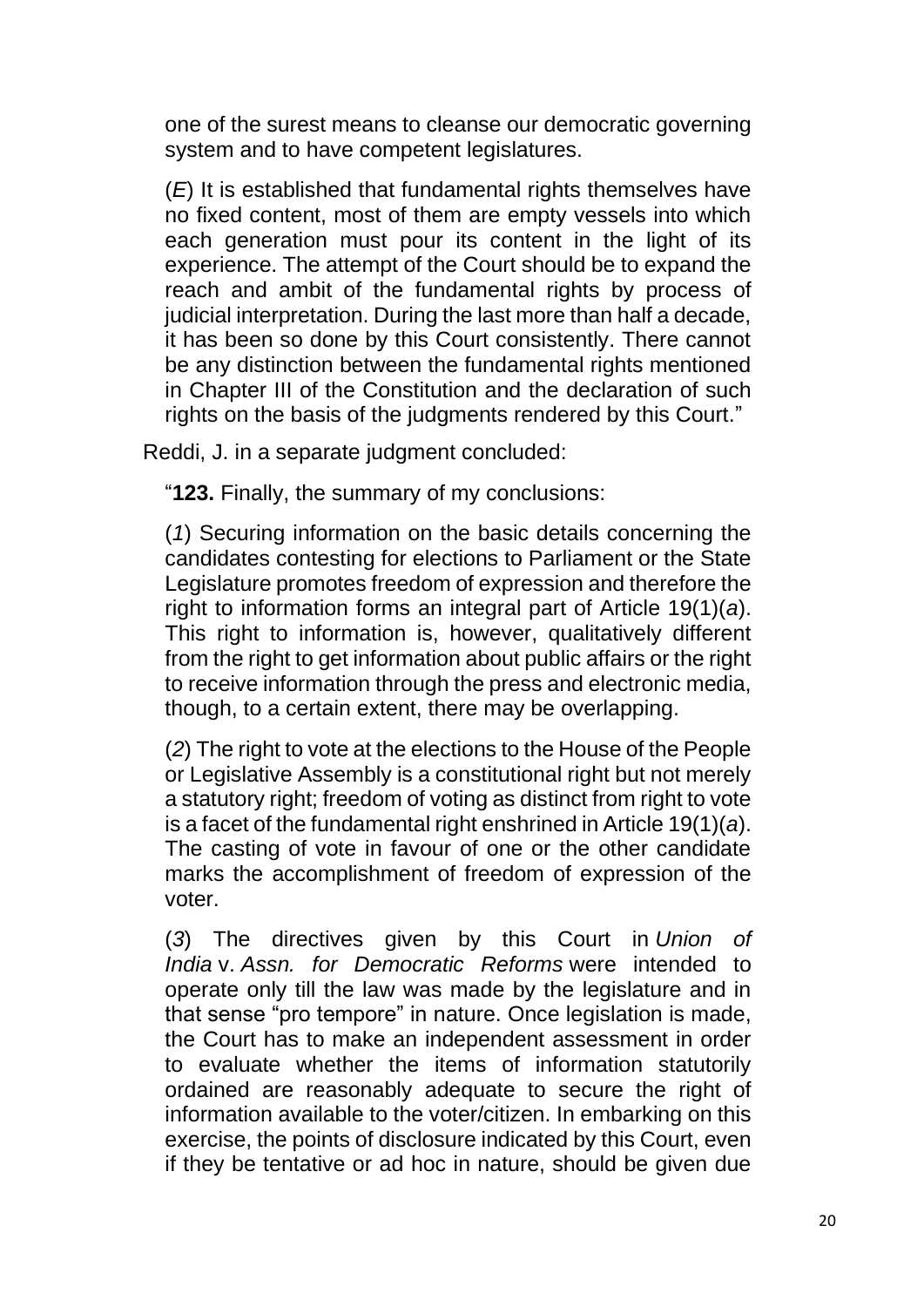one of the surest means to cleanse our democratic governing system and to have competent legislatures.

(*E*) It is established that fundamental rights themselves have no fixed content, most of them are empty vessels into which each generation must pour its content in the light of its experience. The attempt of the Court should be to expand the reach and ambit of the fundamental rights by process of judicial interpretation. During the last more than half a decade, it has been so done by this Court consistently. There cannot be any distinction between the fundamental rights mentioned in Chapter III of the Constitution and the declaration of such rights on the basis of the judgments rendered by this Court."

Reddi, J. in a separate judgment concluded:

"**123.** Finally, the summary of my conclusions:

(*1*) Securing information on the basic details concerning the candidates contesting for elections to Parliament or the State Legislature promotes freedom of expression and therefore the right to information forms an integral part of Article 19(1)(*a*). This right to information is, however, qualitatively different from the right to get information about public affairs or the right to receive information through the press and electronic media, though, to a certain extent, there may be overlapping.

(*2*) The right to vote at the elections to the House of the People or Legislative Assembly is a constitutional right but not merely a statutory right; freedom of voting as distinct from right to vote is a facet of the fundamental right enshrined in Article 19(1)(*a*). The casting of vote in favour of one or the other candidate marks the accomplishment of freedom of expression of the voter.

(*3*) The directives given by this Court in *Union of India* v. *Assn. for Democratic Reforms* were intended to operate only till the law was made by the legislature and in that sense "pro tempore" in nature. Once legislation is made, the Court has to make an independent assessment in order to evaluate whether the items of information statutorily ordained are reasonably adequate to secure the right of information available to the voter/citizen. In embarking on this exercise, the points of disclosure indicated by this Court, even if they be tentative or ad hoc in nature, should be given due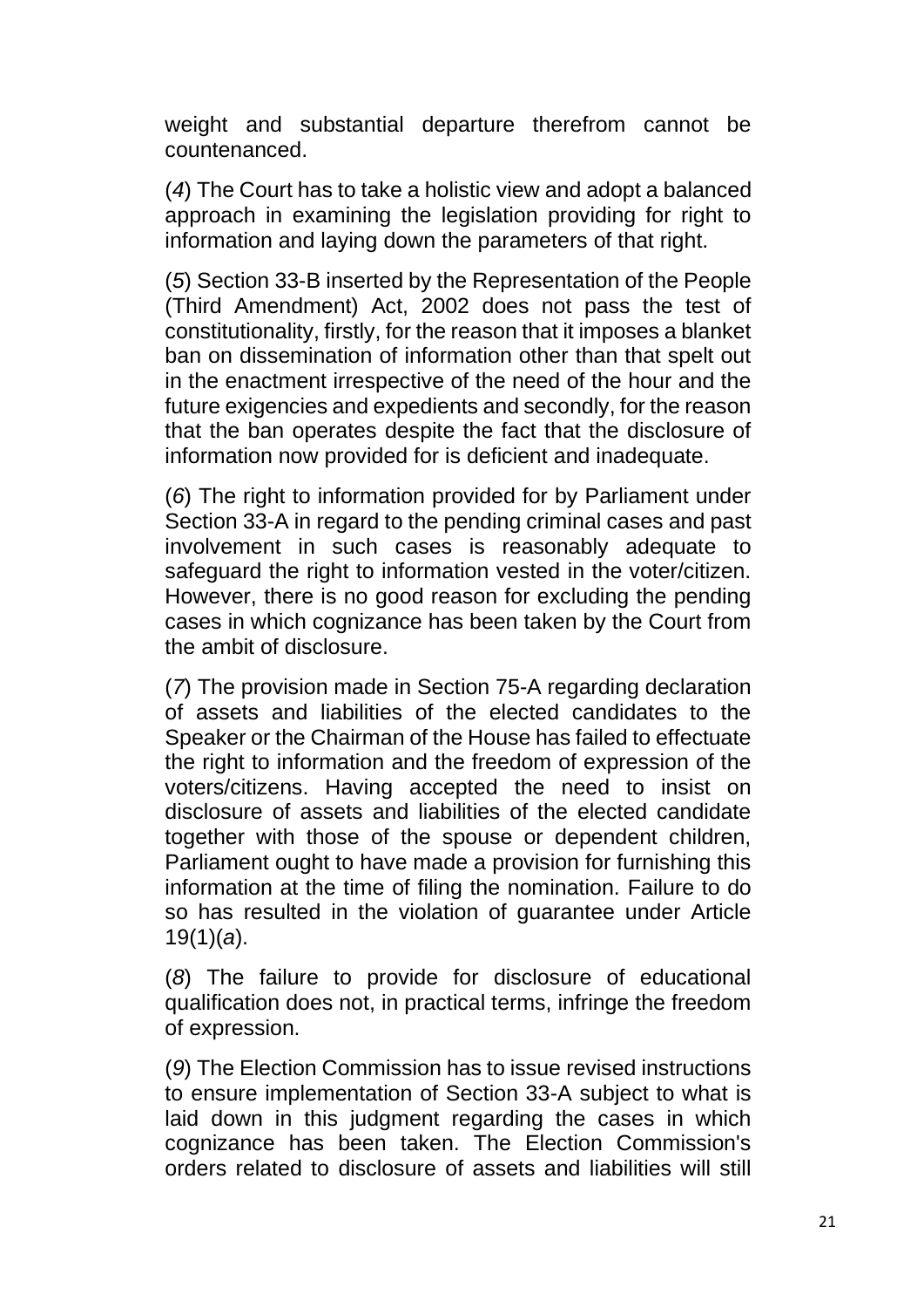weight and substantial departure therefrom cannot be countenanced.

(*4*) The Court has to take a holistic view and adopt a balanced approach in examining the legislation providing for right to information and laying down the parameters of that right.

(*5*) Section 33-B inserted by the Representation of the People (Third Amendment) Act, 2002 does not pass the test of constitutionality, firstly, for the reason that it imposes a blanket ban on dissemination of information other than that spelt out in the enactment irrespective of the need of the hour and the future exigencies and expedients and secondly, for the reason that the ban operates despite the fact that the disclosure of information now provided for is deficient and inadequate.

(*6*) The right to information provided for by Parliament under Section 33-A in regard to the pending criminal cases and past involvement in such cases is reasonably adequate to safeguard the right to information vested in the voter/citizen. However, there is no good reason for excluding the pending cases in which cognizance has been taken by the Court from the ambit of disclosure.

(*7*) The provision made in Section 75-A regarding declaration of assets and liabilities of the elected candidates to the Speaker or the Chairman of the House has failed to effectuate the right to information and the freedom of expression of the voters/citizens. Having accepted the need to insist on disclosure of assets and liabilities of the elected candidate together with those of the spouse or dependent children, Parliament ought to have made a provision for furnishing this information at the time of filing the nomination. Failure to do so has resulted in the violation of guarantee under Article 19(1)(*a*).

(*8*) The failure to provide for disclosure of educational qualification does not, in practical terms, infringe the freedom of expression.

(*9*) The Election Commission has to issue revised instructions to ensure implementation of Section 33-A subject to what is laid down in this judgment regarding the cases in which cognizance has been taken. The Election Commission's orders related to disclosure of assets and liabilities will still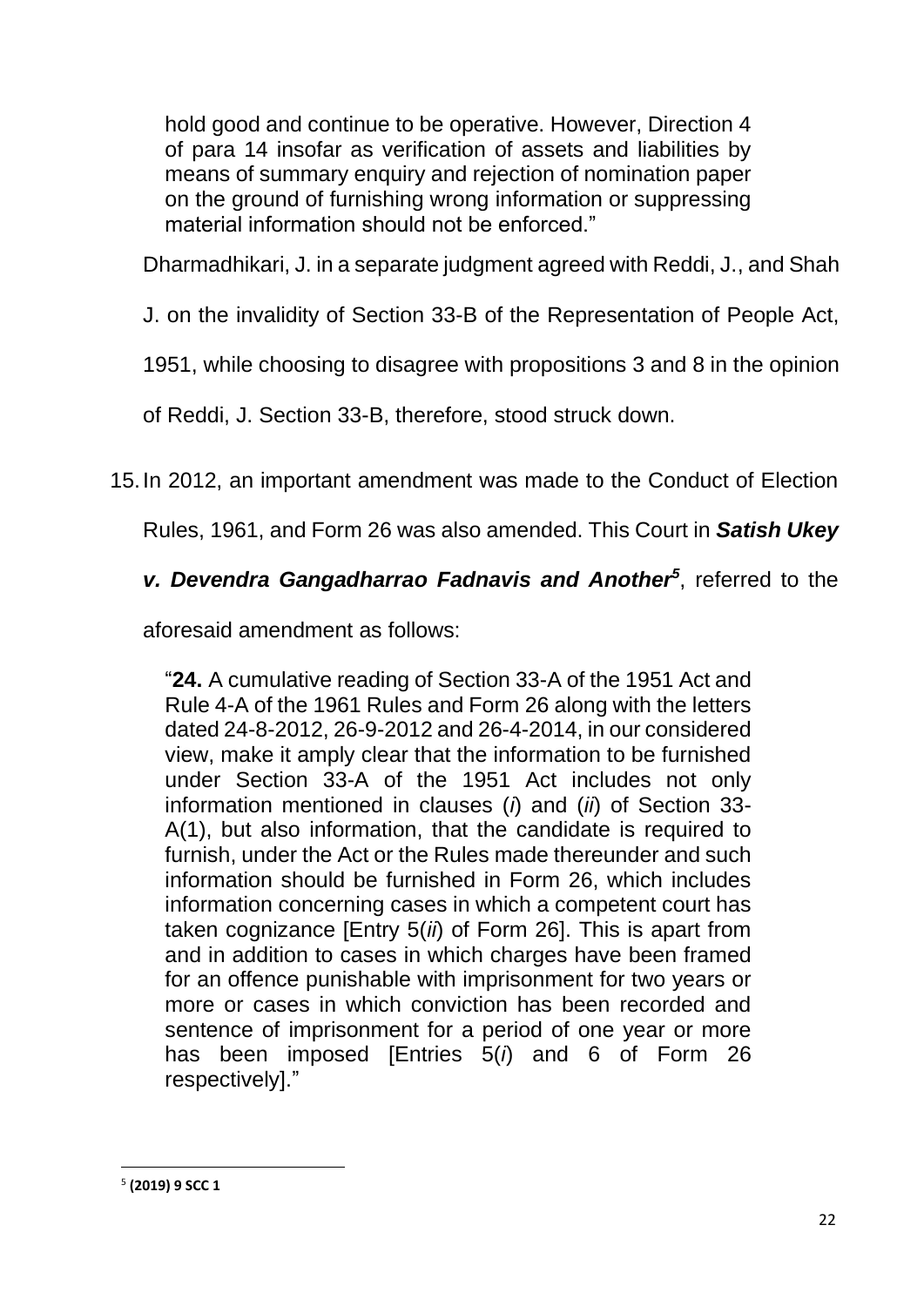hold good and continue to be operative. However, Direction 4 of para 14 insofar as verification of assets and liabilities by means of summary enquiry and rejection of nomination paper on the ground of furnishing wrong information or suppressing material information should not be enforced."

Dharmadhikari, J. in a separate judgment agreed with Reddi, J., and Shah J. on the invalidity of Section 33-B of the Representation of People Act, 1951, while choosing to disagree with propositions 3 and 8 in the opinion of Reddi, J. Section 33-B, therefore, stood struck down.

15. In 2012, an important amendment was made to the Conduct of Election Rules, 1961, and Form 26 was also amended. This Court in ***Satish Ukey v. Devendra Gangadharrao Fadnavis and Another***[5], referred to the aforesaid amendment as follows:

> "**24.** A cumulative reading of Section 33-A of the 1951 Act and Rule 4-A of the 1961 Rules and Form 26 along with the letters dated 24-8-2012, 26-9-2012 and 26-4-2014, in our considered view, make it amply clear that the information to be furnished under Section 33-A of the 1951 Act includes not only information mentioned in clauses (*i*) and (*ii*) of Section 33-A(1), but also information, that the candidate is required to furnish, under the Act or the Rules made thereunder and such information should be furnished in Form 26, which includes information concerning cases in which a competent court has taken cognizance [Entry 5(*ii*) of Form 26]. This is apart from and in addition to cases in which charges have been framed for an offence punishable with imprisonment for two years or more or cases in which conviction has been recorded and sentence of imprisonment for a period of one year or more has been imposed [Entries 5(*i*) and 6 of Form 26 respectively]."

---

[5] **(2019) 9 SCC 1**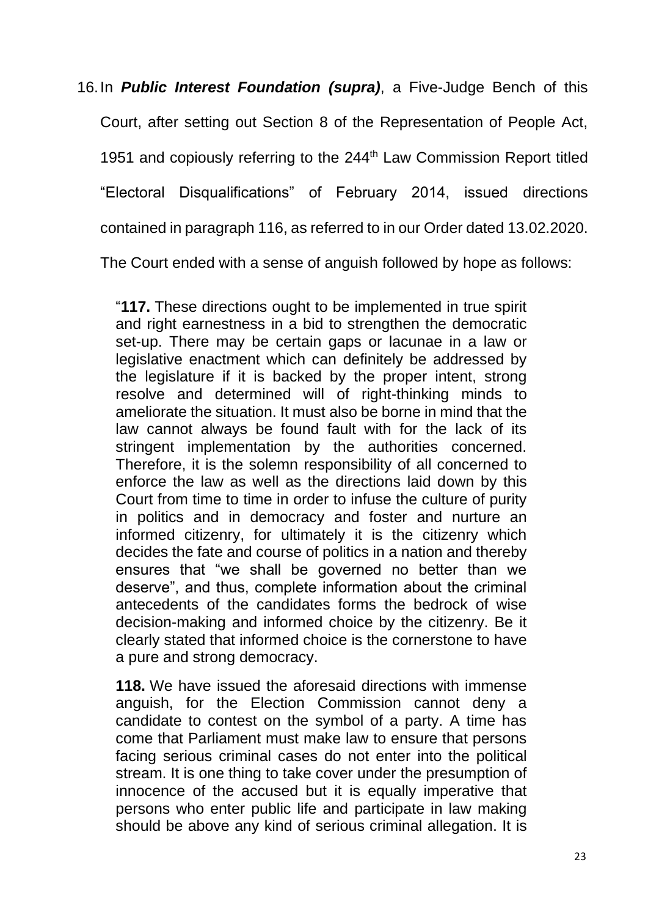16. In ***Public Interest Foundation (supra)***, a Five-Judge Bench of this Court, after setting out Section 8 of the Representation of People Act, 1951 and copiously referring to the 244th Law Commission Report titled "Electoral Disqualifications" of February 2014, issued directions contained in paragraph 116, as referred to in our Order dated 13.02.2020. The Court ended with a sense of anguish followed by hope as follows:

> "**117.** These directions ought to be implemented in true spirit and right earnestness in a bid to strengthen the democratic set-up. There may be certain gaps or lacunae in a law or legislative enactment which can definitely be addressed by the legislature if it is backed by the proper intent, strong resolve and determined will of right-thinking minds to ameliorate the situation. It must also be borne in mind that the law cannot always be found fault with for the lack of its stringent implementation by the authorities concerned. Therefore, it is the solemn responsibility of all concerned to enforce the law as well as the directions laid down by this Court from time to time in order to infuse the culture of purity in politics and in democracy and foster and nurture an informed citizenry, for ultimately it is the citizenry which decides the fate and course of politics in a nation and thereby ensures that "we shall be governed no better than we deserve", and thus, complete information about the criminal antecedents of the candidates forms the bedrock of wise decision-making and informed choice by the citizenry. Be it clearly stated that informed choice is the cornerstone to have a pure and strong democracy.
>
> **118.** We have issued the aforesaid directions with immense anguish, for the Election Commission cannot deny a candidate to contest on the symbol of a party. A time has come that Parliament must make law to ensure that persons facing serious criminal cases do not enter into the political stream. It is one thing to take cover under the presumption of innocence of the accused but it is equally imperative that persons who enter public life and participate in law making should be above any kind of serious criminal allegation. It is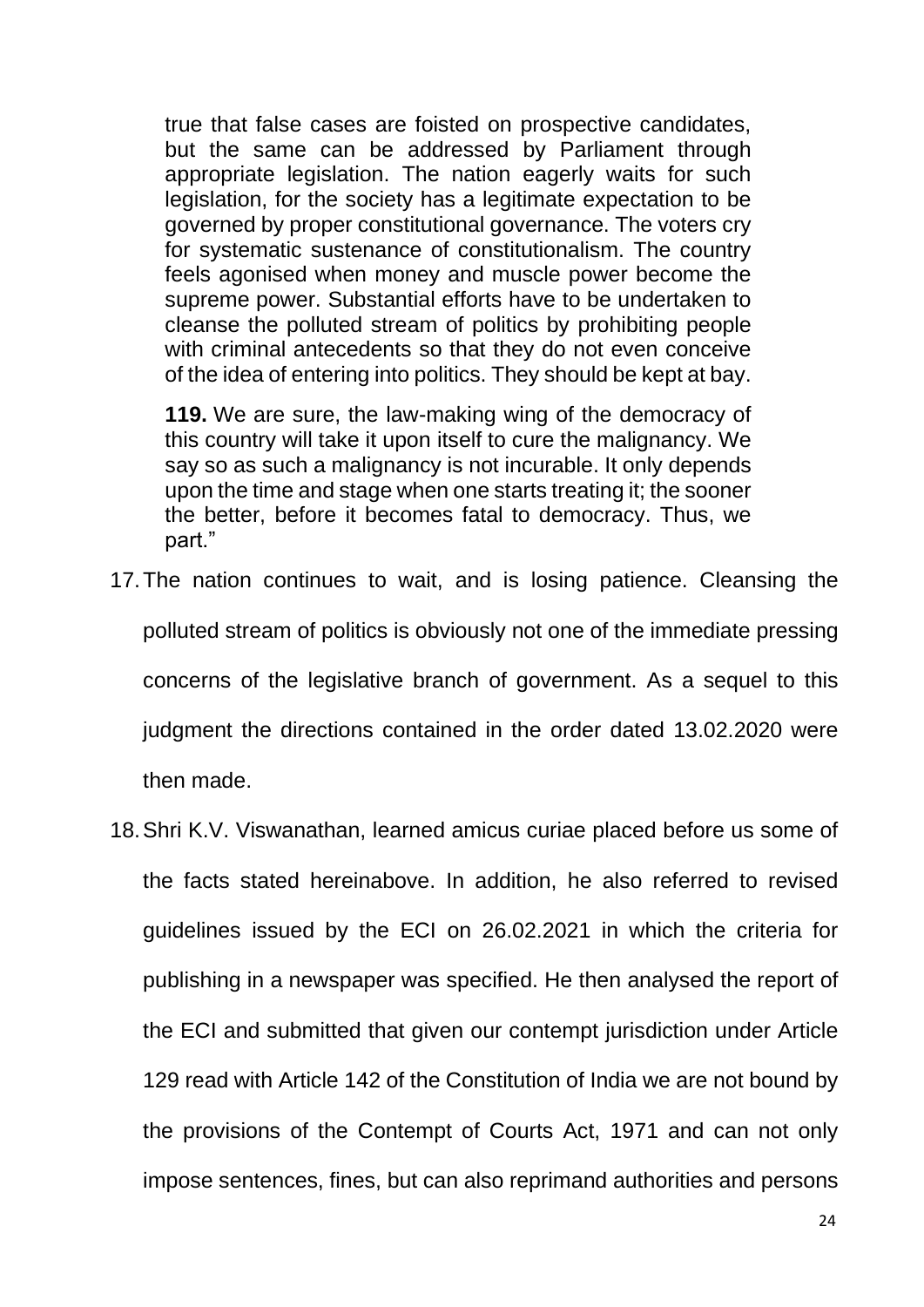> true that false cases are foisted on prospective candidates, but the same can be addressed by Parliament through appropriate legislation. The nation eagerly waits for such legislation, for the society has a legitimate expectation to be governed by proper constitutional governance. The voters cry for systematic sustenance of constitutionalism. The country feels agonised when money and muscle power become the supreme power. Substantial efforts have to be undertaken to cleanse the polluted stream of politics by prohibiting people with criminal antecedents so that they do not even conceive of the idea of entering into politics. They should be kept at bay.
>
> **119.** We are sure, the law-making wing of the democracy of this country will take it upon itself to cure the malignancy. We say so as such a malignancy is not incurable. It only depends upon the time and stage when one starts treating it; the sooner the better, before it becomes fatal to democracy. Thus, we part."

17. The nation continues to wait, and is losing patience. Cleansing the polluted stream of politics is obviously not one of the immediate pressing concerns of the legislative branch of government. As a sequel to this judgment the directions contained in the order dated 13.02.2020 were then made.

18. Shri K.V. Viswanathan, learned amicus curiae placed before us some of the facts stated hereinabove. In addition, he also referred to revised guidelines issued by the ECI on 26.02.2021 in which the criteria for publishing in a newspaper was specified. He then analysed the report of the ECI and submitted that given our contempt jurisdiction under Article 129 read with Article 142 of the Constitution of India we are not bound by the provisions of the Contempt of Courts Act, 1971 and can not only impose sentences, fines, but can also reprimand authorities and persons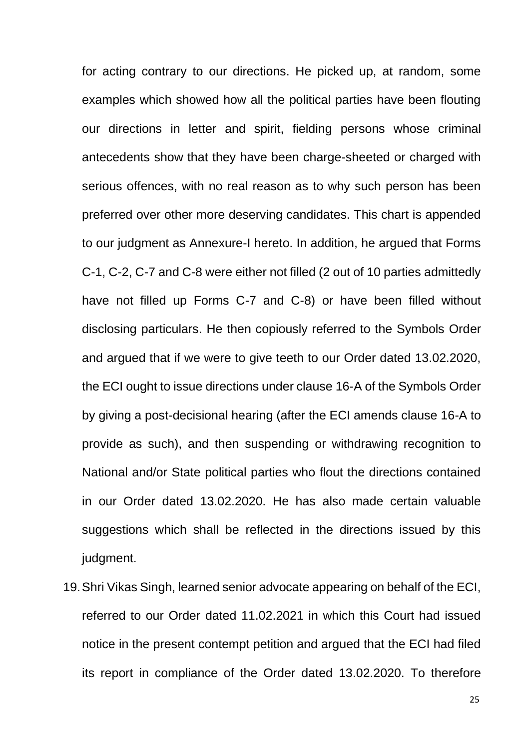for acting contrary to our directions. He picked up, at random, some examples which showed how all the political parties have been flouting our directions in letter and spirit, fielding persons whose criminal antecedents show that they have been charge-sheeted or charged with serious offences, with no real reason as to why such person has been preferred over other more deserving candidates. This chart is appended to our judgment as Annexure-I hereto. In addition, he argued that Forms C-1, C-2, C-7 and C-8 were either not filled (2 out of 10 parties admittedly have not filled up Forms C-7 and C-8) or have been filled without disclosing particulars. He then copiously referred to the Symbols Order and argued that if we were to give teeth to our Order dated 13.02.2020, the ECI ought to issue directions under clause 16-A of the Symbols Order by giving a post-decisional hearing (after the ECI amends clause 16-A to provide as such), and then suspending or withdrawing recognition to National and/or State political parties who flout the directions contained in our Order dated 13.02.2020. He has also made certain valuable suggestions which shall be reflected in the directions issued by this judgment.

19. Shri Vikas Singh, learned senior advocate appearing on behalf of the ECI, referred to our Order dated 11.02.2021 in which this Court had issued notice in the present contempt petition and argued that the ECI had filed its report in compliance of the Order dated 13.02.2020. To therefore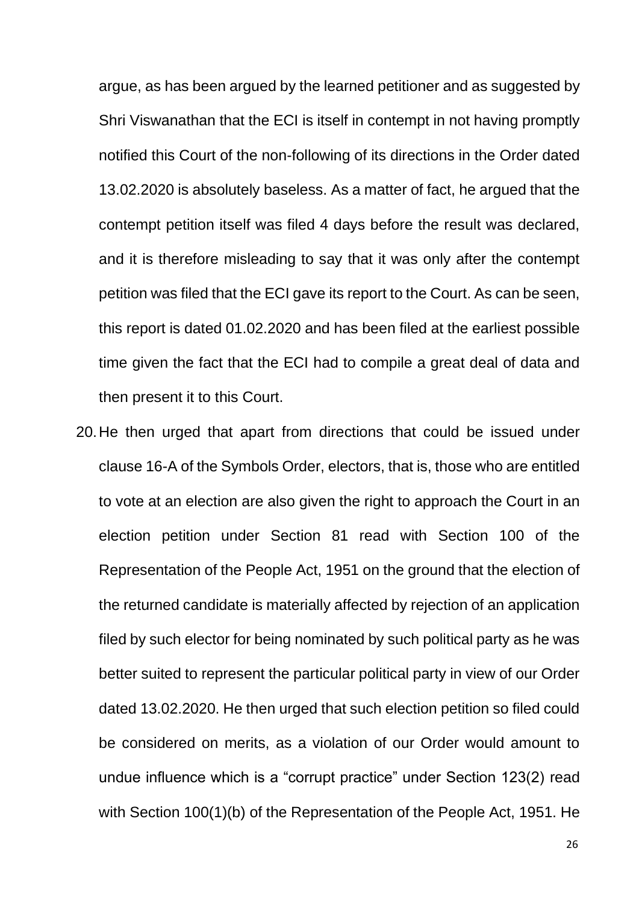argue, as has been argued by the learned petitioner and as suggested by Shri Viswanathan that the ECI is itself in contempt in not having promptly notified this Court of the non-following of its directions in the Order dated 13.02.2020 is absolutely baseless. As a matter of fact, he argued that the contempt petition itself was filed 4 days before the result was declared, and it is therefore misleading to say that it was only after the contempt petition was filed that the ECI gave its report to the Court. As can be seen, this report is dated 01.02.2020 and has been filed at the earliest possible time given the fact that the ECI had to compile a great deal of data and then present it to this Court.

20. He then urged that apart from directions that could be issued under clause 16-A of the Symbols Order, electors, that is, those who are entitled to vote at an election are also given the right to approach the Court in an election petition under Section 81 read with Section 100 of the Representation of the People Act, 1951 on the ground that the election of the returned candidate is materially affected by rejection of an application filed by such elector for being nominated by such political party as he was better suited to represent the particular political party in view of our Order dated 13.02.2020. He then urged that such election petition so filed could be considered on merits, as a violation of our Order would amount to undue influence which is a "corrupt practice" under Section 123(2) read with Section 100(1)(b) of the Representation of the People Act, 1951. He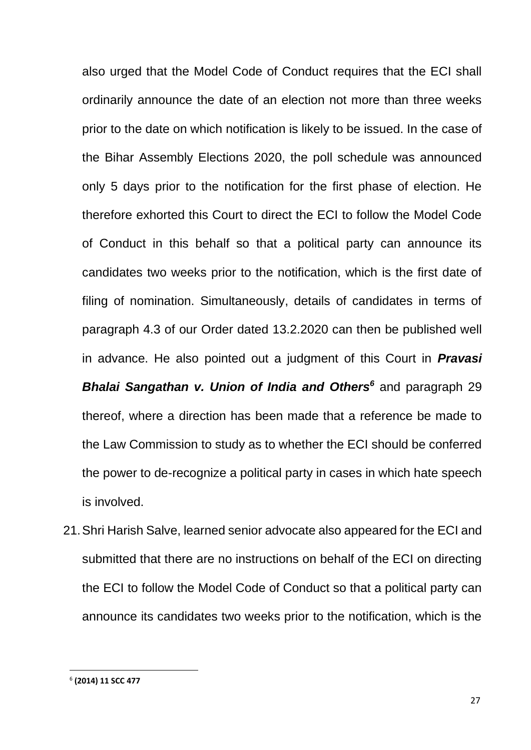also urged that the Model Code of Conduct requires that the ECI shall ordinarily announce the date of an election not more than three weeks prior to the date on which notification is likely to be issued. In the case of the Bihar Assembly Elections 2020, the poll schedule was announced only 5 days prior to the notification for the first phase of election. He therefore exhorted this Court to direct the ECI to follow the Model Code of Conduct in this behalf so that a political party can announce its candidates two weeks prior to the notification, which is the first date of filing of nomination. Simultaneously, details of candidates in terms of paragraph 4.3 of our Order dated 13.2.2020 can then be published well in advance. He also pointed out a judgment of this Court in ***Pravasi Bhalai Sangathan v. Union of India and Others***[6] and paragraph 29 thereof, where a direction has been made that a reference be made to the Law Commission to study as to whether the ECI should be conferred the power to de-recognize a political party in cases in which hate speech is involved.

21. Shri Harish Salve, learned senior advocate also appeared for the ECI and submitted that there are no instructions on behalf of the ECI on directing the ECI to follow the Model Code of Conduct so that a political party can announce its candidates two weeks prior to the notification, which is the

[6] **(2014) 11 SCC 477**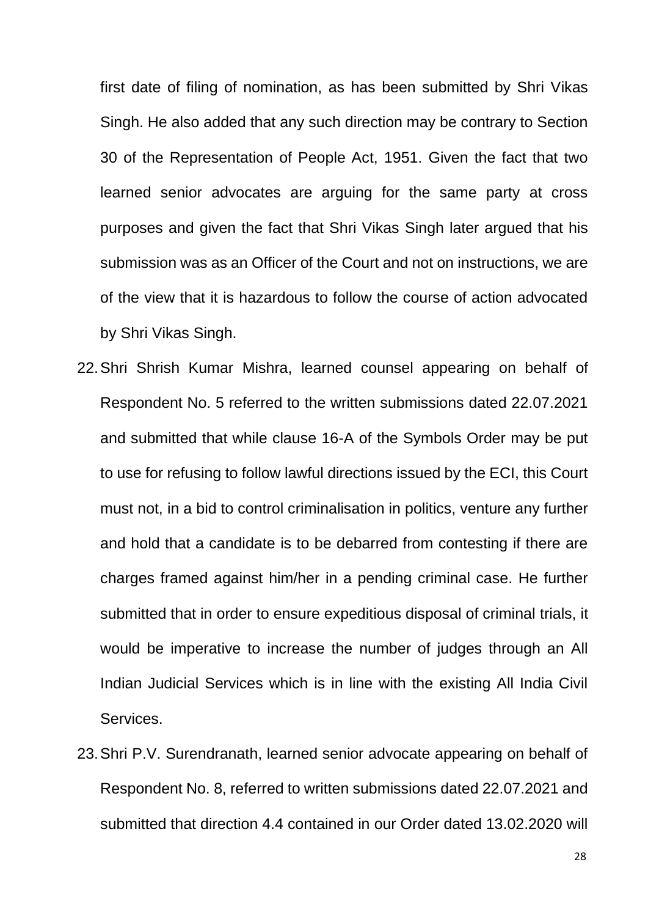first date of filing of nomination, as has been submitted by Shri Vikas Singh. He also added that any such direction may be contrary to Section 30 of the Representation of People Act, 1951. Given the fact that two learned senior advocates are arguing for the same party at cross purposes and given the fact that Shri Vikas Singh later argued that his submission was as an Officer of the Court and not on instructions, we are of the view that it is hazardous to follow the course of action advocated by Shri Vikas Singh.

22. Shri Shrish Kumar Mishra, learned counsel appearing on behalf of Respondent No. 5 referred to the written submissions dated 22.07.2021 and submitted that while clause 16-A of the Symbols Order may be put to use for refusing to follow lawful directions issued by the ECI, this Court must not, in a bid to control criminalisation in politics, venture any further and hold that a candidate is to be debarred from contesting if there are charges framed against him/her in a pending criminal case. He further submitted that in order to ensure expeditious disposal of criminal trials, it would be imperative to increase the number of judges through an All Indian Judicial Services which is in line with the existing All India Civil Services.

23. Shri P.V. Surendranath, learned senior advocate appearing on behalf of Respondent No. 8, referred to written submissions dated 22.07.2021 and submitted that direction 4.4 contained in our Order dated 13.02.2020 will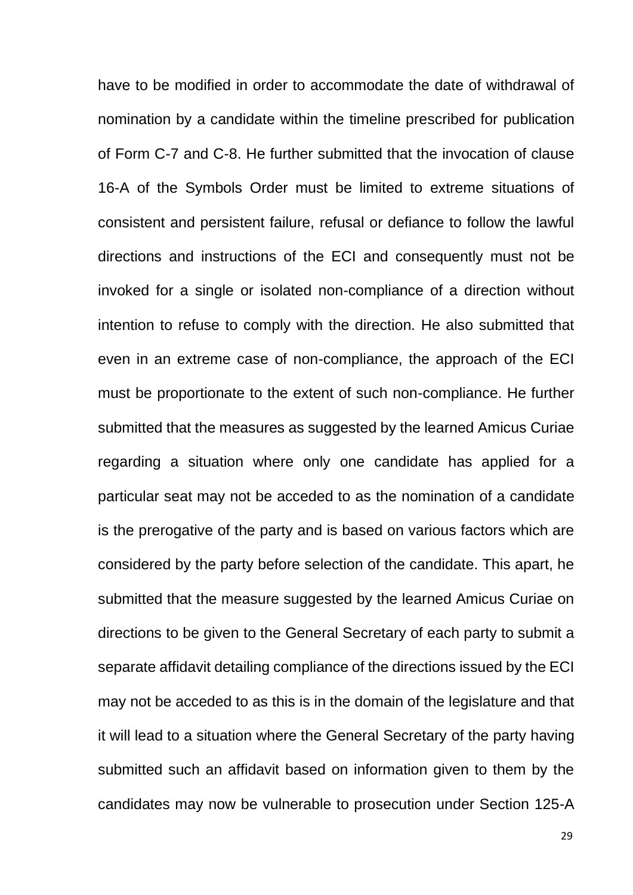have to be modified in order to accommodate the date of withdrawal of nomination by a candidate within the timeline prescribed for publication of Form C-7 and C-8. He further submitted that the invocation of clause 16-A of the Symbols Order must be limited to extreme situations of consistent and persistent failure, refusal or defiance to follow the lawful directions and instructions of the ECI and consequently must not be invoked for a single or isolated non-compliance of a direction without intention to refuse to comply with the direction. He also submitted that even in an extreme case of non-compliance, the approach of the ECI must be proportionate to the extent of such non-compliance. He further submitted that the measures as suggested by the learned Amicus Curiae regarding a situation where only one candidate has applied for a particular seat may not be acceded to as the nomination of a candidate is the prerogative of the party and is based on various factors which are considered by the party before selection of the candidate. This apart, he submitted that the measure suggested by the learned Amicus Curiae on directions to be given to the General Secretary of each party to submit a separate affidavit detailing compliance of the directions issued by the ECI may not be acceded to as this is in the domain of the legislature and that it will lead to a situation where the General Secretary of the party having submitted such an affidavit based on information given to them by the candidates may now be vulnerable to prosecution under Section 125-A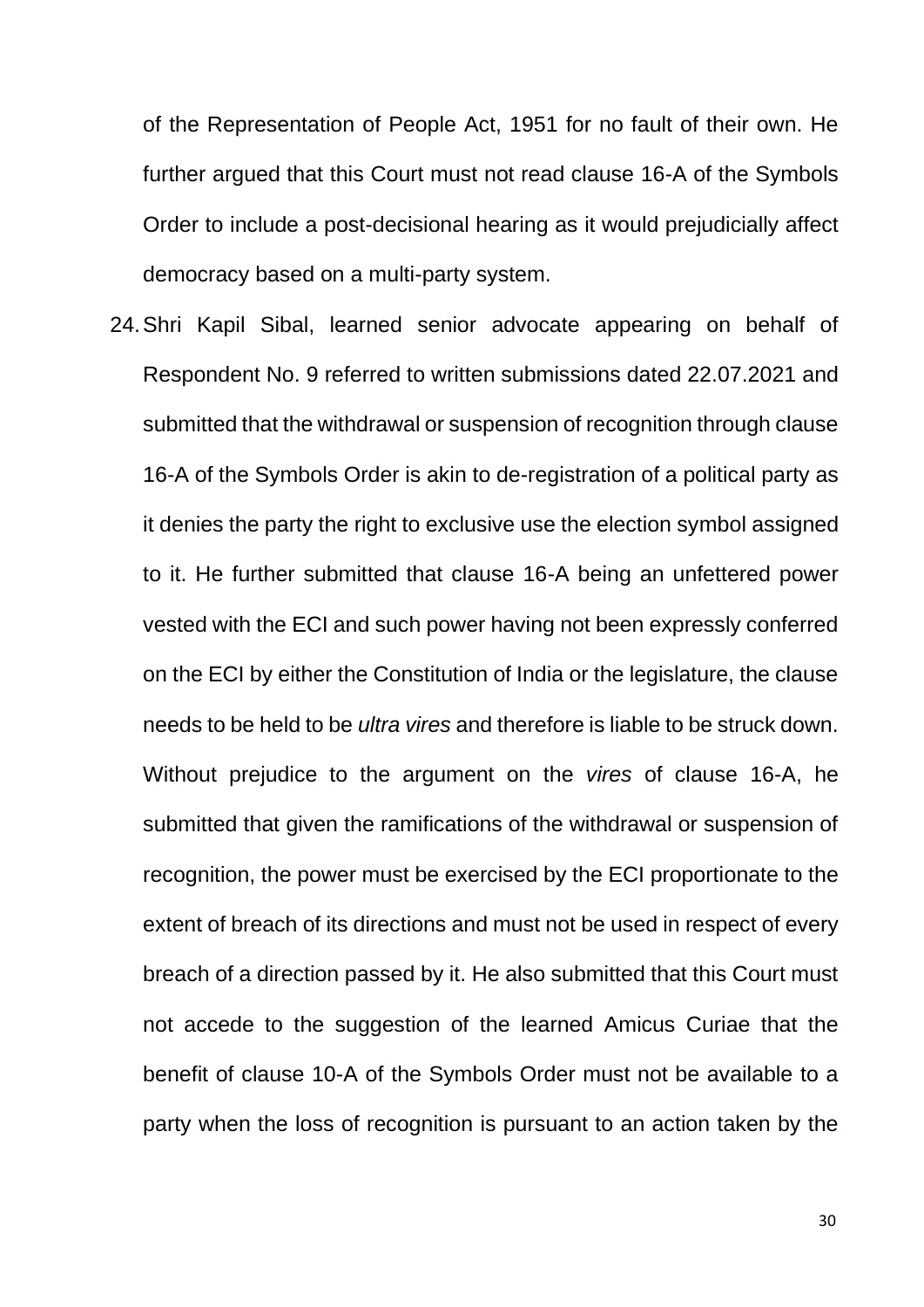of the Representation of People Act, 1951 for no fault of their own. He further argued that this Court must not read clause 16-A of the Symbols Order to include a post-decisional hearing as it would prejudicially affect democracy based on a multi-party system.

24. Shri Kapil Sibal, learned senior advocate appearing on behalf of Respondent No. 9 referred to written submissions dated 22.07.2021 and submitted that the withdrawal or suspension of recognition through clause 16-A of the Symbols Order is akin to de-registration of a political party as it denies the party the right to exclusive use the election symbol assigned to it. He further submitted that clause 16-A being an unfettered power vested with the ECI and such power having not been expressly conferred on the ECI by either the Constitution of India or the legislature, the clause needs to be held to be *ultra vires* and therefore is liable to be struck down. Without prejudice to the argument on the *vires* of clause 16-A, he submitted that given the ramifications of the withdrawal or suspension of recognition, the power must be exercised by the ECI proportionate to the extent of breach of its directions and must not be used in respect of every breach of a direction passed by it. He also submitted that this Court must not accede to the suggestion of the learned Amicus Curiae that the benefit of clause 10-A of the Symbols Order must not be available to a party when the loss of recognition is pursuant to an action taken by the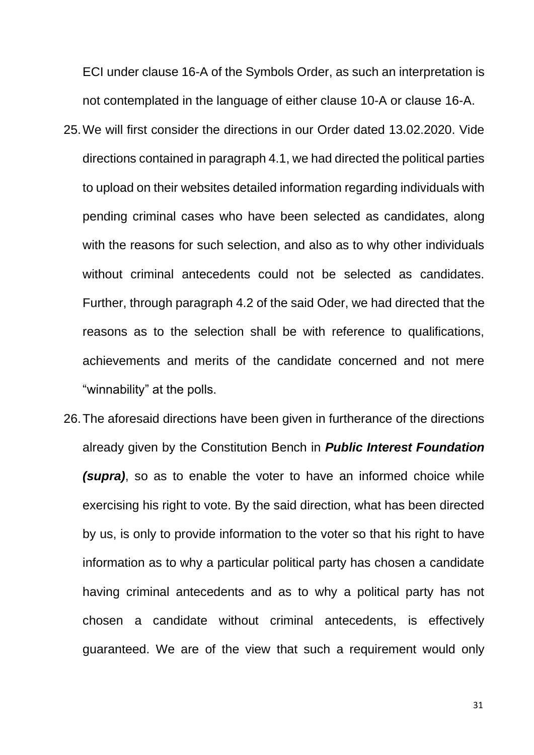ECI under clause 16-A of the Symbols Order, as such an interpretation is not contemplated in the language of either clause 10-A or clause 16-A.

25. We will first consider the directions in our Order dated 13.02.2020. Vide directions contained in paragraph 4.1, we had directed the political parties to upload on their websites detailed information regarding individuals with pending criminal cases who have been selected as candidates, along with the reasons for such selection, and also as to why other individuals without criminal antecedents could not be selected as candidates. Further, through paragraph 4.2 of the said Oder, we had directed that the reasons as to the selection shall be with reference to qualifications, achievements and merits of the candidate concerned and not mere "winnability" at the polls.

26. The aforesaid directions have been given in furtherance of the directions already given by the Constitution Bench in ***Public Interest Foundation (supra)***, so as to enable the voter to have an informed choice while exercising his right to vote. By the said direction, what has been directed by us, is only to provide information to the voter so that his right to have information as to why a particular political party has chosen a candidate having criminal antecedents and as to why a political party has not chosen a candidate without criminal antecedents, is effectively guaranteed. We are of the view that such a requirement would only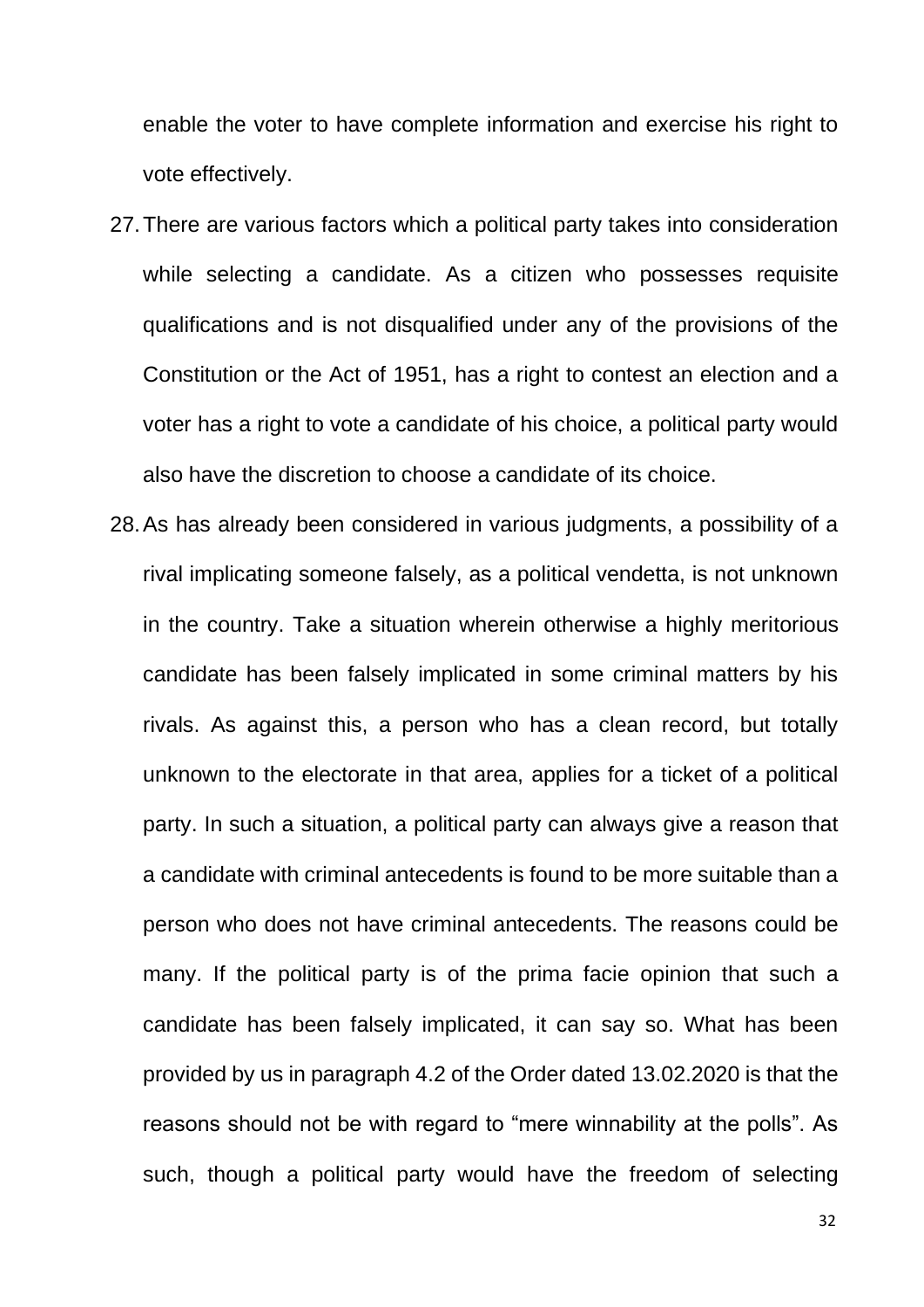enable the voter to have complete information and exercise his right to vote effectively.

27. There are various factors which a political party takes into consideration while selecting a candidate. As a citizen who possesses requisite qualifications and is not disqualified under any of the provisions of the Constitution or the Act of 1951, has a right to contest an election and a voter has a right to vote a candidate of his choice, a political party would also have the discretion to choose a candidate of its choice.

28. As has already been considered in various judgments, a possibility of a rival implicating someone falsely, as a political vendetta, is not unknown in the country. Take a situation wherein otherwise a highly meritorious candidate has been falsely implicated in some criminal matters by his rivals. As against this, a person who has a clean record, but totally unknown to the electorate in that area, applies for a ticket of a political party. In such a situation, a political party can always give a reason that a candidate with criminal antecedents is found to be more suitable than a person who does not have criminal antecedents. The reasons could be many. If the political party is of the prima facie opinion that such a candidate has been falsely implicated, it can say so. What has been provided by us in paragraph 4.2 of the Order dated 13.02.2020 is that the reasons should not be with regard to "mere winnability at the polls". As such, though a political party would have the freedom of selecting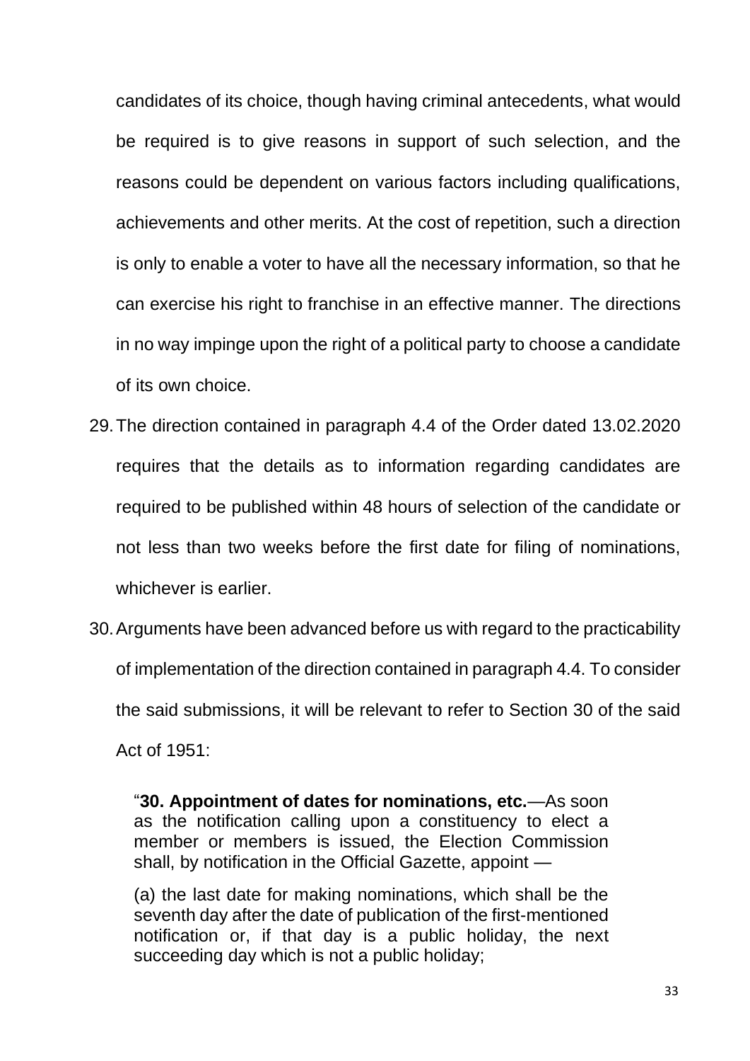candidates of its choice, though having criminal antecedents, what would be required is to give reasons in support of such selection, and the reasons could be dependent on various factors including qualifications, achievements and other merits. At the cost of repetition, such a direction is only to enable a voter to have all the necessary information, so that he can exercise his right to franchise in an effective manner. The directions in no way impinge upon the right of a political party to choose a candidate of its own choice.

29. The direction contained in paragraph 4.4 of the Order dated 13.02.2020 requires that the details as to information regarding candidates are required to be published within 48 hours of selection of the candidate or not less than two weeks before the first date for filing of nominations, whichever is earlier.

30. Arguments have been advanced before us with regard to the practicability of implementation of the direction contained in paragraph 4.4. To consider the said submissions, it will be relevant to refer to Section 30 of the said Act of 1951:

> "**30. Appointment of dates for nominations, etc.**—As soon as the notification calling upon a constituency to elect a member or members is issued, the Election Commission shall, by notification in the Official Gazette, appoint —
>
> (a) the last date for making nominations, which shall be the seventh day after the date of publication of the first-mentioned notification or, if that day is a public holiday, the next succeeding day which is not a public holiday;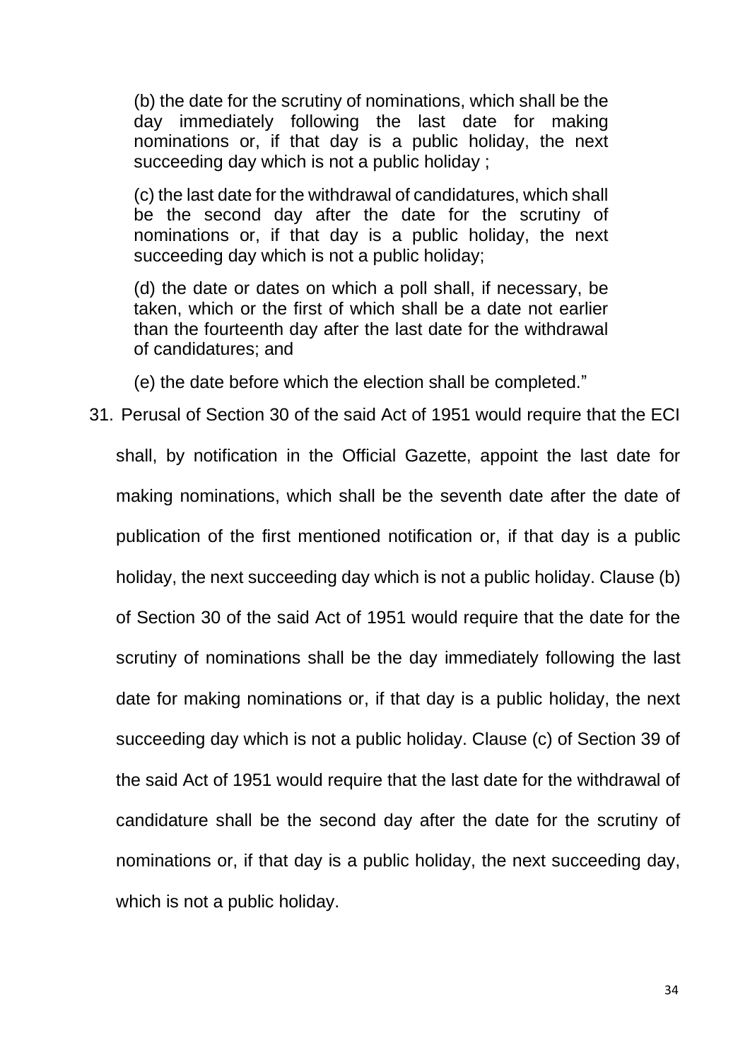(b) the date for the scrutiny of nominations, which shall be the day immediately following the last date for making nominations or, if that day is a public holiday, the next succeeding day which is not a public holiday ;

(c) the last date for the withdrawal of candidatures, which shall be the second day after the date for the scrutiny of nominations or, if that day is a public holiday, the next succeeding day which is not a public holiday;

(d) the date or dates on which a poll shall, if necessary, be taken, which or the first of which shall be a date not earlier than the fourteenth day after the last date for the withdrawal of candidatures; and

(e) the date before which the election shall be completed."

31. Perusal of Section 30 of the said Act of 1951 would require that the ECI shall, by notification in the Official Gazette, appoint the last date for making nominations, which shall be the seventh date after the date of publication of the first mentioned notification or, if that day is a public holiday, the next succeeding day which is not a public holiday. Clause (b) of Section 30 of the said Act of 1951 would require that the date for the scrutiny of nominations shall be the day immediately following the last date for making nominations or, if that day is a public holiday, the next succeeding day which is not a public holiday. Clause (c) of Section 39 of the said Act of 1951 would require that the last date for the withdrawal of candidature shall be the second day after the date for the scrutiny of nominations or, if that day is a public holiday, the next succeeding day, which is not a public holiday.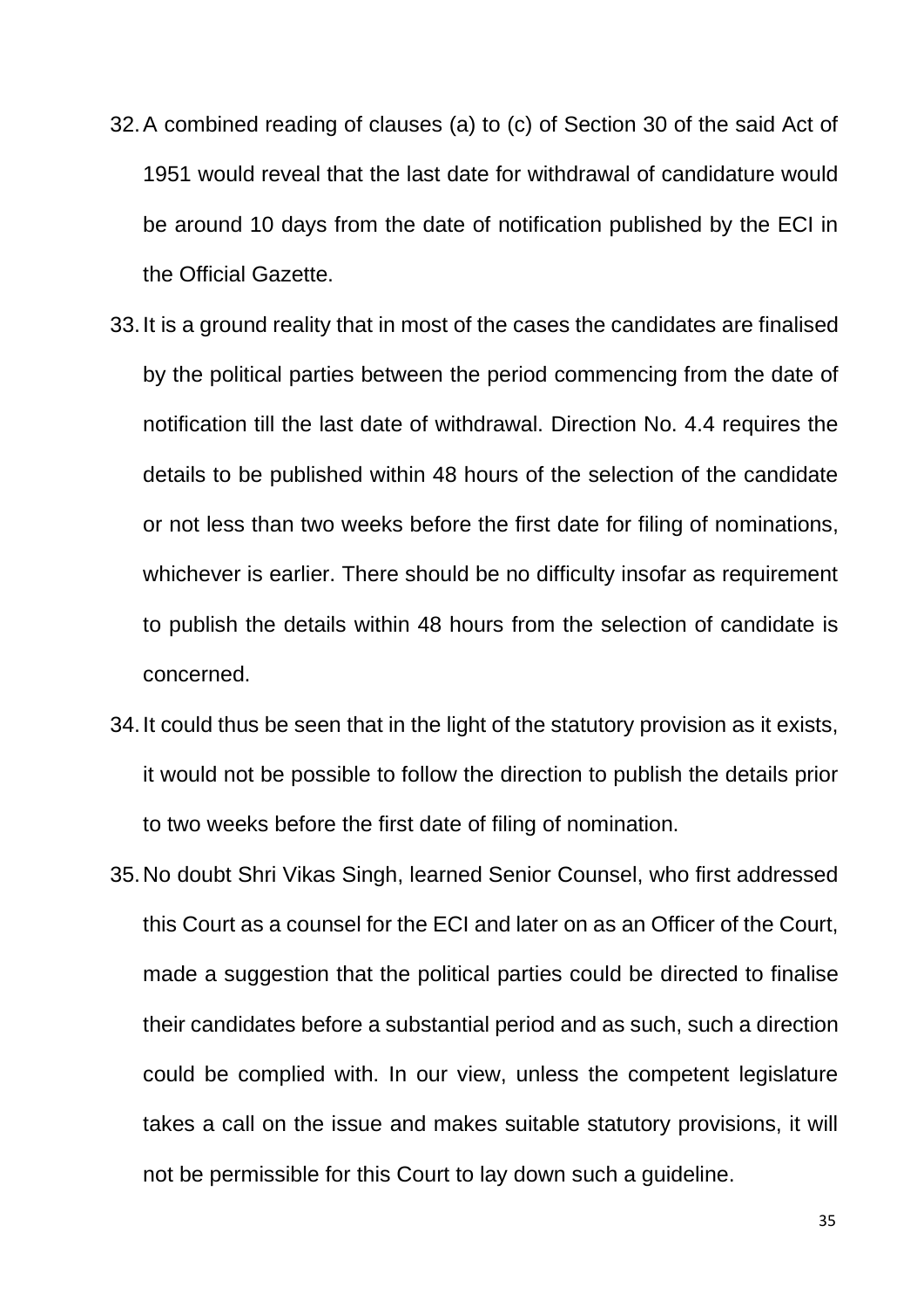32. A combined reading of clauses (a) to (c) of Section 30 of the said Act of 1951 would reveal that the last date for withdrawal of candidature would be around 10 days from the date of notification published by the ECI in the Official Gazette.

33. It is a ground reality that in most of the cases the candidates are finalised by the political parties between the period commencing from the date of notification till the last date of withdrawal. Direction No. 4.4 requires the details to be published within 48 hours of the selection of the candidate or not less than two weeks before the first date for filing of nominations, whichever is earlier. There should be no difficulty insofar as requirement to publish the details within 48 hours from the selection of candidate is concerned.

34. It could thus be seen that in the light of the statutory provision as it exists, it would not be possible to follow the direction to publish the details prior to two weeks before the first date of filing of nomination.

35. No doubt Shri Vikas Singh, learned Senior Counsel, who first addressed this Court as a counsel for the ECI and later on as an Officer of the Court, made a suggestion that the political parties could be directed to finalise their candidates before a substantial period and as such, such a direction could be complied with. In our view, unless the competent legislature takes a call on the issue and makes suitable statutory provisions, it will not be permissible for this Court to lay down such a guideline.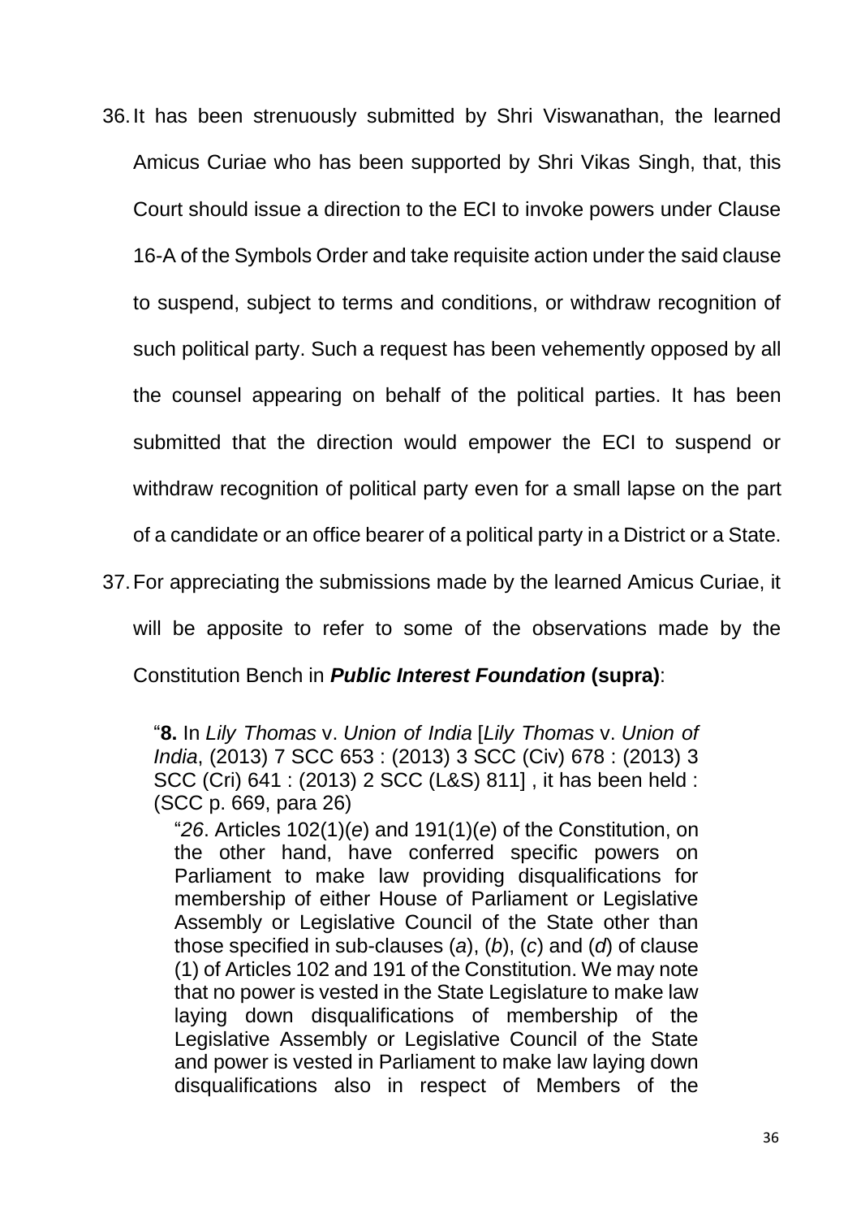36. It has been strenuously submitted by Shri Viswanathan, the learned Amicus Curiae who has been supported by Shri Vikas Singh, that, this Court should issue a direction to the ECI to invoke powers under Clause 16-A of the Symbols Order and take requisite action under the said clause to suspend, subject to terms and conditions, or withdraw recognition of such political party. Such a request has been vehemently opposed by all the counsel appearing on behalf of the political parties. It has been submitted that the direction would empower the ECI to suspend or withdraw recognition of political party even for a small lapse on the part of a candidate or an office bearer of a political party in a District or a State.

37. For appreciating the submissions made by the learned Amicus Curiae, it will be apposite to refer to some of the observations made by the Constitution Bench in ***Public Interest Foundation* (supra)**:

> "**8.** In *Lily Thomas* v. *Union of India* [*Lily Thomas* v. *Union of India*, (2013) 7 SCC 653 : (2013) 3 SCC (Civ) 678 : (2013) 3 SCC (Cri) 641 : (2013) 2 SCC (L&S) 811] , it has been held : (SCC p. 669, para 26)
>
> "*26*. Articles 102(1)(*e*) and 191(1)(*e*) of the Constitution, on the other hand, have conferred specific powers on Parliament to make law providing disqualifications for membership of either House of Parliament or Legislative Assembly or Legislative Council of the State other than those specified in sub-clauses (*a*), (*b*), (*c*) and (*d*) of clause (1) of Articles 102 and 191 of the Constitution. We may note that no power is vested in the State Legislature to make law laying down disqualifications of membership of the Legislative Assembly or Legislative Council of the State and power is vested in Parliament to make law laying down disqualifications also in respect of Members of the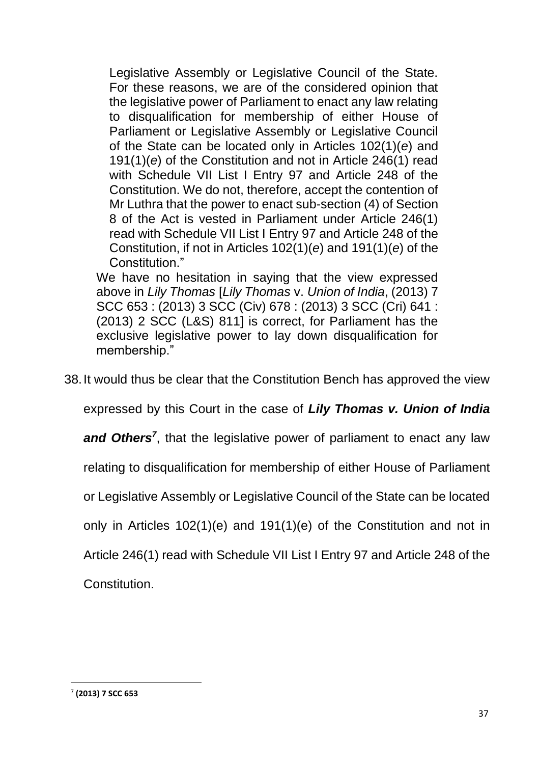> Legislative Assembly or Legislative Council of the State. For these reasons, we are of the considered opinion that the legislative power of Parliament to enact any law relating to disqualification for membership of either House of Parliament or Legislative Assembly or Legislative Council of the State can be located only in Articles 102(1)(*e*) and 191(1)(*e*) of the Constitution and not in Article 246(1) read with Schedule VII List I Entry 97 and Article 248 of the Constitution. We do not, therefore, accept the contention of Mr Luthra that the power to enact sub-section (4) of Section 8 of the Act is vested in Parliament under Article 246(1) read with Schedule VII List I Entry 97 and Article 248 of the Constitution, if not in Articles 102(1)(*e*) and 191(1)(*e*) of the Constitution."
>
> We have no hesitation in saying that the view expressed above in *Lily Thomas* [*Lily Thomas* v. *Union of India*, (2013) 7 SCC 653 : (2013) 3 SCC (Civ) 678 : (2013) 3 SCC (Cri) 641 : (2013) 2 SCC (L&S) 811] is correct, for Parliament has the exclusive legislative power to lay down disqualification for membership."

38. It would thus be clear that the Constitution Bench has approved the view expressed by this Court in the case of ***Lily Thomas v. Union of India and Others***[7], that the legislative power of parliament to enact any law relating to disqualification for membership of either House of Parliament or Legislative Assembly or Legislative Council of the State can be located only in Articles 102(1)(e) and 191(1)(e) of the Constitution and not in Article 246(1) read with Schedule VII List I Entry 97 and Article 248 of the Constitution.

---

[7] **(2013) 7 SCC 653**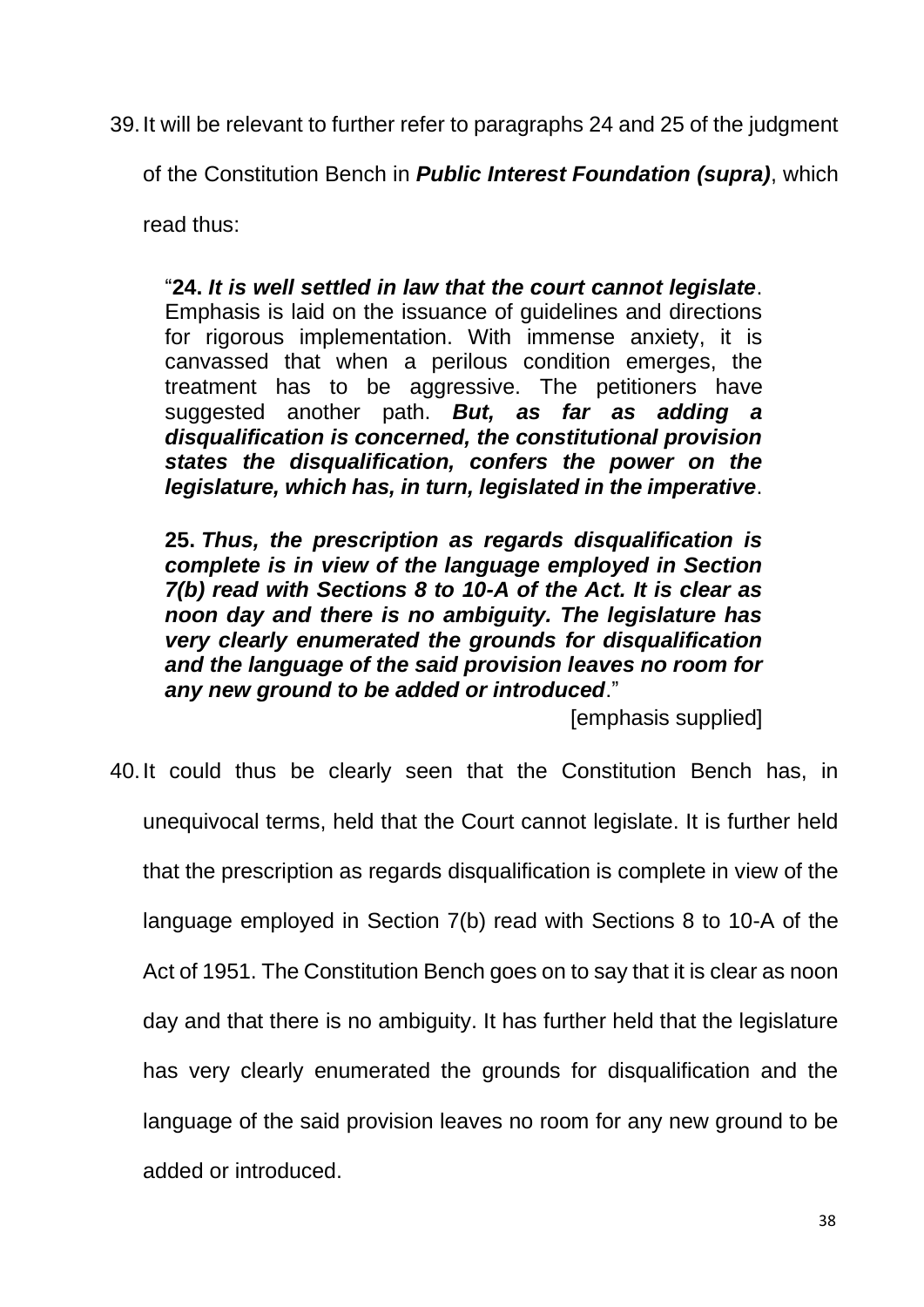39. It will be relevant to further refer to paragraphs 24 and 25 of the judgment of the Constitution Bench in ***Public Interest Foundation (supra)***, which read thus:

> "**24.** ***It is well settled in law that the court cannot legislate***. Emphasis is laid on the issuance of guidelines and directions for rigorous implementation. With immense anxiety, it is canvassed that when a perilous condition emerges, the treatment has to be aggressive. The petitioners have suggested another path. ***But, as far as adding a disqualification is concerned, the constitutional provision states the disqualification, confers the power on the legislature, which has, in turn, legislated in the imperative***.
>
> **25.** ***Thus, the prescription as regards disqualification is complete is in view of the language employed in Section 7(b) read with Sections 8 to 10-A of the Act. It is clear as noon day and there is no ambiguity. The legislature has very clearly enumerated the grounds for disqualification and the language of the said provision leaves no room for any new ground to be added or introduced***."
>
> [emphasis supplied]

40. It could thus be clearly seen that the Constitution Bench has, in unequivocal terms, held that the Court cannot legislate. It is further held that the prescription as regards disqualification is complete in view of the language employed in Section 7(b) read with Sections 8 to 10-A of the Act of 1951. The Constitution Bench goes on to say that it is clear as noon day and that there is no ambiguity. It has further held that the legislature has very clearly enumerated the grounds for disqualification and the language of the said provision leaves no room for any new ground to be added or introduced.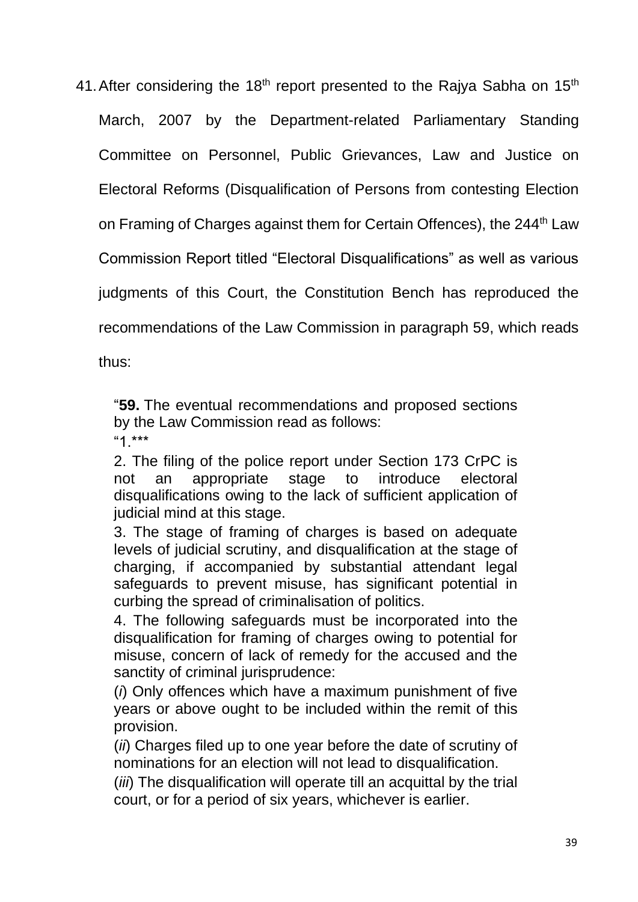41. After considering the 18th report presented to the Rajya Sabha on 15th March, 2007 by the Department-related Parliamentary Standing Committee on Personnel, Public Grievances, Law and Justice on Electoral Reforms (Disqualification of Persons from contesting Election on Framing of Charges against them for Certain Offences), the 244th Law Commission Report titled "Electoral Disqualifications" as well as various judgments of this Court, the Constitution Bench has reproduced the recommendations of the Law Commission in paragraph 59, which reads thus:

> "**59.** The eventual recommendations and proposed sections by the Law Commission read as follows:
>
> "1.***
>
> 2. The filing of the police report under Section 173 CrPC is not an appropriate stage to introduce electoral disqualifications owing to the lack of sufficient application of judicial mind at this stage.
>
> 3. The stage of framing of charges is based on adequate levels of judicial scrutiny, and disqualification at the stage of charging, if accompanied by substantial attendant legal safeguards to prevent misuse, has significant potential in curbing the spread of criminalisation of politics.
>
> 4. The following safeguards must be incorporated into the disqualification for framing of charges owing to potential for misuse, concern of lack of remedy for the accused and the sanctity of criminal jurisprudence:
>
> (*i*) Only offences which have a maximum punishment of five years or above ought to be included within the remit of this provision.
>
> (*ii*) Charges filed up to one year before the date of scrutiny of nominations for an election will not lead to disqualification.
>
> (*iii*) The disqualification will operate till an acquittal by the trial court, or for a period of six years, whichever is earlier.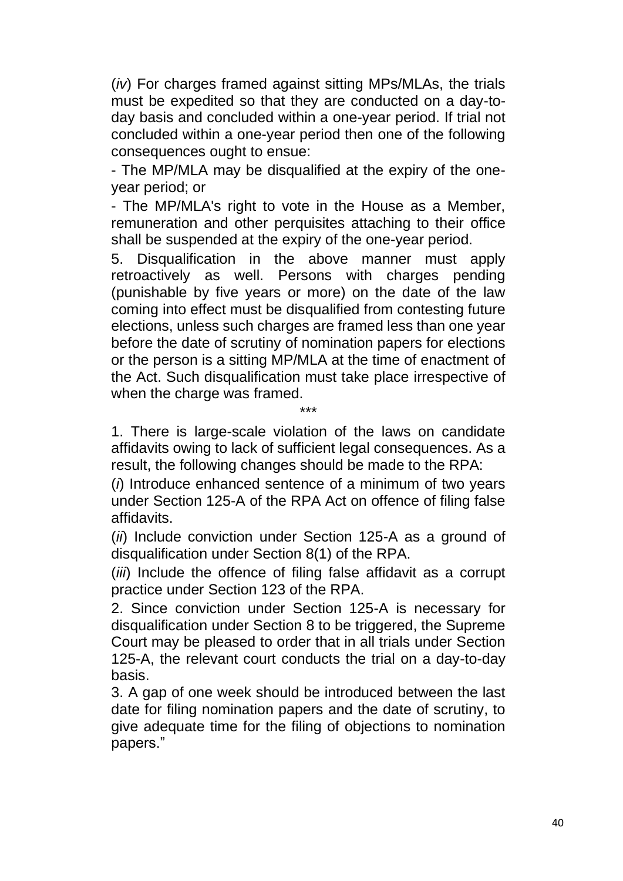(*iv*) For charges framed against sitting MPs/MLAs, the trials must be expedited so that they are conducted on a day-to-day basis and concluded within a one-year period. If trial not concluded within a one-year period then one of the following consequences ought to ensue:

- The MP/MLA may be disqualified at the expiry of the one-year period; or

- The MP/MLA's right to vote in the House as a Member, remuneration and other perquisites attaching to their office shall be suspended at the expiry of the one-year period.

5. Disqualification in the above manner must apply retroactively as well. Persons with charges pending (punishable by five years or more) on the date of the law coming into effect must be disqualified from contesting future elections, unless such charges are framed less than one year before the date of scrutiny of nomination papers for elections or the person is a sitting MP/MLA at the time of enactment of the Act. Such disqualification must take place irrespective of when the charge was framed.

\*\*\*

1. There is large-scale violation of the laws on candidate affidavits owing to lack of sufficient legal consequences. As a result, the following changes should be made to the RPA:

(*i*) Introduce enhanced sentence of a minimum of two years under Section 125-A of the RPA Act on offence of filing false affidavits.

(*ii*) Include conviction under Section 125-A as a ground of disqualification under Section 8(1) of the RPA.

(*iii*) Include the offence of filing false affidavit as a corrupt practice under Section 123 of the RPA.

2. Since conviction under Section 125-A is necessary for disqualification under Section 8 to be triggered, the Supreme Court may be pleased to order that in all trials under Section 125-A, the relevant court conducts the trial on a day-to-day basis.

3. A gap of one week should be introduced between the last date for filing nomination papers and the date of scrutiny, to give adequate time for the filing of objections to nomination papers."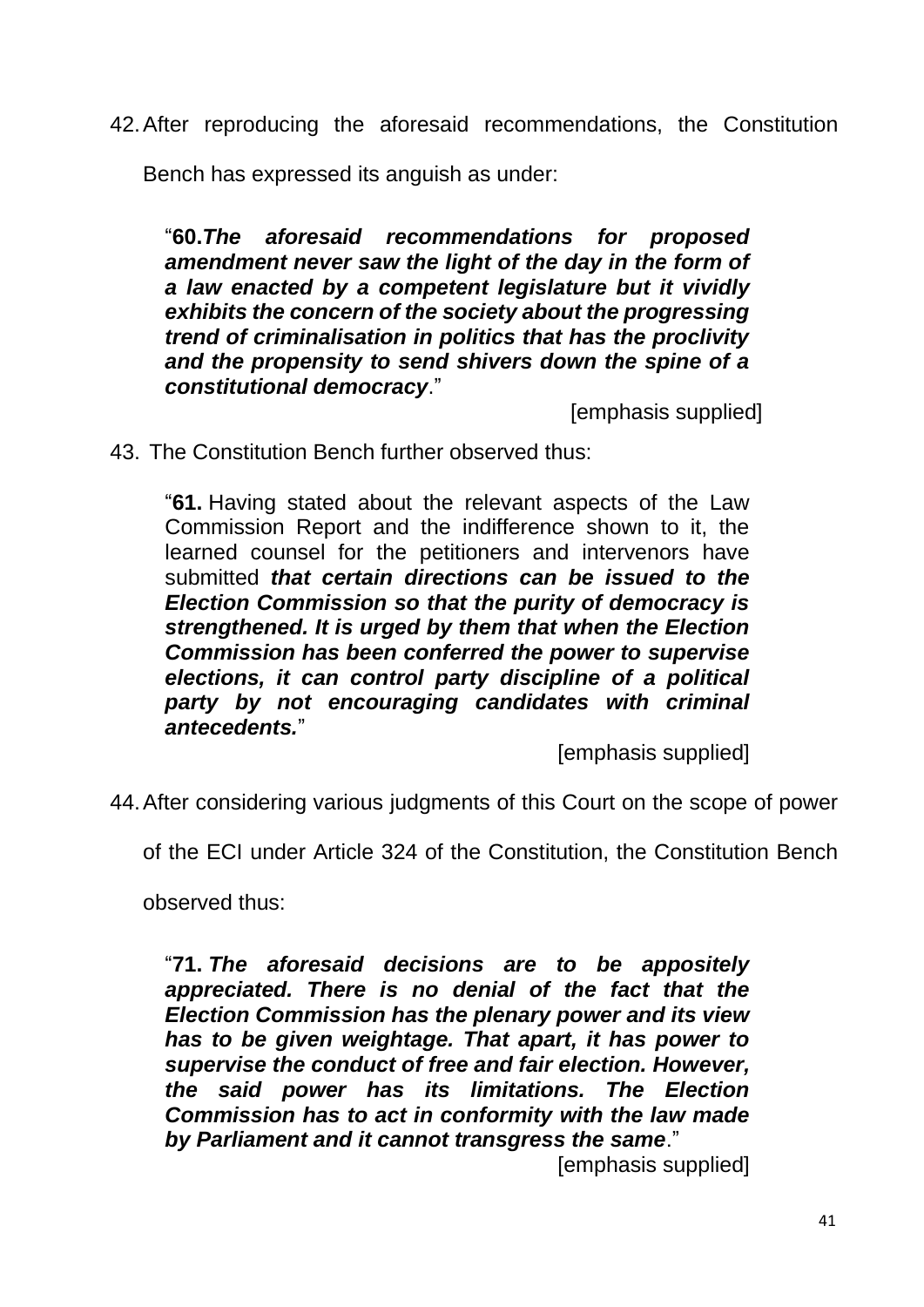42. After reproducing the aforesaid recommendations, the Constitution Bench has expressed its anguish as under:

> "**60.*The aforesaid recommendations for proposed amendment never saw the light of the day in the form of a law enacted by a competent legislature but it vividly exhibits the concern of the society about the progressing trend of criminalisation in politics that has the proclivity and the propensity to send shivers down the spine of a constitutional democracy***."
>
> [emphasis supplied]

43. The Constitution Bench further observed thus:

> "**61.** Having stated about the relevant aspects of the Law Commission Report and the indifference shown to it, the learned counsel for the petitioners and intervenors have submitted ***that certain directions can be issued to the Election Commission so that the purity of democracy is strengthened. It is urged by them that when the Election Commission has been conferred the power to supervise elections, it can control party discipline of a political party by not encouraging candidates with criminal antecedents.***"
>
> [emphasis supplied]

44. After considering various judgments of this Court on the scope of power of the ECI under Article 324 of the Constitution, the Constitution Bench observed thus:

> "**71.** ***The aforesaid decisions are to be appositely appreciated. There is no denial of the fact that the Election Commission has the plenary power and its view has to be given weightage. That apart, it has power to supervise the conduct of free and fair election. However, the said power has its limitations. The Election Commission has to act in conformity with the law made by Parliament and it cannot transgress the same***."
>
> [emphasis supplied]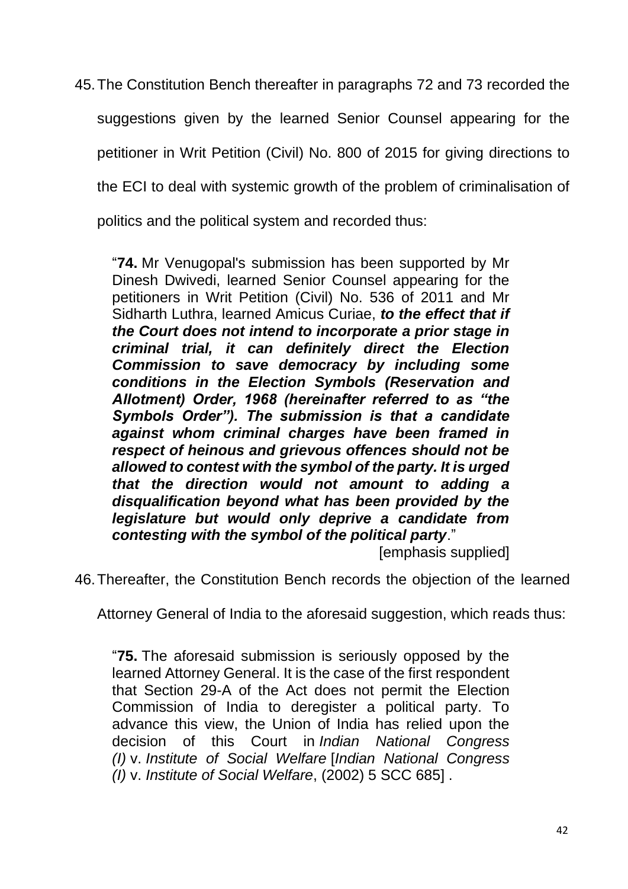45. The Constitution Bench thereafter in paragraphs 72 and 73 recorded the suggestions given by the learned Senior Counsel appearing for the petitioner in Writ Petition (Civil) No. 800 of 2015 for giving directions to the ECI to deal with systemic growth of the problem of criminalisation of politics and the political system and recorded thus:

> "**74.** Mr Venugopal's submission has been supported by Mr Dinesh Dwivedi, learned Senior Counsel appearing for the petitioners in Writ Petition (Civil) No. 536 of 2011 and Mr Sidharth Luthra, learned Amicus Curiae, ***to the effect that if the Court does not intend to incorporate a prior stage in criminal trial, it can definitely direct the Election Commission to save democracy by including some conditions in the Election Symbols (Reservation and Allotment) Order, 1968 (hereinafter referred to as "the Symbols Order"). The submission is that a candidate against whom criminal charges have been framed in respect of heinous and grievous offences should not be allowed to contest with the symbol of the party. It is urged that the direction would not amount to adding a disqualification beyond what has been provided by the legislature but would only deprive a candidate from contesting with the symbol of the political party***."
>
> [emphasis supplied]

46. Thereafter, the Constitution Bench records the objection of the learned Attorney General of India to the aforesaid suggestion, which reads thus:

> "**75.** The aforesaid submission is seriously opposed by the learned Attorney General. It is the case of the first respondent that Section 29-A of the Act does not permit the Election Commission of India to deregister a political party. To advance this view, the Union of India has relied upon the decision of this Court in *Indian National Congress (I)* v. *Institute of Social Welfare* [*Indian National Congress (I)* v. *Institute of Social Welfare*, (2002) 5 SCC 685] .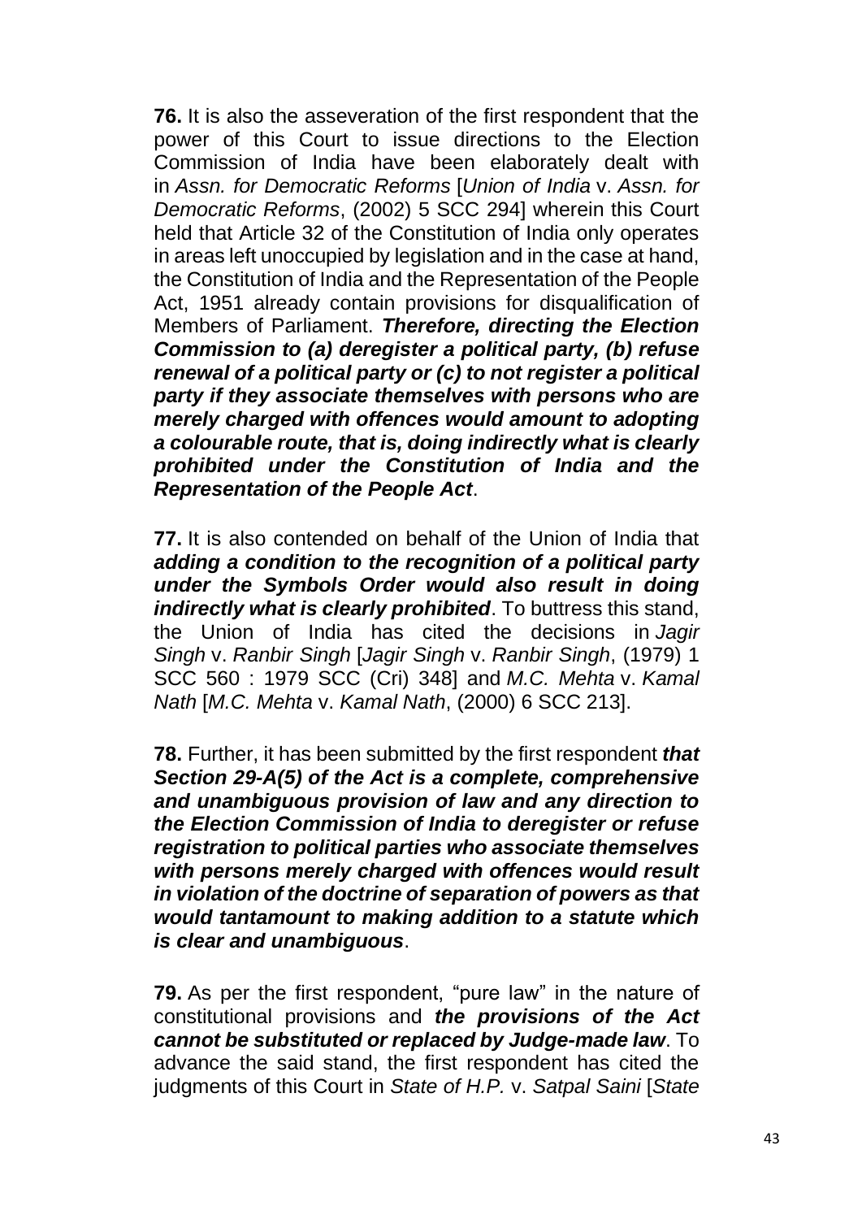**76.** It is also the asseveration of the first respondent that the power of this Court to issue directions to the Election Commission of India have been elaborately dealt with in *Assn. for Democratic Reforms* [*Union of India* v. *Assn. for Democratic Reforms*, (2002) 5 SCC 294] wherein this Court held that Article 32 of the Constitution of India only operates in areas left unoccupied by legislation and in the case at hand, the Constitution of India and the Representation of the People Act, 1951 already contain provisions for disqualification of Members of Parliament. ***Therefore, directing the Election Commission to (a) deregister a political party, (b) refuse renewal of a political party or (c) to not register a political party if they associate themselves with persons who are merely charged with offences would amount to adopting a colourable route, that is, doing indirectly what is clearly prohibited under the Constitution of India and the Representation of the People Act***.

**77.** It is also contended on behalf of the Union of India that ***adding a condition to the recognition of a political party under the Symbols Order would also result in doing indirectly what is clearly prohibited***. To buttress this stand, the Union of India has cited the decisions in *Jagir Singh* v. *Ranbir Singh* [*Jagir Singh* v. *Ranbir Singh*, (1979) 1 SCC 560 : 1979 SCC (Cri) 348] and *M.C. Mehta* v. *Kamal Nath* [*M.C. Mehta* v. *Kamal Nath*, (2000) 6 SCC 213].

**78.** Further, it has been submitted by the first respondent ***that Section 29-A(5) of the Act is a complete, comprehensive and unambiguous provision of law and any direction to the Election Commission of India to deregister or refuse registration to political parties who associate themselves with persons merely charged with offences would result in violation of the doctrine of separation of powers as that would tantamount to making addition to a statute which is clear and unambiguous***.

**79.** As per the first respondent, "pure law" in the nature of constitutional provisions and ***the provisions of the Act cannot be substituted or replaced by Judge-made law***. To advance the said stand, the first respondent has cited the judgments of this Court in *State of H.P.* v. *Satpal Saini* [*State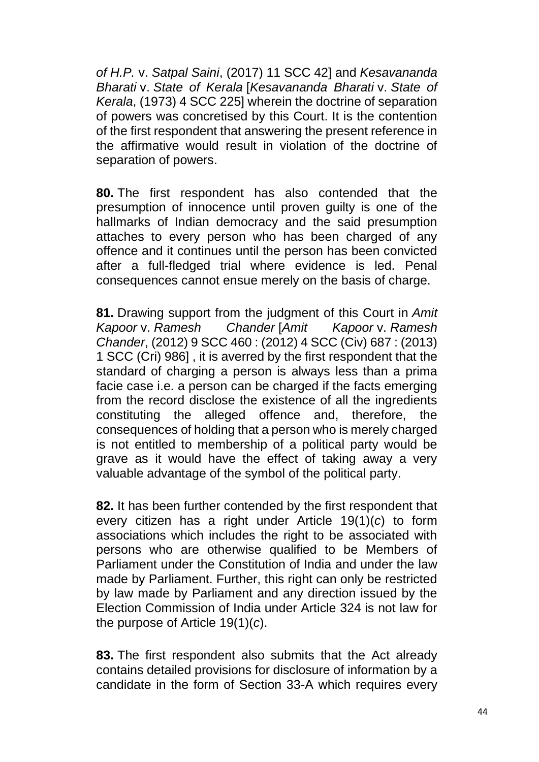*of H.P.* v. *Satpal Saini*, (2017) 11 SCC 42] and *Kesavananda Bharati* v. *State of Kerala* [*Kesavananda Bharati* v. *State of Kerala*, (1973) 4 SCC 225] wherein the doctrine of separation of powers was concretised by this Court. It is the contention of the first respondent that answering the present reference in the affirmative would result in violation of the doctrine of separation of powers.

**80.** The first respondent has also contended that the presumption of innocence until proven guilty is one of the hallmarks of Indian democracy and the said presumption attaches to every person who has been charged of any offence and it continues until the person has been convicted after a full-fledged trial where evidence is led. Penal consequences cannot ensue merely on the basis of charge.

**81.** Drawing support from the judgment of this Court in *Amit Kapoor* v. *Ramesh Chander* [*Amit Kapoor* v. *Ramesh Chander*, (2012) 9 SCC 460 : (2012) 4 SCC (Civ) 687 : (2013) 1 SCC (Cri) 986] , it is averred by the first respondent that the standard of charging a person is always less than a prima facie case i.e. a person can be charged if the facts emerging from the record disclose the existence of all the ingredients constituting the alleged offence and, therefore, the consequences of holding that a person who is merely charged is not entitled to membership of a political party would be grave as it would have the effect of taking away a very valuable advantage of the symbol of the political party.

**82.** It has been further contended by the first respondent that every citizen has a right under Article 19(1)(*c*) to form associations which includes the right to be associated with persons who are otherwise qualified to be Members of Parliament under the Constitution of India and under the law made by Parliament. Further, this right can only be restricted by law made by Parliament and any direction issued by the Election Commission of India under Article 324 is not law for the purpose of Article 19(1)(*c*).

**83.** The first respondent also submits that the Act already contains detailed provisions for disclosure of information by a candidate in the form of Section 33-A which requires every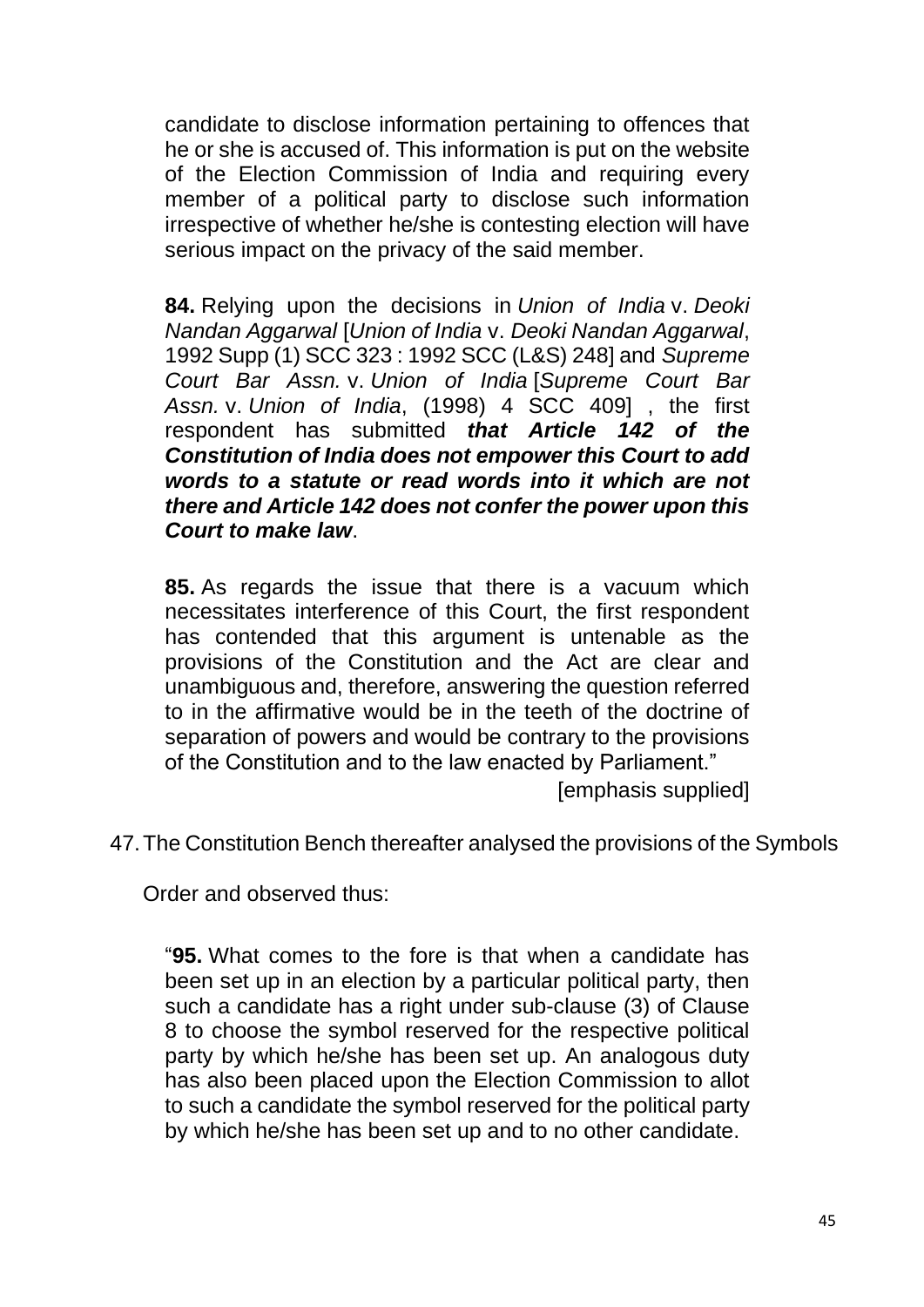candidate to disclose information pertaining to offences that he or she is accused of. This information is put on the website of the Election Commission of India and requiring every member of a political party to disclose such information irrespective of whether he/she is contesting election will have serious impact on the privacy of the said member.

> **84.** Relying upon the decisions in *Union of India* v. *Deoki Nandan Aggarwal* [*Union of India* v. *Deoki Nandan Aggarwal*, 1992 Supp (1) SCC 323 : 1992 SCC (L&S) 248] and *Supreme Court Bar Assn.* v. *Union of India* [*Supreme Court Bar Assn.* v. *Union of India*, (1998) 4 SCC 409] , the first respondent has submitted ***that Article 142 of the Constitution of India does not empower this Court to add words to a statute or read words into it which are not there and Article 142 does not confer the power upon this Court to make law***.
>
> **85.** As regards the issue that there is a vacuum which necessitates interference of this Court, the first respondent has contended that this argument is untenable as the provisions of the Constitution and the Act are clear and unambiguous and, therefore, answering the question referred to in the affirmative would be in the teeth of the doctrine of separation of powers and would be contrary to the provisions of the Constitution and to the law enacted by Parliament."
>
> [emphasis supplied]

47. The Constitution Bench thereafter analysed the provisions of the Symbols Order and observed thus:

> "**95.** What comes to the fore is that when a candidate has been set up in an election by a particular political party, then such a candidate has a right under sub-clause (3) of Clause 8 to choose the symbol reserved for the respective political party by which he/she has been set up. An analogous duty has also been placed upon the Election Commission to allot to such a candidate the symbol reserved for the political party by which he/she has been set up and to no other candidate.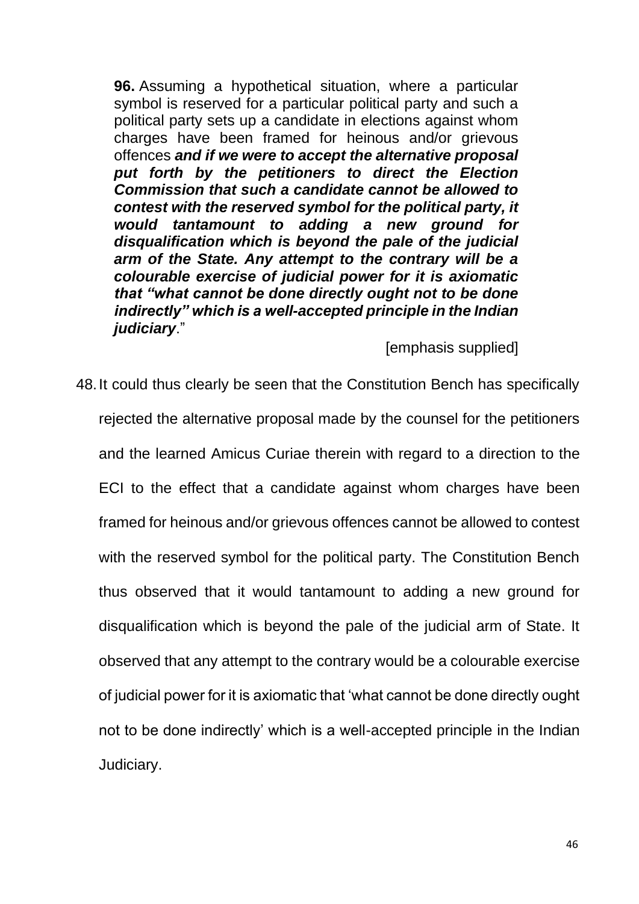> **96.** Assuming a hypothetical situation, where a particular symbol is reserved for a particular political party and such a political party sets up a candidate in elections against whom charges have been framed for heinous and/or grievous offences ***and if we were to accept the alternative proposal put forth by the petitioners to direct the Election Commission that such a candidate cannot be allowed to contest with the reserved symbol for the political party, it would tantamount to adding a new ground for disqualification which is beyond the pale of the judicial arm of the State. Any attempt to the contrary will be a colourable exercise of judicial power for it is axiomatic that "what cannot be done directly ought not to be done indirectly" which is a well-accepted principle in the Indian judiciary*.**"
>
> [emphasis supplied]

48. It could thus clearly be seen that the Constitution Bench has specifically rejected the alternative proposal made by the counsel for the petitioners and the learned Amicus Curiae therein with regard to a direction to the ECI to the effect that a candidate against whom charges have been framed for heinous and/or grievous offences cannot be allowed to contest with the reserved symbol for the political party. The Constitution Bench thus observed that it would tantamount to adding a new ground for disqualification which is beyond the pale of the judicial arm of State. It observed that any attempt to the contrary would be a colourable exercise of judicial power for it is axiomatic that 'what cannot be done directly ought not to be done indirectly' which is a well-accepted principle in the Indian Judiciary.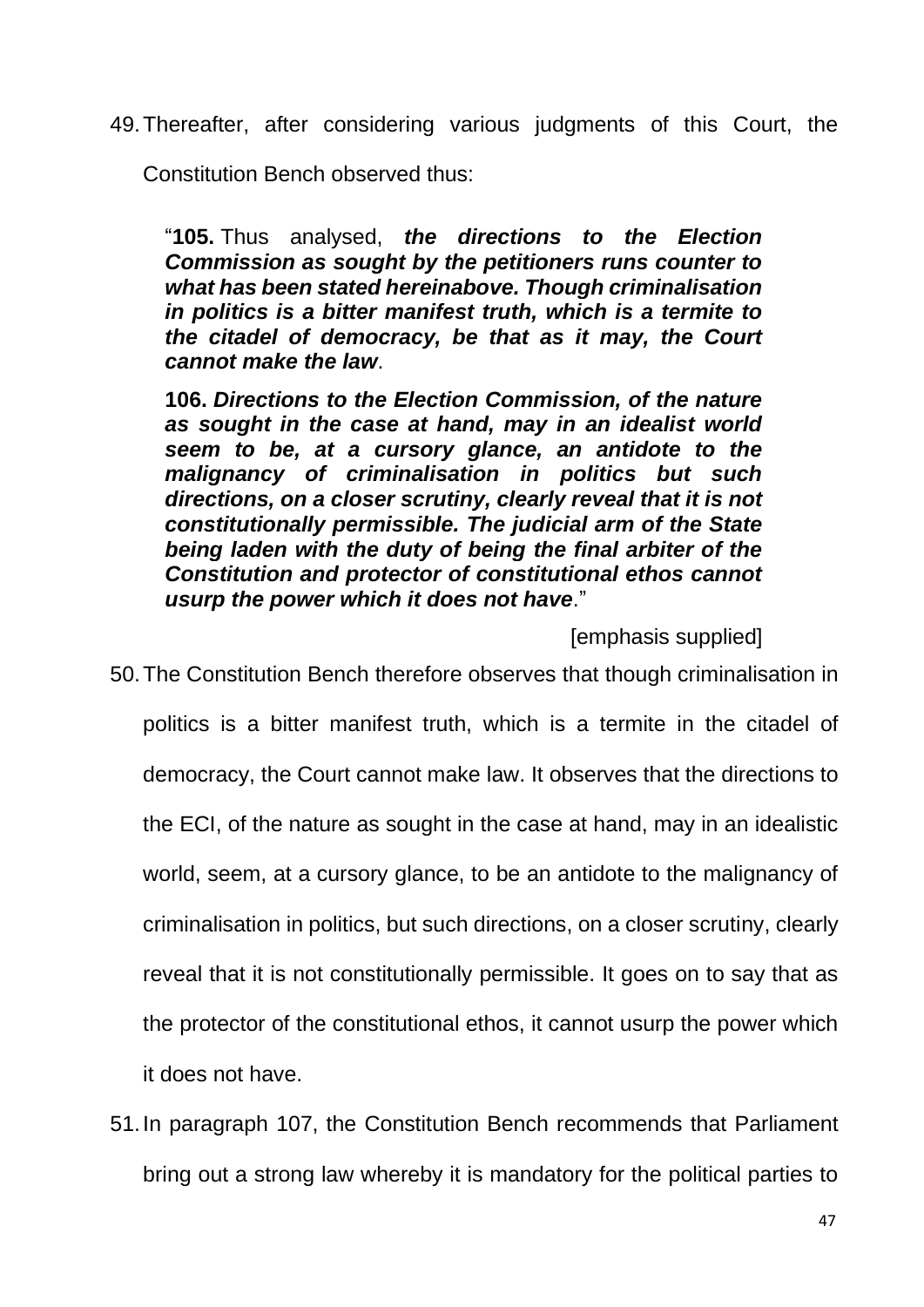49. Thereafter, after considering various judgments of this Court, the Constitution Bench observed thus:

> "**105.** Thus analysed, ***the directions to the Election Commission as sought by the petitioners runs counter to what has been stated hereinabove. Though criminalisation in politics is a bitter manifest truth, which is a termite to the citadel of democracy, be that as it may, the Court cannot make the law***.
>
> **106.** ***Directions to the Election Commission, of the nature as sought in the case at hand, may in an idealist world seem to be, at a cursory glance, an antidote to the malignancy of criminalisation in politics but such directions, on a closer scrutiny, clearly reveal that it is not constitutionally permissible. The judicial arm of the State being laden with the duty of being the final arbiter of the Constitution and protector of constitutional ethos cannot usurp the power which it does not have***."
>
> [emphasis supplied]

50. The Constitution Bench therefore observes that though criminalisation in politics is a bitter manifest truth, which is a termite in the citadel of democracy, the Court cannot make law. It observes that the directions to the ECI, of the nature as sought in the case at hand, may in an idealistic world, seem, at a cursory glance, to be an antidote to the malignancy of criminalisation in politics, but such directions, on a closer scrutiny, clearly reveal that it is not constitutionally permissible. It goes on to say that as the protector of the constitutional ethos, it cannot usurp the power which it does not have.

51. In paragraph 107, the Constitution Bench recommends that Parliament bring out a strong law whereby it is mandatory for the political parties to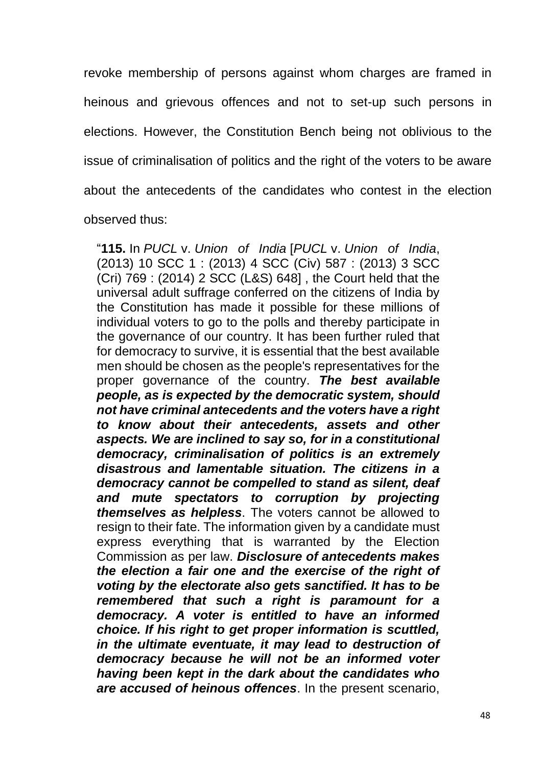revoke membership of persons against whom charges are framed in heinous and grievous offences and not to set-up such persons in elections. However, the Constitution Bench being not oblivious to the issue of criminalisation of politics and the right of the voters to be aware about the antecedents of the candidates who contest in the election observed thus:

> "**115.** In *PUCL* v. *Union of India* [*PUCL* v. *Union of India*, (2013) 10 SCC 1 : (2013) 4 SCC (Civ) 587 : (2013) 3 SCC (Cri) 769 : (2014) 2 SCC (L&S) 648] , the Court held that the universal adult suffrage conferred on the citizens of India by the Constitution has made it possible for these millions of individual voters to go to the polls and thereby participate in the governance of our country. It has been further ruled that for democracy to survive, it is essential that the best available men should be chosen as the people's representatives for the proper governance of the country. ***The best available people, as is expected by the democratic system, should not have criminal antecedents and the voters have a right to know about their antecedents, assets and other aspects. We are inclined to say so, for in a constitutional democracy, criminalisation of politics is an extremely disastrous and lamentable situation. The citizens in a democracy cannot be compelled to stand as silent, deaf and mute spectators to corruption by projecting themselves as helpless***. The voters cannot be allowed to resign to their fate. The information given by a candidate must express everything that is warranted by the Election Commission as per law. ***Disclosure of antecedents makes the election a fair one and the exercise of the right of voting by the electorate also gets sanctified. It has to be remembered that such a right is paramount for a democracy. A voter is entitled to have an informed choice. If his right to get proper information is scuttled, in the ultimate eventuate, it may lead to destruction of democracy because he will not be an informed voter having been kept in the dark about the candidates who are accused of heinous offences***. In the present scenario,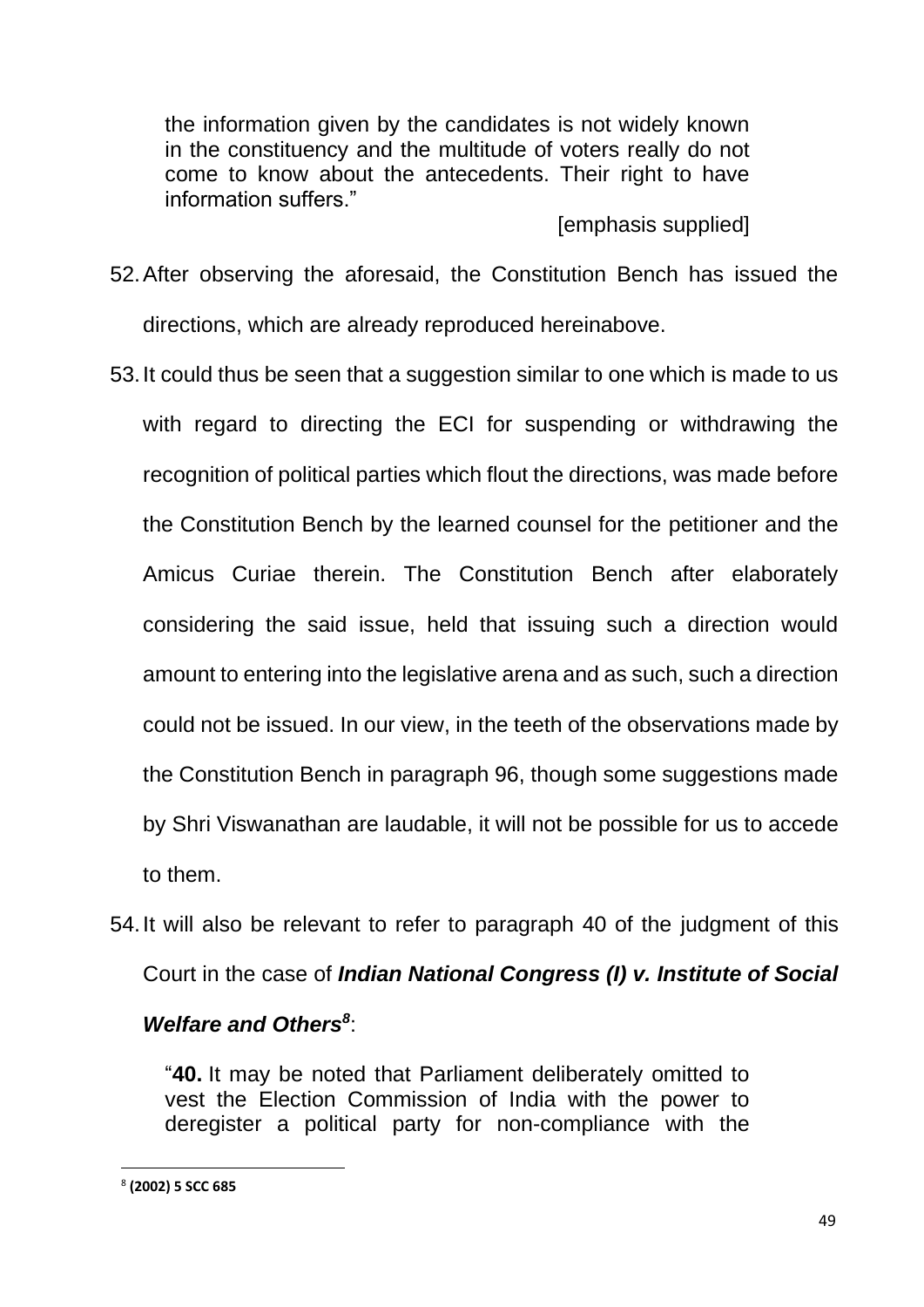> the information given by the candidates is not widely known in the constituency and the multitude of voters really do not come to know about the antecedents. Their right to have information suffers."
>
> [emphasis supplied]

52. After observing the aforesaid, the Constitution Bench has issued the directions, which are already reproduced hereinabove.

53. It could thus be seen that a suggestion similar to one which is made to us with regard to directing the ECI for suspending or withdrawing the recognition of political parties which flout the directions, was made before the Constitution Bench by the learned counsel for the petitioner and the Amicus Curiae therein. The Constitution Bench after elaborately considering the said issue, held that issuing such a direction would amount to entering into the legislative arena and as such, such a direction could not be issued. In our view, in the teeth of the observations made by the Constitution Bench in paragraph 96, though some suggestions made by Shri Viswanathan are laudable, it will not be possible for us to accede to them.

54. It will also be relevant to refer to paragraph 40 of the judgment of this Court in the case of ***Indian National Congress (I) v. Institute of Social Welfare and Others***[8]:

> "**40.** It may be noted that Parliament deliberately omitted to vest the Election Commission of India with the power to deregister a political party for non-compliance with the

---

[8] **(2002) 5 SCC 685**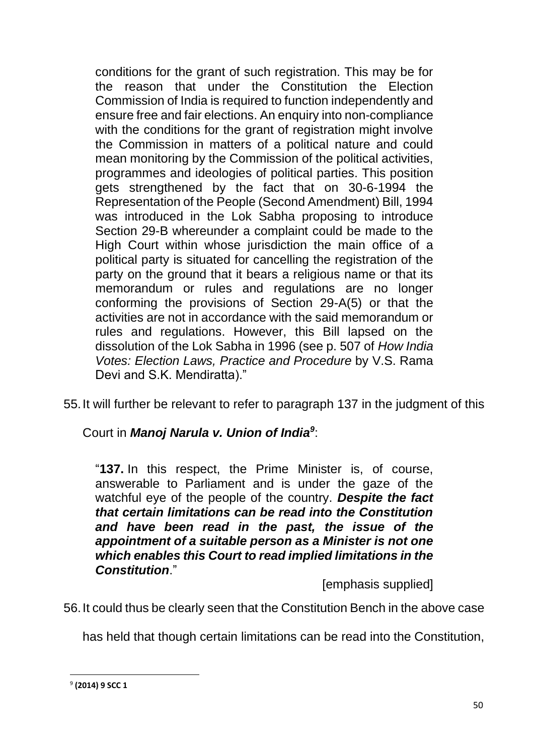> conditions for the grant of such registration. This may be for the reason that under the Constitution the Election Commission of India is required to function independently and ensure free and fair elections. An enquiry into non-compliance with the conditions for the grant of registration might involve the Commission in matters of a political nature and could mean monitoring by the Commission of the political activities, programmes and ideologies of political parties. This position gets strengthened by the fact that on 30-6-1994 the Representation of the People (Second Amendment) Bill, 1994 was introduced in the Lok Sabha proposing to introduce Section 29-B whereunder a complaint could be made to the High Court within whose jurisdiction the main office of a political party is situated for cancelling the registration of the party on the ground that it bears a religious name or that its memorandum or rules and regulations are no longer conforming the provisions of Section 29-A(5) or that the activities are not in accordance with the said memorandum or rules and regulations. However, this Bill lapsed on the dissolution of the Lok Sabha in 1996 (see p. 507 of *How India Votes: Election Laws, Practice and Procedure* by V.S. Rama Devi and S.K. Mendiratta)."

55. It will further be relevant to refer to paragraph 137 in the judgment of this Court in ***Manoj Narula v. Union of India***[9]:

> "**137.** In this respect, the Prime Minister is, of course, answerable to Parliament and is under the gaze of the watchful eye of the people of the country. ***Despite the fact that certain limitations can be read into the Constitution and have been read in the past, the issue of the appointment of a suitable person as a Minister is not one which enables this Court to read implied limitations in the Constitution***."
>
> [emphasis supplied]

56. It could thus be clearly seen that the Constitution Bench in the above case has held that though certain limitations can be read into the Constitution,

---

[9] **(2014) 9 SCC 1**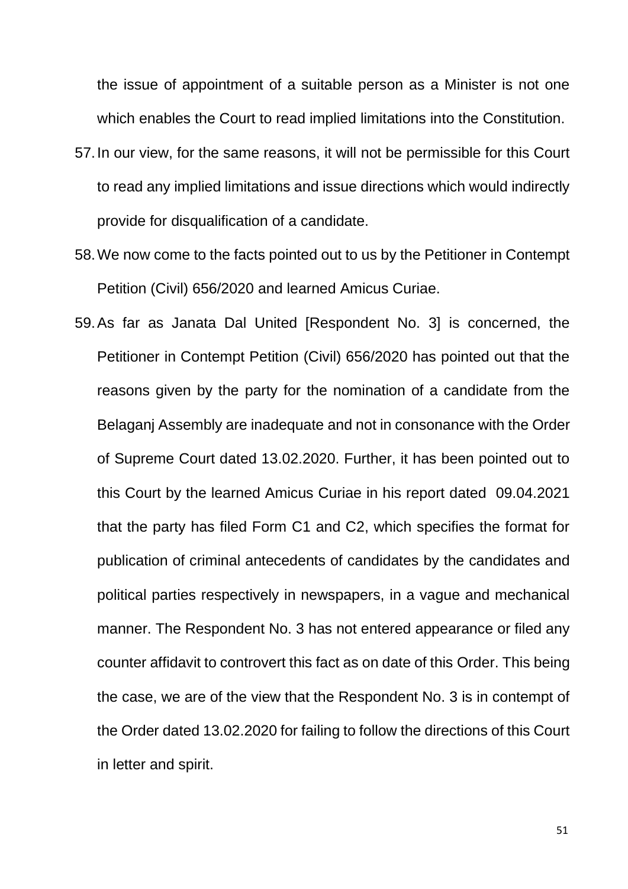the issue of appointment of a suitable person as a Minister is not one which enables the Court to read implied limitations into the Constitution.

57. In our view, for the same reasons, it will not be permissible for this Court to read any implied limitations and issue directions which would indirectly provide for disqualification of a candidate.

58. We now come to the facts pointed out to us by the Petitioner in Contempt Petition (Civil) 656/2020 and learned Amicus Curiae.

59. As far as Janata Dal United [Respondent No. 3] is concerned, the Petitioner in Contempt Petition (Civil) 656/2020 has pointed out that the reasons given by the party for the nomination of a candidate from the Belaganj Assembly are inadequate and not in consonance with the Order of Supreme Court dated 13.02.2020. Further, it has been pointed out to this Court by the learned Amicus Curiae in his report dated 09.04.2021 that the party has filed Form C1 and C2, which specifies the format for publication of criminal antecedents of candidates by the candidates and political parties respectively in newspapers, in a vague and mechanical manner. The Respondent No. 3 has not entered appearance or filed any counter affidavit to controvert this fact as on date of this Order. This being the case, we are of the view that the Respondent No. 3 is in contempt of the Order dated 13.02.2020 for failing to follow the directions of this Court in letter and spirit.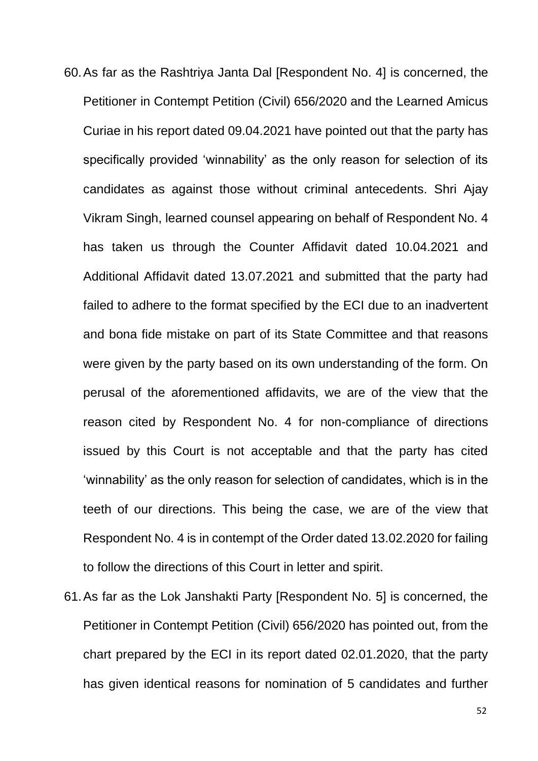60. As far as the Rashtriya Janta Dal [Respondent No. 4] is concerned, the Petitioner in Contempt Petition (Civil) 656/2020 and the Learned Amicus Curiae in his report dated 09.04.2021 have pointed out that the party has specifically provided 'winnability' as the only reason for selection of its candidates as against those without criminal antecedents. Shri Ajay Vikram Singh, learned counsel appearing on behalf of Respondent No. 4 has taken us through the Counter Affidavit dated 10.04.2021 and Additional Affidavit dated 13.07.2021 and submitted that the party had failed to adhere to the format specified by the ECI due to an inadvertent and bona fide mistake on part of its State Committee and that reasons were given by the party based on its own understanding of the form. On perusal of the aforementioned affidavits, we are of the view that the reason cited by Respondent No. 4 for non-compliance of directions issued by this Court is not acceptable and that the party has cited 'winnability' as the only reason for selection of candidates, which is in the teeth of our directions. This being the case, we are of the view that Respondent No. 4 is in contempt of the Order dated 13.02.2020 for failing to follow the directions of this Court in letter and spirit.

61. As far as the Lok Janshakti Party [Respondent No. 5] is concerned, the Petitioner in Contempt Petition (Civil) 656/2020 has pointed out, from the chart prepared by the ECI in its report dated 02.01.2020, that the party has given identical reasons for nomination of 5 candidates and further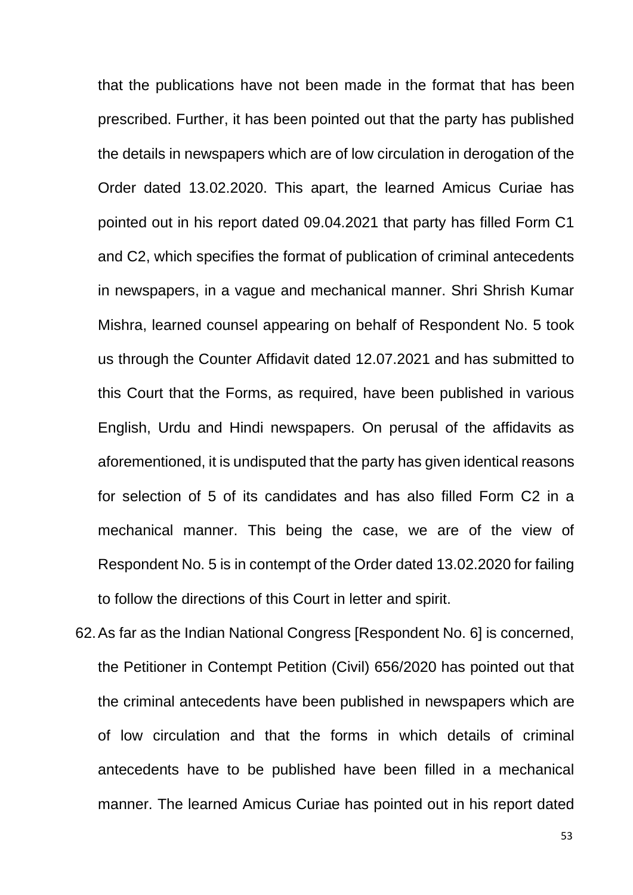that the publications have not been made in the format that has been prescribed. Further, it has been pointed out that the party has published the details in newspapers which are of low circulation in derogation of the Order dated 13.02.2020. This apart, the learned Amicus Curiae has pointed out in his report dated 09.04.2021 that party has filled Form C1 and C2, which specifies the format of publication of criminal antecedents in newspapers, in a vague and mechanical manner. Shri Shrish Kumar Mishra, learned counsel appearing on behalf of Respondent No. 5 took us through the Counter Affidavit dated 12.07.2021 and has submitted to this Court that the Forms, as required, have been published in various English, Urdu and Hindi newspapers. On perusal of the affidavits as aforementioned, it is undisputed that the party has given identical reasons for selection of 5 of its candidates and has also filled Form C2 in a mechanical manner. This being the case, we are of the view of Respondent No. 5 is in contempt of the Order dated 13.02.2020 for failing to follow the directions of this Court in letter and spirit.

62. As far as the Indian National Congress [Respondent No. 6] is concerned, the Petitioner in Contempt Petition (Civil) 656/2020 has pointed out that the criminal antecedents have been published in newspapers which are of low circulation and that the forms in which details of criminal antecedents have to be published have been filled in a mechanical manner. The learned Amicus Curiae has pointed out in his report dated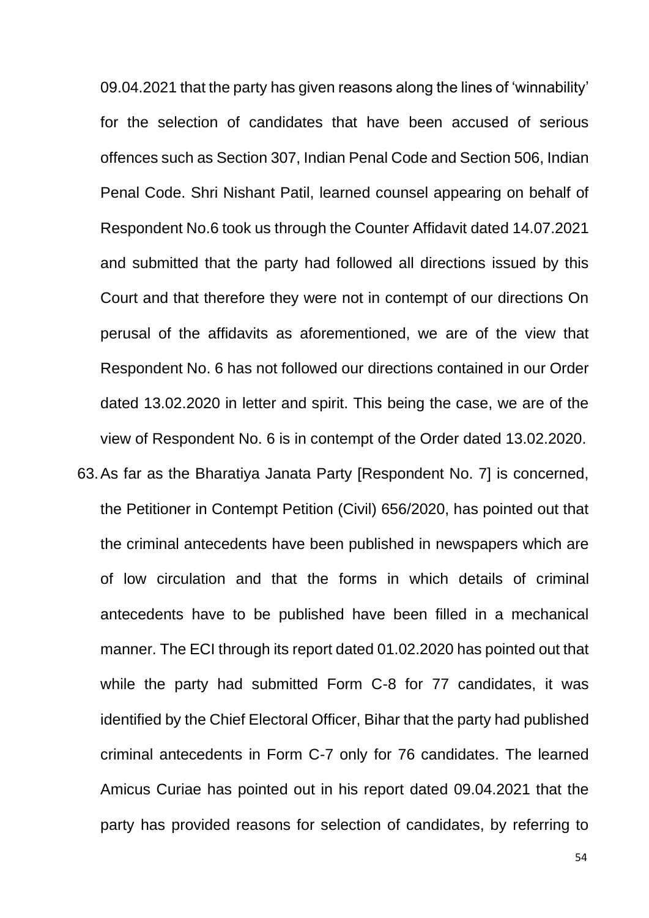09.04.2021 that the party has given reasons along the lines of 'winnability' for the selection of candidates that have been accused of serious offences such as Section 307, Indian Penal Code and Section 506, Indian Penal Code. Shri Nishant Patil, learned counsel appearing on behalf of Respondent No.6 took us through the Counter Affidavit dated 14.07.2021 and submitted that the party had followed all directions issued by this Court and that therefore they were not in contempt of our directions On perusal of the affidavits as aforementioned, we are of the view that Respondent No. 6 has not followed our directions contained in our Order dated 13.02.2020 in letter and spirit. This being the case, we are of the view of Respondent No. 6 is in contempt of the Order dated 13.02.2020.

63. As far as the Bharatiya Janata Party [Respondent No. 7] is concerned, the Petitioner in Contempt Petition (Civil) 656/2020, has pointed out that the criminal antecedents have been published in newspapers which are of low circulation and that the forms in which details of criminal antecedents have to be published have been filled in a mechanical manner. The ECI through its report dated 01.02.2020 has pointed out that while the party had submitted Form C-8 for 77 candidates, it was identified by the Chief Electoral Officer, Bihar that the party had published criminal antecedents in Form C-7 only for 76 candidates. The learned Amicus Curiae has pointed out in his report dated 09.04.2021 that the party has provided reasons for selection of candidates, by referring to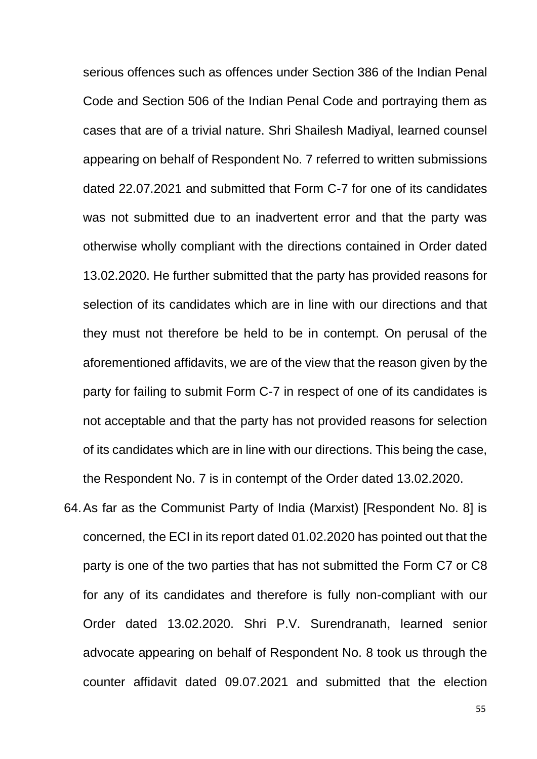serious offences such as offences under Section 386 of the Indian Penal Code and Section 506 of the Indian Penal Code and portraying them as cases that are of a trivial nature. Shri Shailesh Madiyal, learned counsel appearing on behalf of Respondent No. 7 referred to written submissions dated 22.07.2021 and submitted that Form C-7 for one of its candidates was not submitted due to an inadvertent error and that the party was otherwise wholly compliant with the directions contained in Order dated 13.02.2020. He further submitted that the party has provided reasons for selection of its candidates which are in line with our directions and that they must not therefore be held to be in contempt. On perusal of the aforementioned affidavits, we are of the view that the reason given by the party for failing to submit Form C-7 in respect of one of its candidates is not acceptable and that the party has not provided reasons for selection of its candidates which are in line with our directions. This being the case, the Respondent No. 7 is in contempt of the Order dated 13.02.2020.

64. As far as the Communist Party of India (Marxist) [Respondent No. 8] is concerned, the ECI in its report dated 01.02.2020 has pointed out that the party is one of the two parties that has not submitted the Form C7 or C8 for any of its candidates and therefore is fully non-compliant with our Order dated 13.02.2020. Shri P.V. Surendranath, learned senior advocate appearing on behalf of Respondent No. 8 took us through the counter affidavit dated 09.07.2021 and submitted that the election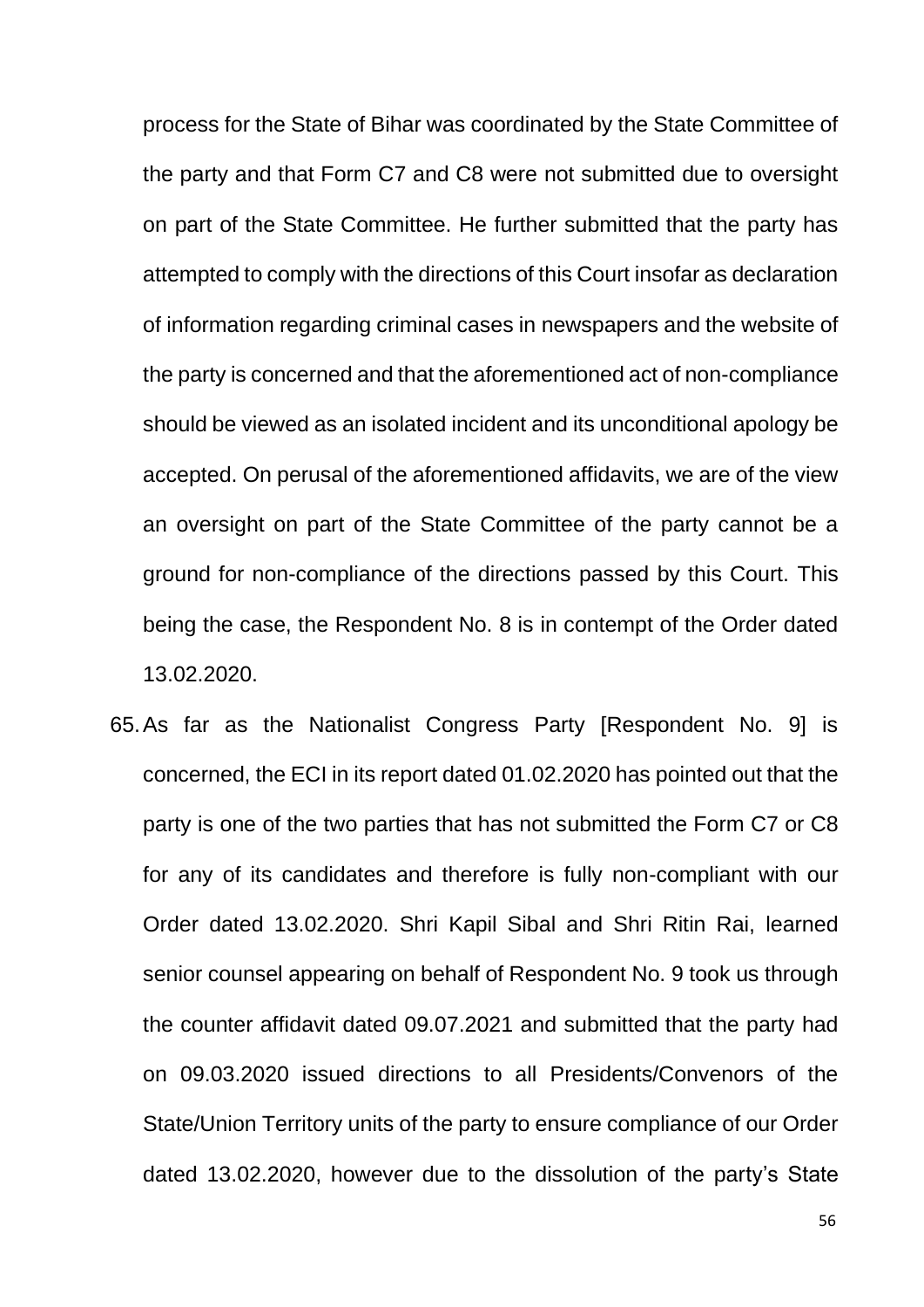process for the State of Bihar was coordinated by the State Committee of the party and that Form C7 and C8 were not submitted due to oversight on part of the State Committee. He further submitted that the party has attempted to comply with the directions of this Court insofar as declaration of information regarding criminal cases in newspapers and the website of the party is concerned and that the aforementioned act of non-compliance should be viewed as an isolated incident and its unconditional apology be accepted. On perusal of the aforementioned affidavits, we are of the view an oversight on part of the State Committee of the party cannot be a ground for non-compliance of the directions passed by this Court. This being the case, the Respondent No. 8 is in contempt of the Order dated 13.02.2020.

65. As far as the Nationalist Congress Party [Respondent No. 9] is concerned, the ECI in its report dated 01.02.2020 has pointed out that the party is one of the two parties that has not submitted the Form C7 or C8 for any of its candidates and therefore is fully non-compliant with our Order dated 13.02.2020. Shri Kapil Sibal and Shri Ritin Rai, learned senior counsel appearing on behalf of Respondent No. 9 took us through the counter affidavit dated 09.07.2021 and submitted that the party had on 09.03.2020 issued directions to all Presidents/Convenors of the State/Union Territory units of the party to ensure compliance of our Order dated 13.02.2020, however due to the dissolution of the party's State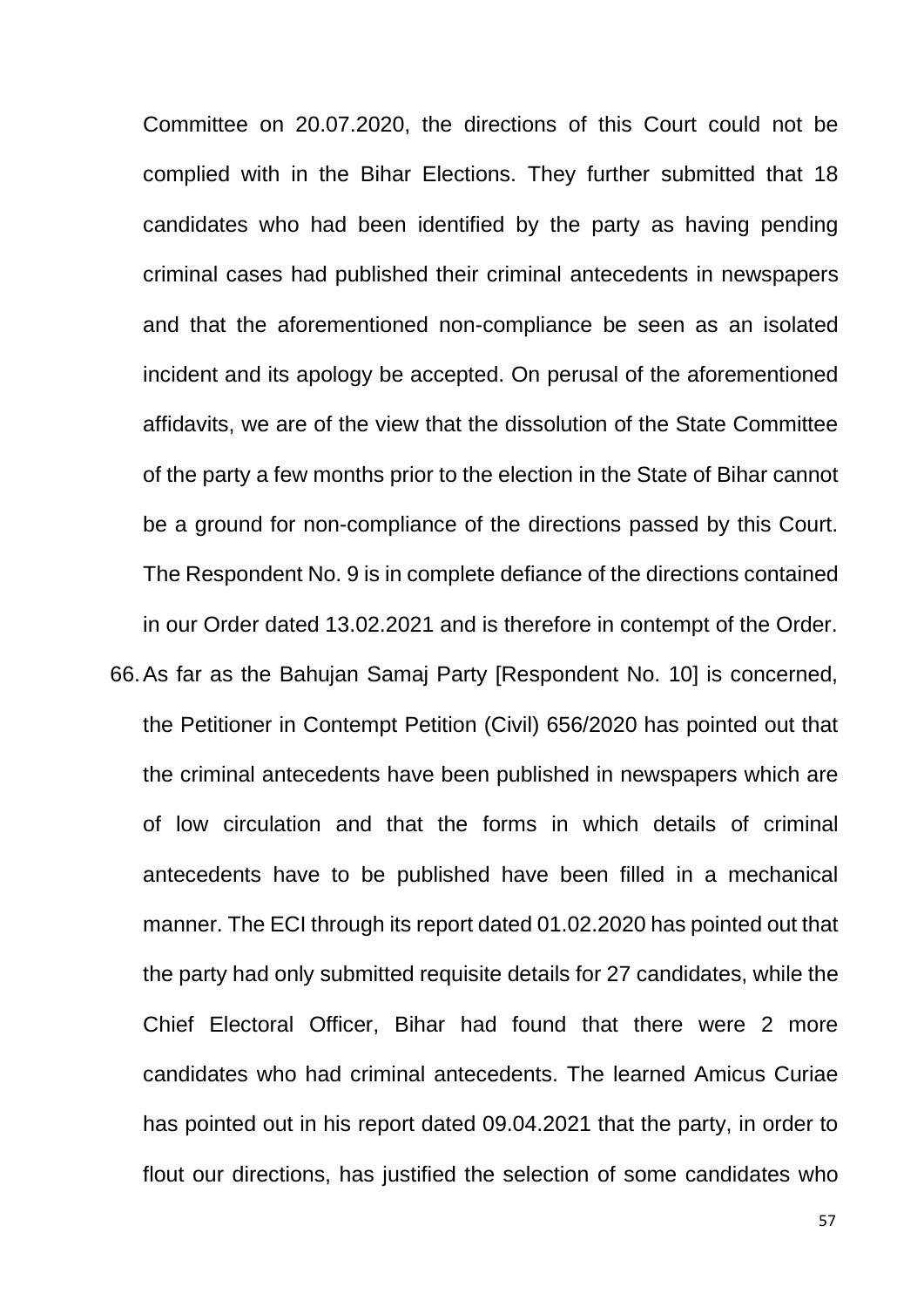Committee on 20.07.2020, the directions of this Court could not be complied with in the Bihar Elections. They further submitted that 18 candidates who had been identified by the party as having pending criminal cases had published their criminal antecedents in newspapers and that the aforementioned non-compliance be seen as an isolated incident and its apology be accepted. On perusal of the aforementioned affidavits, we are of the view that the dissolution of the State Committee of the party a few months prior to the election in the State of Bihar cannot be a ground for non-compliance of the directions passed by this Court. The Respondent No. 9 is in complete defiance of the directions contained in our Order dated 13.02.2021 and is therefore in contempt of the Order.

66. As far as the Bahujan Samaj Party [Respondent No. 10] is concerned, the Petitioner in Contempt Petition (Civil) 656/2020 has pointed out that the criminal antecedents have been published in newspapers which are of low circulation and that the forms in which details of criminal antecedents have to be published have been filled in a mechanical manner. The ECI through its report dated 01.02.2020 has pointed out that the party had only submitted requisite details for 27 candidates, while the Chief Electoral Officer, Bihar had found that there were 2 more candidates who had criminal antecedents. The learned Amicus Curiae has pointed out in his report dated 09.04.2021 that the party, in order to flout our directions, has justified the selection of some candidates who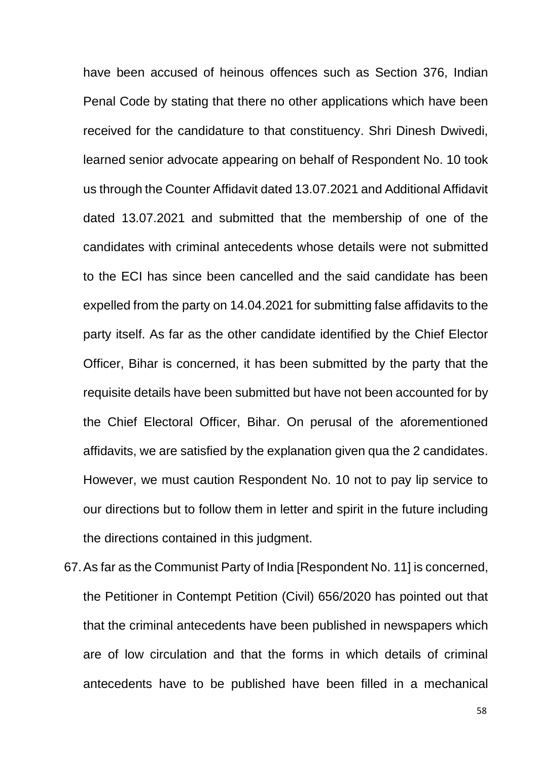have been accused of heinous offences such as Section 376, Indian Penal Code by stating that there no other applications which have been received for the candidature to that constituency. Shri Dinesh Dwivedi, learned senior advocate appearing on behalf of Respondent No. 10 took us through the Counter Affidavit dated 13.07.2021 and Additional Affidavit dated 13.07.2021 and submitted that the membership of one of the candidates with criminal antecedents whose details were not submitted to the ECI has since been cancelled and the said candidate has been expelled from the party on 14.04.2021 for submitting false affidavits to the party itself. As far as the other candidate identified by the Chief Elector Officer, Bihar is concerned, it has been submitted by the party that the requisite details have been submitted but have not been accounted for by the Chief Electoral Officer, Bihar. On perusal of the aforementioned affidavits, we are satisfied by the explanation given qua the 2 candidates. However, we must caution Respondent No. 10 not to pay lip service to our directions but to follow them in letter and spirit in the future including the directions contained in this judgment.

67. As far as the Communist Party of India [Respondent No. 11] is concerned, the Petitioner in Contempt Petition (Civil) 656/2020 has pointed out that that the criminal antecedents have been published in newspapers which are of low circulation and that the forms in which details of criminal antecedents have to be published have been filled in a mechanical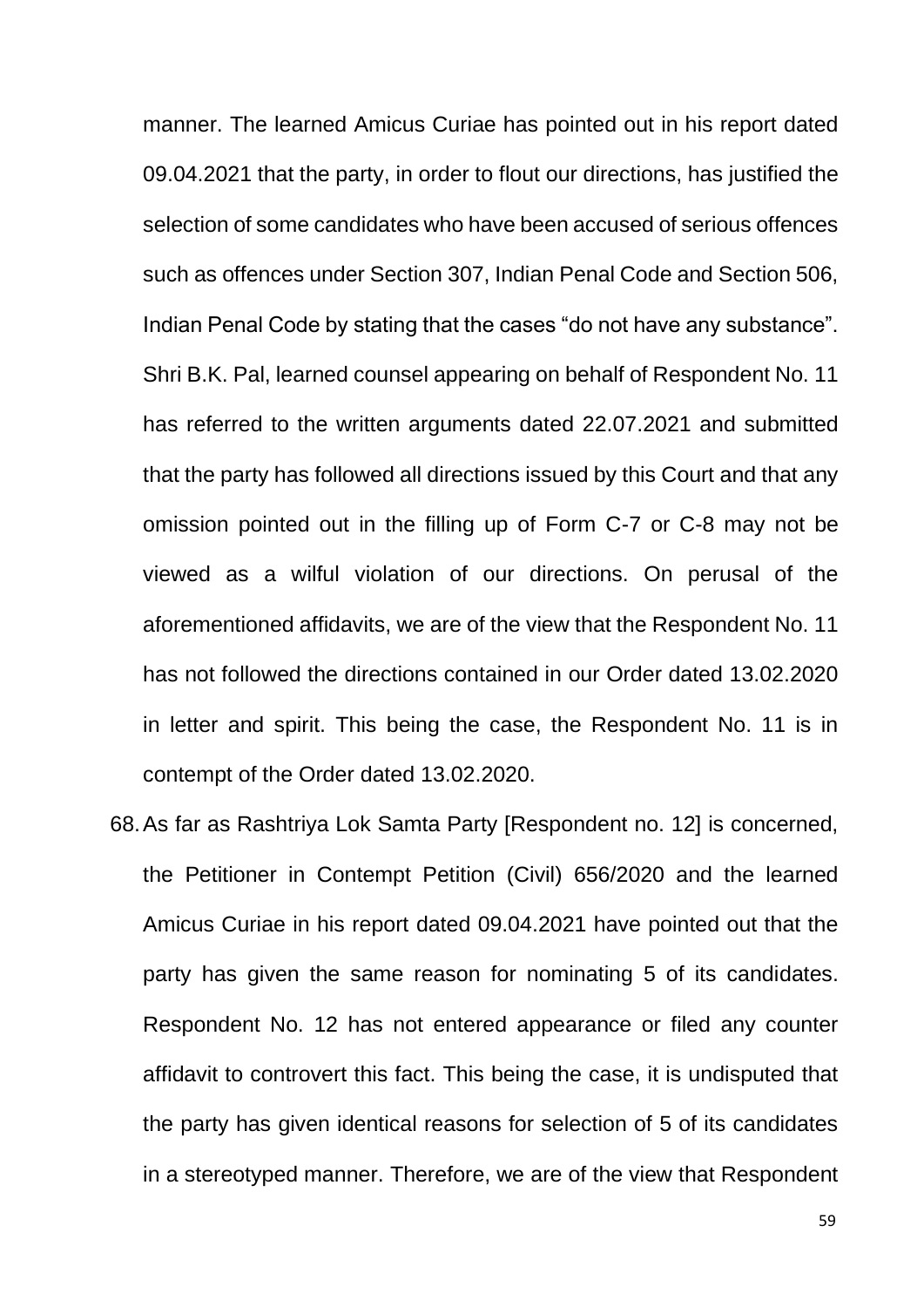manner. The learned Amicus Curiae has pointed out in his report dated 09.04.2021 that the party, in order to flout our directions, has justified the selection of some candidates who have been accused of serious offences such as offences under Section 307, Indian Penal Code and Section 506, Indian Penal Code by stating that the cases "do not have any substance". Shri B.K. Pal, learned counsel appearing on behalf of Respondent No. 11 has referred to the written arguments dated 22.07.2021 and submitted that the party has followed all directions issued by this Court and that any omission pointed out in the filling up of Form C-7 or C-8 may not be viewed as a wilful violation of our directions. On perusal of the aforementioned affidavits, we are of the view that the Respondent No. 11 has not followed the directions contained in our Order dated 13.02.2020 in letter and spirit. This being the case, the Respondent No. 11 is in contempt of the Order dated 13.02.2020.

68. As far as Rashtriya Lok Samta Party [Respondent no. 12] is concerned, the Petitioner in Contempt Petition (Civil) 656/2020 and the learned Amicus Curiae in his report dated 09.04.2021 have pointed out that the party has given the same reason for nominating 5 of its candidates. Respondent No. 12 has not entered appearance or filed any counter affidavit to controvert this fact. This being the case, it is undisputed that the party has given identical reasons for selection of 5 of its candidates in a stereotyped manner. Therefore, we are of the view that Respondent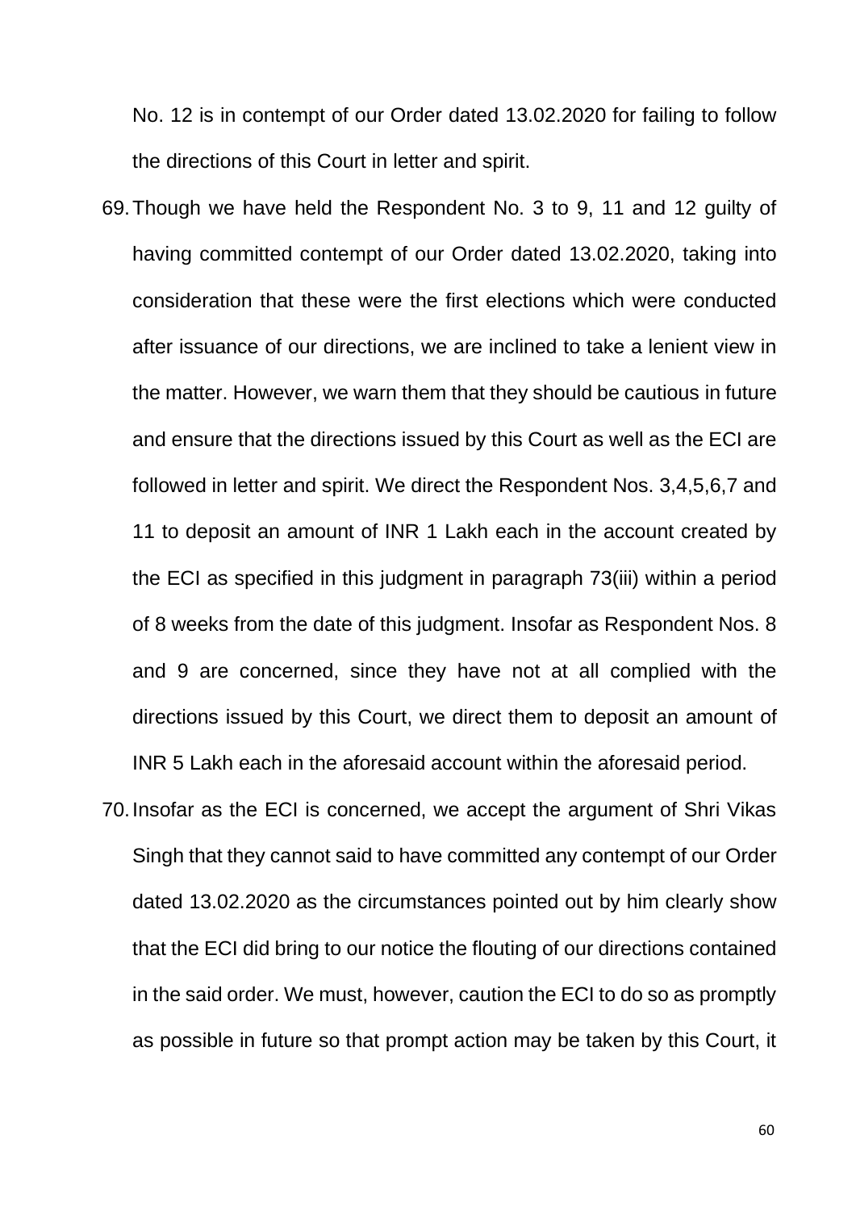No. 12 is in contempt of our Order dated 13.02.2020 for failing to follow the directions of this Court in letter and spirit.

69. Though we have held the Respondent No. 3 to 9, 11 and 12 guilty of having committed contempt of our Order dated 13.02.2020, taking into consideration that these were the first elections which were conducted after issuance of our directions, we are inclined to take a lenient view in the matter. However, we warn them that they should be cautious in future and ensure that the directions issued by this Court as well as the ECI are followed in letter and spirit. We direct the Respondent Nos. 3,4,5,6,7 and 11 to deposit an amount of INR 1 Lakh each in the account created by the ECI as specified in this judgment in paragraph 73(iii) within a period of 8 weeks from the date of this judgment. Insofar as Respondent Nos. 8 and 9 are concerned, since they have not at all complied with the directions issued by this Court, we direct them to deposit an amount of INR 5 Lakh each in the aforesaid account within the aforesaid period.

70. Insofar as the ECI is concerned, we accept the argument of Shri Vikas Singh that they cannot said to have committed any contempt of our Order dated 13.02.2020 as the circumstances pointed out by him clearly show that the ECI did bring to our notice the flouting of our directions contained in the said order. We must, however, caution the ECI to do so as promptly as possible in future so that prompt action may be taken by this Court, it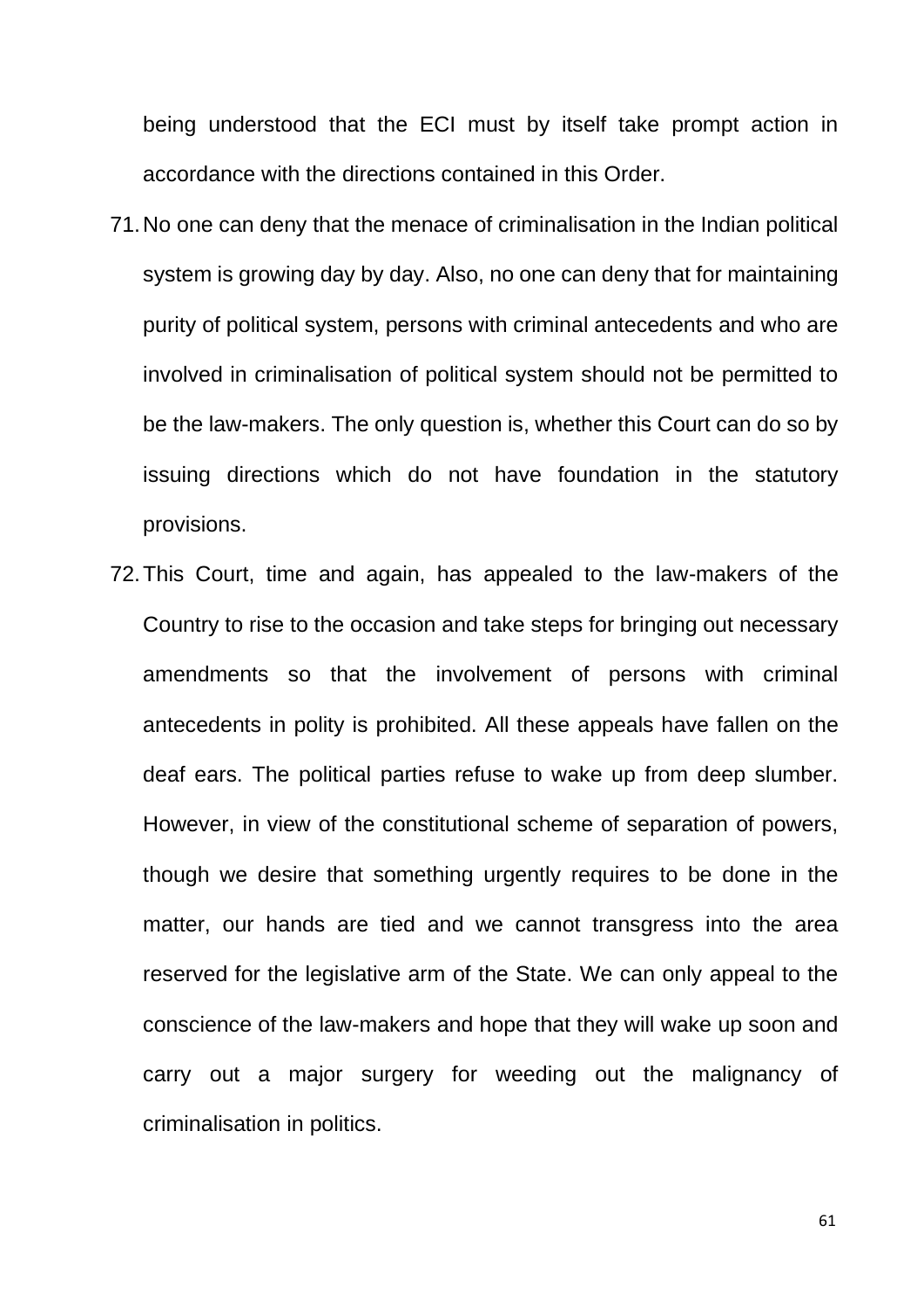being understood that the ECI must by itself take prompt action in accordance with the directions contained in this Order.

71. No one can deny that the menace of criminalisation in the Indian political system is growing day by day. Also, no one can deny that for maintaining purity of political system, persons with criminal antecedents and who are involved in criminalisation of political system should not be permitted to be the law-makers. The only question is, whether this Court can do so by issuing directions which do not have foundation in the statutory provisions.

72. This Court, time and again, has appealed to the law-makers of the Country to rise to the occasion and take steps for bringing out necessary amendments so that the involvement of persons with criminal antecedents in polity is prohibited. All these appeals have fallen on the deaf ears. The political parties refuse to wake up from deep slumber. However, in view of the constitutional scheme of separation of powers, though we desire that something urgently requires to be done in the matter, our hands are tied and we cannot transgress into the area reserved for the legislative arm of the State. We can only appeal to the conscience of the law-makers and hope that they will wake up soon and carry out a major surgery for weeding out the malignancy of criminalisation in politics.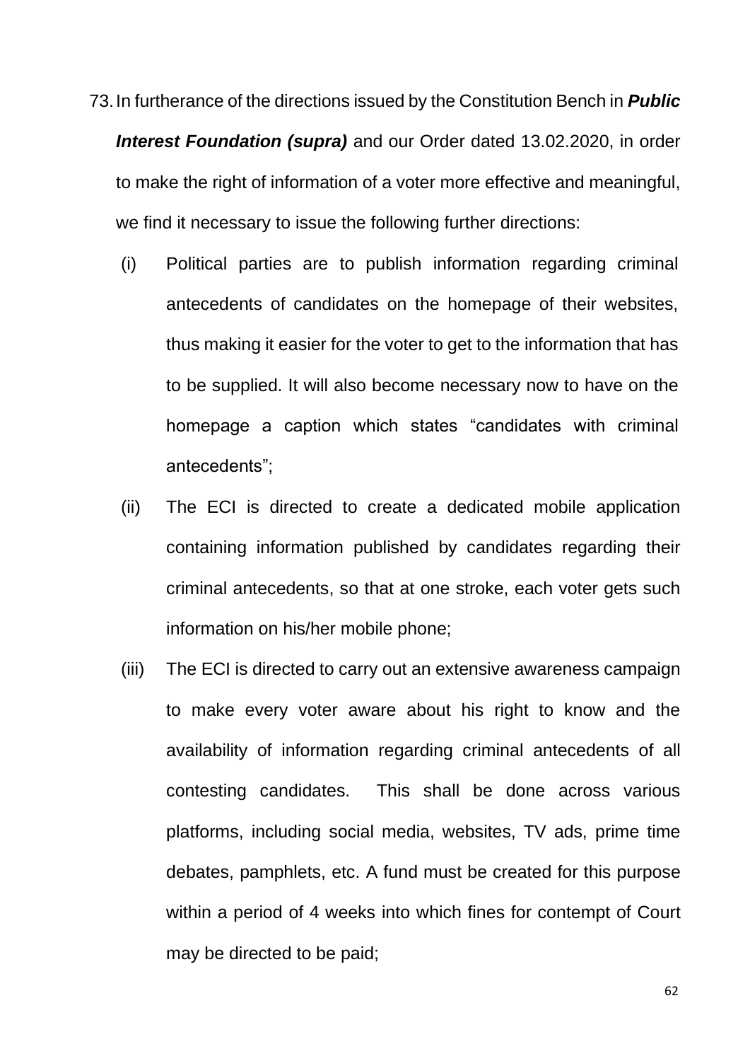73. In furtherance of the directions issued by the Constitution Bench in ***Public Interest Foundation (supra)*** and our Order dated 13.02.2020, in order to make the right of information of a voter more effective and meaningful, we find it necessary to issue the following further directions:

    (i) Political parties are to publish information regarding criminal antecedents of candidates on the homepage of their websites, thus making it easier for the voter to get to the information that has to be supplied. It will also become necessary now to have on the homepage a caption which states "candidates with criminal antecedents";

    (ii) The ECI is directed to create a dedicated mobile application containing information published by candidates regarding their criminal antecedents, so that at one stroke, each voter gets such information on his/her mobile phone;

    (iii) The ECI is directed to carry out an extensive awareness campaign to make every voter aware about his right to know and the availability of information regarding criminal antecedents of all contesting candidates. This shall be done across various platforms, including social media, websites, TV ads, prime time debates, pamphlets, etc. A fund must be created for this purpose within a period of 4 weeks into which fines for contempt of Court may be directed to be paid;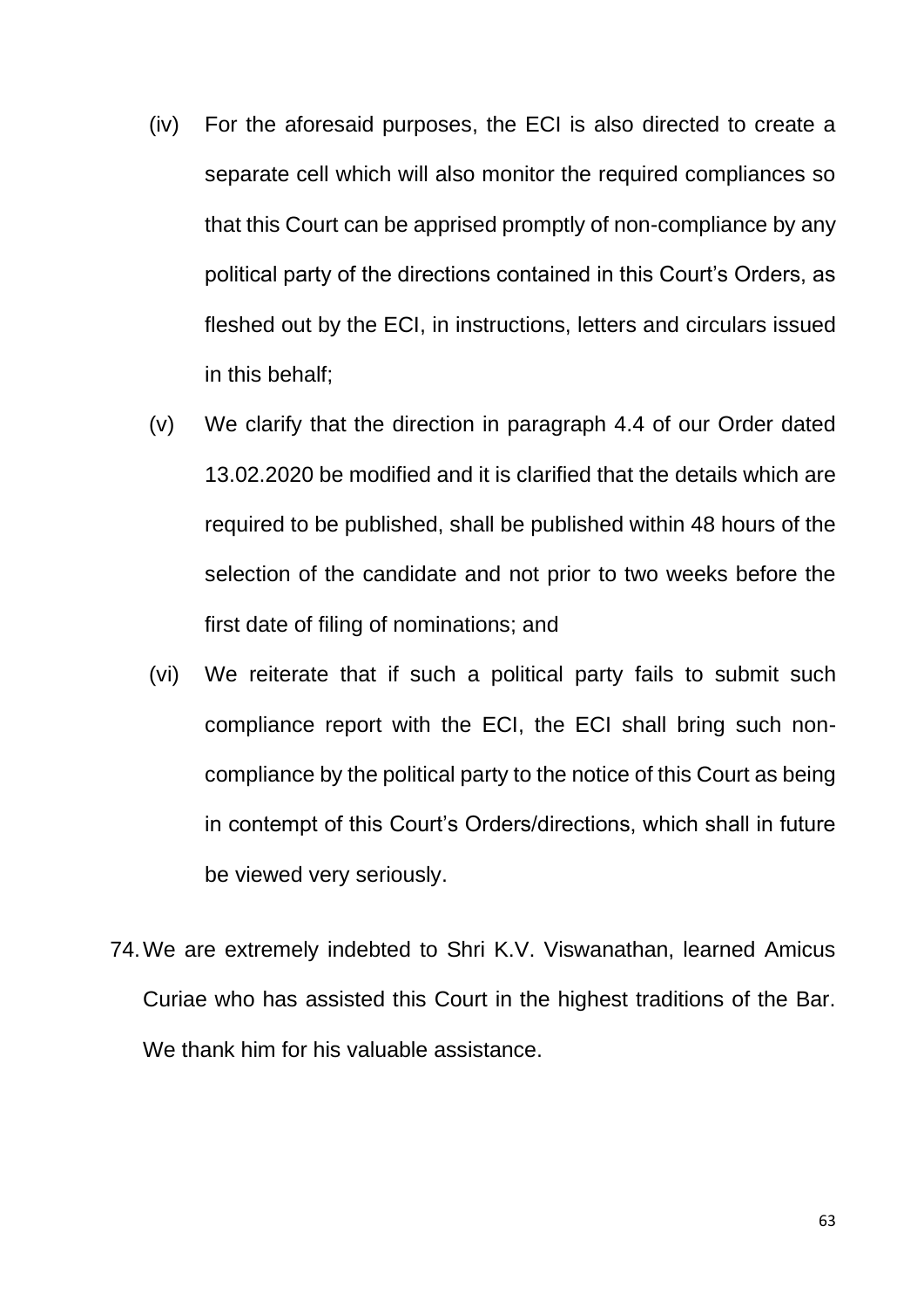(iv) For the aforesaid purposes, the ECI is also directed to create a separate cell which will also monitor the required compliances so that this Court can be apprised promptly of non-compliance by any political party of the directions contained in this Court's Orders, as fleshed out by the ECI, in instructions, letters and circulars issued in this behalf;

(v) We clarify that the direction in paragraph 4.4 of our Order dated 13.02.2020 be modified and it is clarified that the details which are required to be published, shall be published within 48 hours of the selection of the candidate and not prior to two weeks before the first date of filing of nominations; and

(vi) We reiterate that if such a political party fails to submit such compliance report with the ECI, the ECI shall bring such non-compliance by the political party to the notice of this Court as being in contempt of this Court's Orders/directions, which shall in future be viewed very seriously.

74. We are extremely indebted to Shri K.V. Viswanathan, learned Amicus Curiae who has assisted this Court in the highest traditions of the Bar. We thank him for his valuable assistance.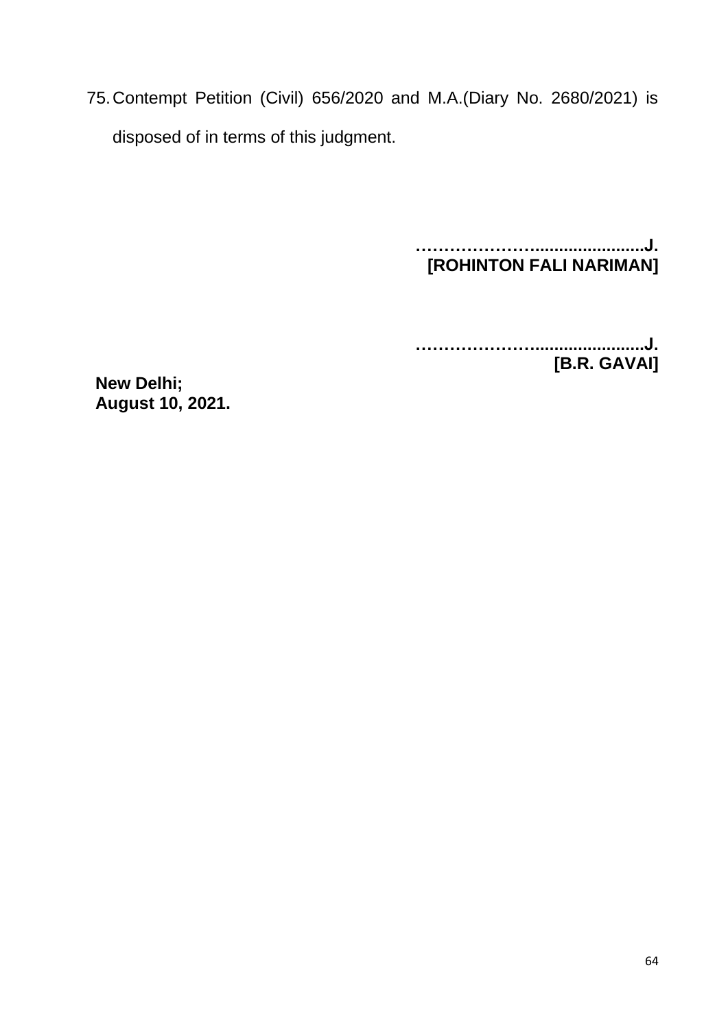75. Contempt Petition (Civil) 656/2020 and M.A.(Diary No. 2680/2021) is disposed of in terms of this judgment.

**……………………......................J.**
**[ROHINTON FALI NARIMAN]**

**……………………......................J.**
**[B.R. GAVAI]**

**New Delhi;**
**August 10, 2021.**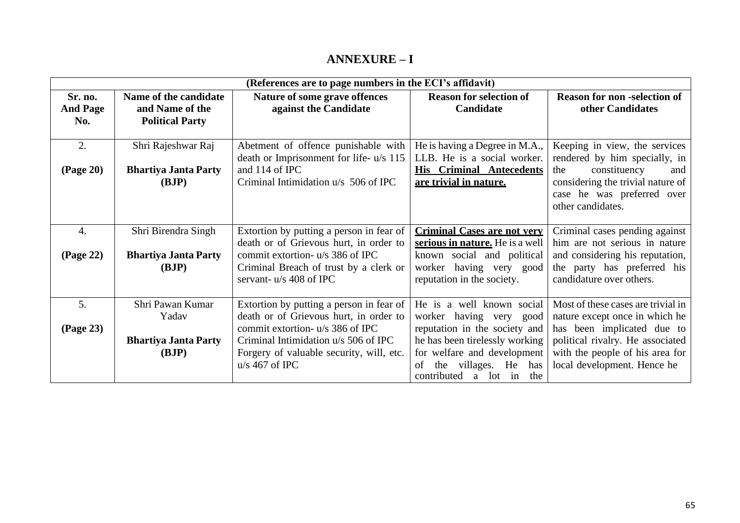# ANNEXURE – I

| (References are to page numbers in the ECI's affidavit) | | | | |
|---|---|---|---|---|
| **Sr. no. And Page No.** | **Name of the candidate and Name of the Political Party** | **Nature of some grave offences against the Candidate** | **Reason for selection of Candidate** | **Reason for non -selection of other Candidates** |
| 2. **(Page 20)** | Shri Rajeshwar Raj **Bhartiya Janta Party (BJP)** | Abetment of offence punishable with death or Imprisonment for life- u/s 115 and 114 of IPC Criminal Intimidation u/s 506 of IPC | He is having a Degree in M.A., LLB. He is a social worker. **His Criminal Antecedents are trivial in nature.** | Keeping in view, the services rendered by him specially, in the constituency and considering the trivial nature of case he was preferred over other candidates. |
| 4. **(Page 22)** | Shri Birendra Singh **Bhartiya Janta Party (BJP)** | Extortion by putting a person in fear of death or of Grievous hurt, in order to commit extortion- u/s 386 of IPC Criminal Breach of trust by a clerk or servant- u/s 408 of IPC | **Criminal Cases are not very serious in nature.** He is a well known social and political worker having very good reputation in the society. | Criminal cases pending against him are not serious in nature and considering his reputation, the party has preferred his candidature over others. |
| 5. **(Page 23)** | Shri Pawan Kumar Yadav **Bhartiya Janta Party (BJP)** | Extortion by putting a person in fear of death or of Grievous hurt, in order to commit extortion- u/s 386 of IPC Criminal Intimidation u/s 506 of IPC Forgery of valuable security, will, etc. u/s 467 of IPC | He is a well known social worker having very good reputation in the society and he has been tirelessly working for welfare and development of the villages. He has contributed a lot in the | Most of these cases are trivial in nature except once in which he has been implicated due to political rivalry. He associated with the people of his area for local development. Hence he |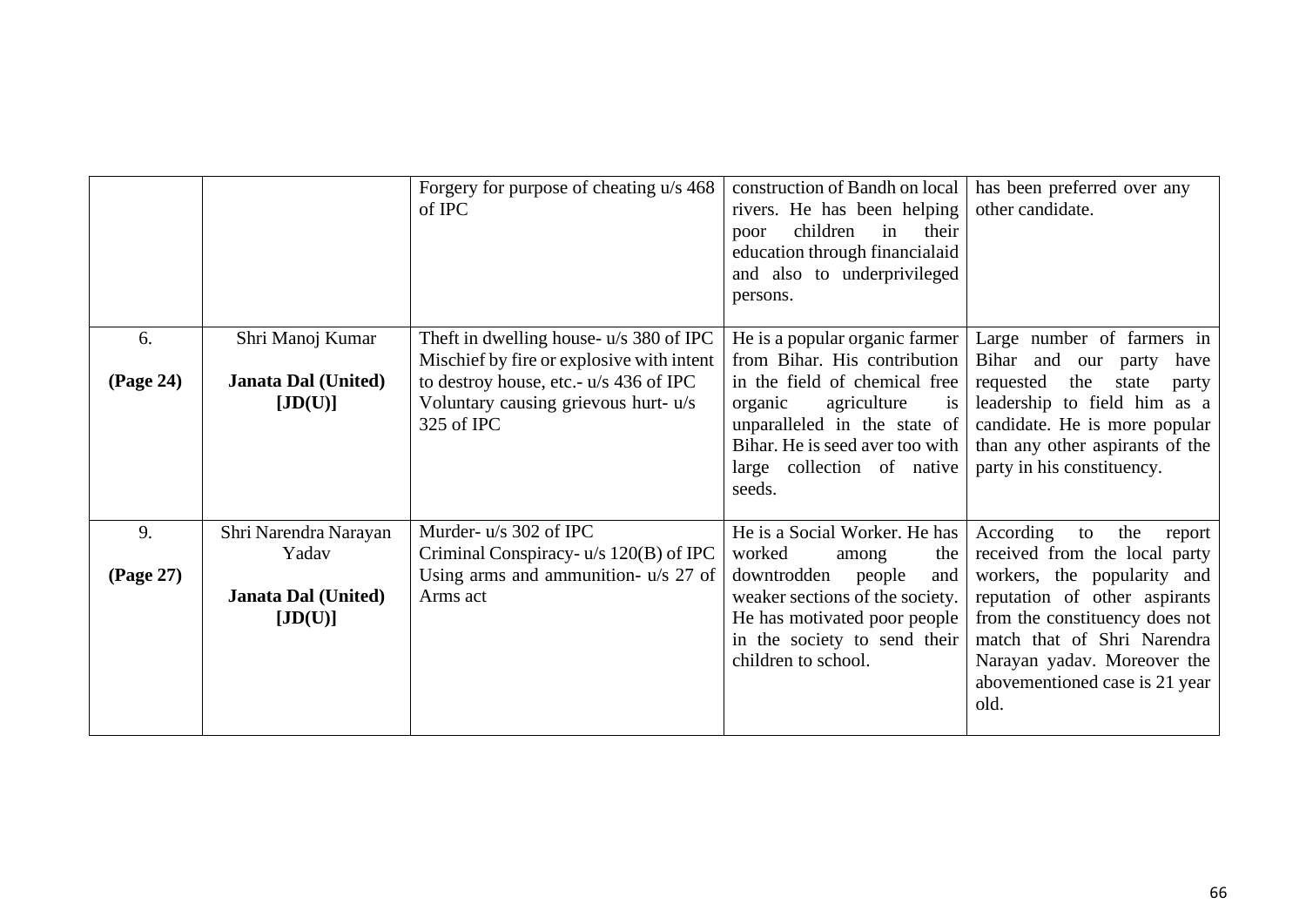|  |  |  |  |  |
|---|---|---|---|---|
|  |  | Forgery for purpose of cheating u/s 468 of IPC | construction of Bandh on local rivers. He has been helping poor children in their education through financialaid and also to underprivileged persons. | has been preferred over any other candidate. |
| 6.<br><br>**(Page 24)** | Shri Manoj Kumar<br><br>**Janata Dal (United) [JD(U)]** | Theft in dwelling house- u/s 380 of IPC<br>Mischief by fire or explosive with intent to destroy house, etc.- u/s 436 of IPC<br>Voluntary causing grievous hurt- u/s 325 of IPC | He is a popular organic farmer from Bihar. His contribution in the field of chemical free organic agriculture is unparalleled in the state of Bihar. He is seed aver too with large collection of native seeds. | Large number of farmers in Bihar and our party have requested the state party leadership to field him as a candidate. He is more popular than any other aspirants of the party in his constituency. |
| 9.<br><br>**(Page 27)** | Shri Narendra Narayan Yadav<br><br>**Janata Dal (United) [JD(U)]** | Murder- u/s 302 of IPC<br>Criminal Conspiracy- u/s 120(B) of IPC<br>Using arms and ammunition- u/s 27 of Arms act | He is a Social Worker. He has worked among the downtrodden people and weaker sections of the society. He has motivated poor people in the society to send their children to school. | According to the report received from the local party workers, the popularity and reputation of other aspirants from the constituency does not match that of Shri Narendra Narayan yadav. Moreover the abovementioned case is 21 year old. |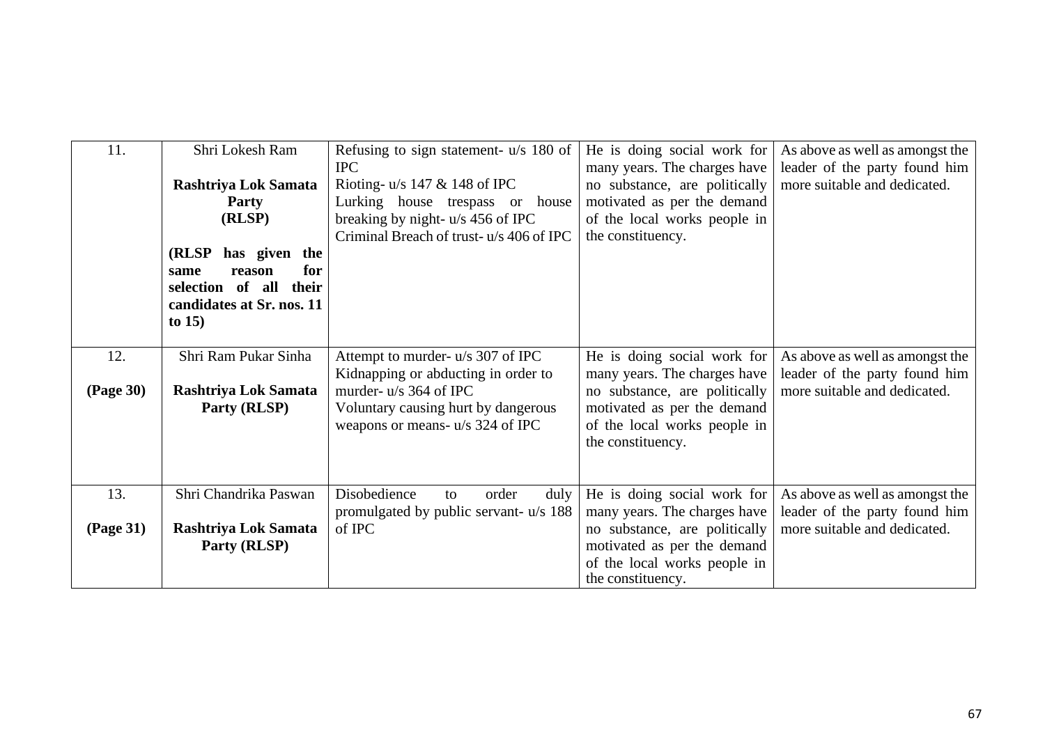| 11. | Shri Lokesh Ram<br><br>**Rashtriya Lok Samata Party (RLSP)**<br><br>**(RLSP has given the same reason for selection of all their candidates at Sr. nos. 11 to 15)** | Refusing to sign statement- u/s 180 of IPC<br>Rioting- u/s 147 & 148 of IPC<br>Lurking house trespass or house breaking by night- u/s 456 of IPC<br>Criminal Breach of trust- u/s 406 of IPC | He is doing social work for many years. The charges have no substance, are politically motivated as per the demand of the local works people in the constituency. | As above as well as amongst the leader of the party found him more suitable and dedicated. |
|---|---|---|---|---|
| 12.<br><br>**(Page 30)** | Shri Ram Pukar Sinha<br><br>**Rashtriya Lok Samata Party (RLSP)** | Attempt to murder- u/s 307 of IPC<br>Kidnapping or abducting in order to murder- u/s 364 of IPC<br>Voluntary causing hurt by dangerous weapons or means- u/s 324 of IPC | He is doing social work for many years. The charges have no substance, are politically motivated as per the demand of the local works people in the constituency. | As above as well as amongst the leader of the party found him more suitable and dedicated. |
| 13.<br><br>**(Page 31)** | Shri Chandrika Paswan<br><br>**Rashtriya Lok Samata Party (RLSP)** | Disobedience to order duly promulgated by public servant- u/s 188 of IPC | He is doing social work for many years. The charges have no substance, are politically motivated as per the demand of the local works people in the constituency. | As above as well as amongst the leader of the party found him more suitable and dedicated. |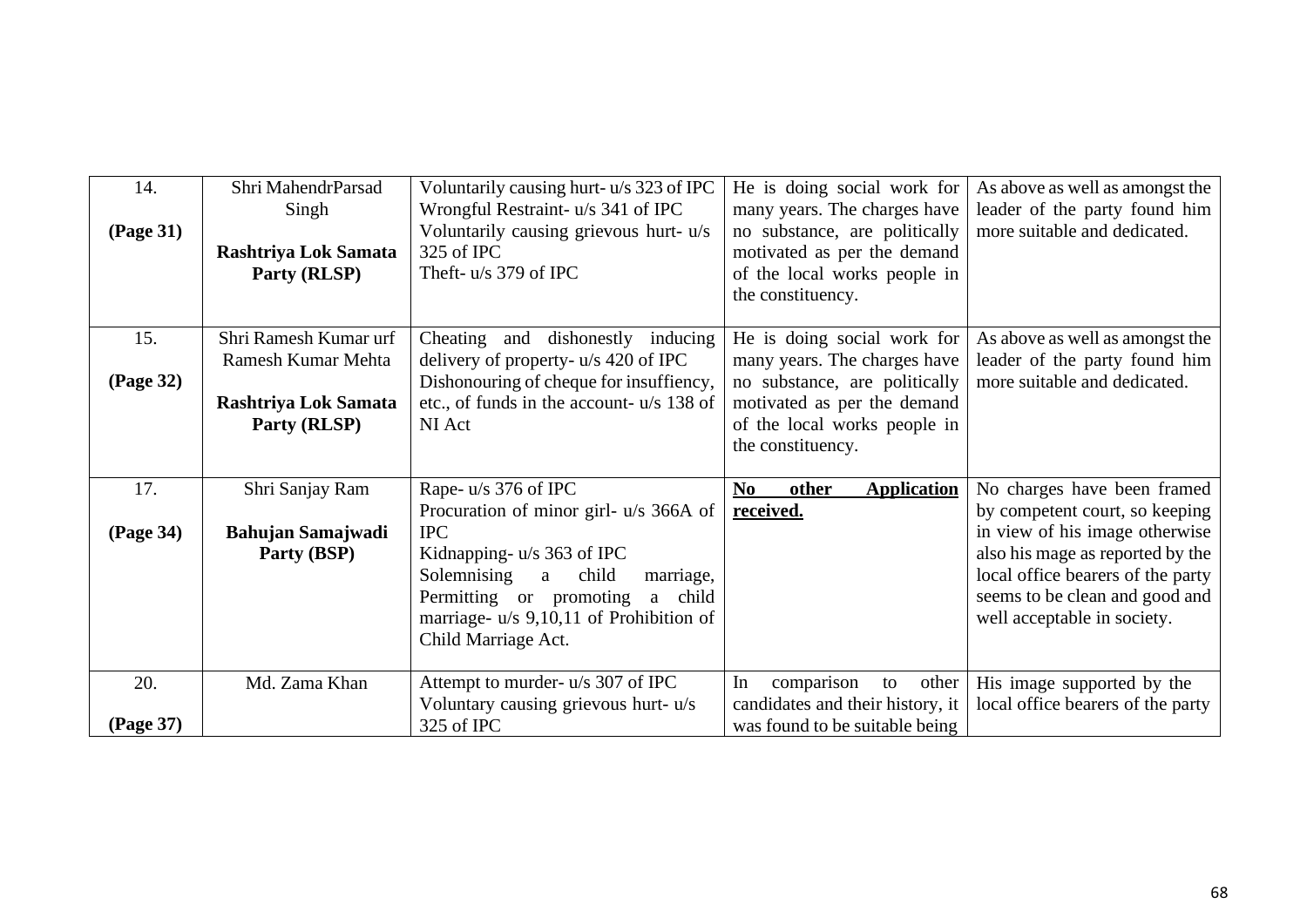| 14.<br><br>**(Page 31)** | Shri MahendrParsad Singh<br><br>**Rashtriya Lok Samata Party (RLSP)** | Voluntarily causing hurt- u/s 323 of IPC<br>Wrongful Restraint- u/s 341 of IPC<br>Voluntarily causing grievous hurt- u/s 325 of IPC<br>Theft- u/s 379 of IPC | He is doing social work for many years. The charges have no substance, are politically motivated as per the demand of the local works people in the constituency. | As above as well as amongst the leader of the party found him more suitable and dedicated. |
|---|---|---|---|---|
| 15.<br><br>**(Page 32)** | Shri Ramesh Kumar urf Ramesh Kumar Mehta<br><br>**Rashtriya Lok Samata Party (RLSP)** | Cheating and dishonestly inducing delivery of property- u/s 420 of IPC<br>Dishonouring of cheque for insuffiency, etc., of funds in the account- u/s 138 of NI Act | He is doing social work for many years. The charges have no substance, are politically motivated as per the demand of the local works people in the constituency. | As above as well as amongst the leader of the party found him more suitable and dedicated. |
| 17.<br><br>**(Page 34)** | Shri Sanjay Ram<br><br>**Bahujan Samajwadi Party (BSP)** | Rape- u/s 376 of IPC<br>Procuration of minor girl- u/s 366A of IPC<br>Kidnapping- u/s 363 of IPC<br>Solemnising a child marriage, Permitting or promoting a child marriage- u/s 9,10,11 of Prohibition of Child Marriage Act. | **No other Application received.** | No charges have been framed by competent court, so keeping in view of his image otherwise also his mage as reported by the local office bearers of the party seems to be clean and good and well acceptable in society. |
| 20.<br><br>**(Page 37)** | Md. Zama Khan | Attempt to murder- u/s 307 of IPC<br>Voluntary causing grievous hurt- u/s 325 of IPC | In comparison to other candidates and their history, it was found to be suitable being | His image supported by the local office bearers of the party |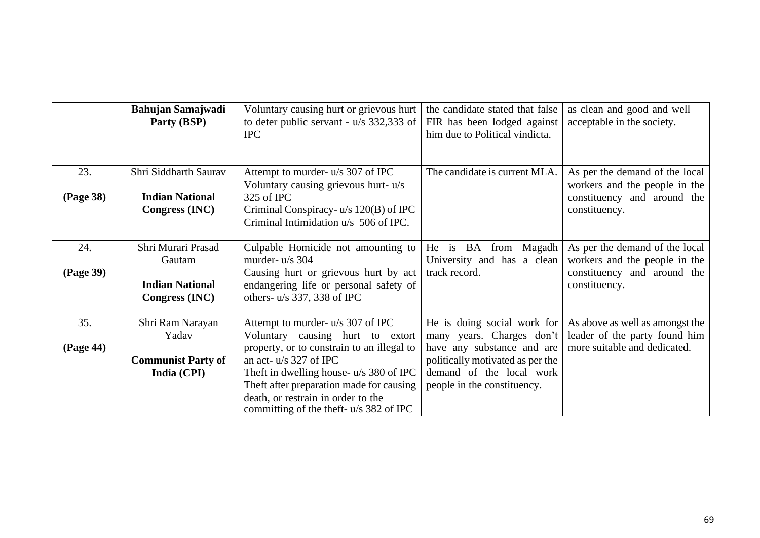|  |  |  |  |  |
|---|---|---|---|---|
|  | **Bahujan Samajwadi Party (BSP)** | Voluntary causing hurt or grievous hurt to deter public servant - u/s 332,333 of IPC | the candidate stated that false FIR has been lodged against him due to Political vindicta. | as clean and good and well acceptable in the society. |
| 23.<br><br>**(Page 38)** | Shri Siddharth Saurav<br><br>**Indian National Congress (INC)** | Attempt to murder- u/s 307 of IPC<br>Voluntary causing grievous hurt- u/s 325 of IPC<br>Criminal Conspiracy- u/s 120(B) of IPC<br>Criminal Intimidation u/s 506 of IPC. | The candidate is current MLA. | As per the demand of the local workers and the people in the constituency and around the constituency. |
| 24.<br><br>**(Page 39)** | Shri Murari Prasad Gautam<br><br>**Indian National Congress (INC)** | Culpable Homicide not amounting to murder- u/s 304<br>Causing hurt or grievous hurt by act endangering life or personal safety of others- u/s 337, 338 of IPC | He is BA from Magadh University and has a clean track record. | As per the demand of the local workers and the people in the constituency and around the constituency. |
| 35.<br><br>**(Page 44)** | Shri Ram Narayan Yadav<br><br>**Communist Party of India (CPI)** | Attempt to murder- u/s 307 of IPC<br>Voluntary causing hurt to extort property, or to constrain to an illegal to an act- u/s 327 of IPC<br>Theft in dwelling house- u/s 380 of IPC<br>Theft after preparation made for causing death, or restrain in order to the committing of the theft- u/s 382 of IPC | He is doing social work for many years. Charges don't have any substance and are politically motivated as per the demand of the local work people in the constituency. | As above as well as amongst the leader of the party found him more suitable and dedicated. |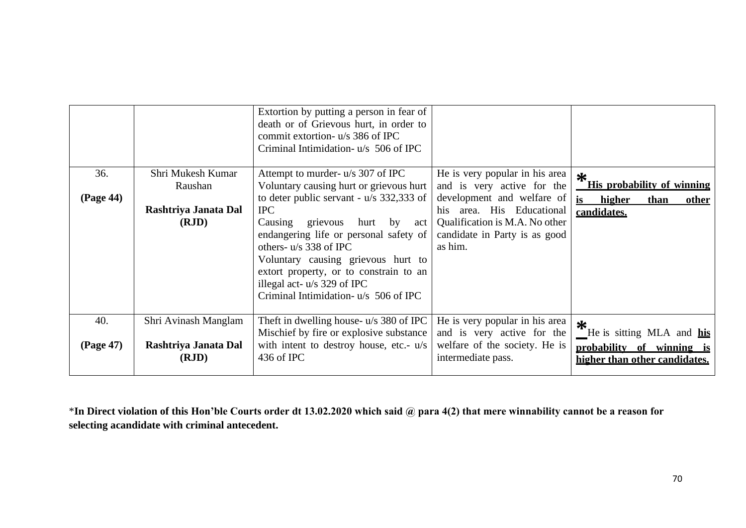| | | | | |
|---|---|---|---|---|
| | | Extortion by putting a person in fear of death or of Grievous hurt, in order to commit extortion- u/s 386 of IPC<br>Criminal Intimidation- u/s 506 of IPC | | |
| 36.<br><br>**(Page 44)** | Shri Mukesh Kumar Raushan<br><br>**Rashtriya Janata Dal (RJD)** | Attempt to murder- u/s 307 of IPC<br>Voluntary causing hurt or grievous hurt to deter public servant - u/s 332,333 of IPC<br>Causing grievous hurt by act endangering life or personal safety of others- u/s 338 of IPC<br>Voluntary causing grievous hurt to extort property, or to constrain to an illegal act- u/s 329 of IPC<br>Criminal Intimidation- u/s 506 of IPC | He is very popular in his area and is very active for the development and welfare of his area. His Educational Qualification is M.A. No other candidate in Party is as good as him. | * **His probability of winning is higher than other candidates.** |
| 40.<br><br>**(Page 47)** | Shri Avinash Manglam<br><br>**Rashtriya Janata Dal (RJD)** | Theft in dwelling house- u/s 380 of IPC<br>Mischief by fire or explosive substance with intent to destroy house, etc.- u/s 436 of IPC | He is very popular in his area and is very active for the welfare of the society. He is intermediate pass. | * He is sitting MLA and **his probability of winning is higher than other candidates.** |

*__In Direct violation of this Hon'ble Courts order dt 13.02.2020 which said @ para 4(2) that mere winnability cannot be a reason for selecting acandidate with criminal antecedent.__